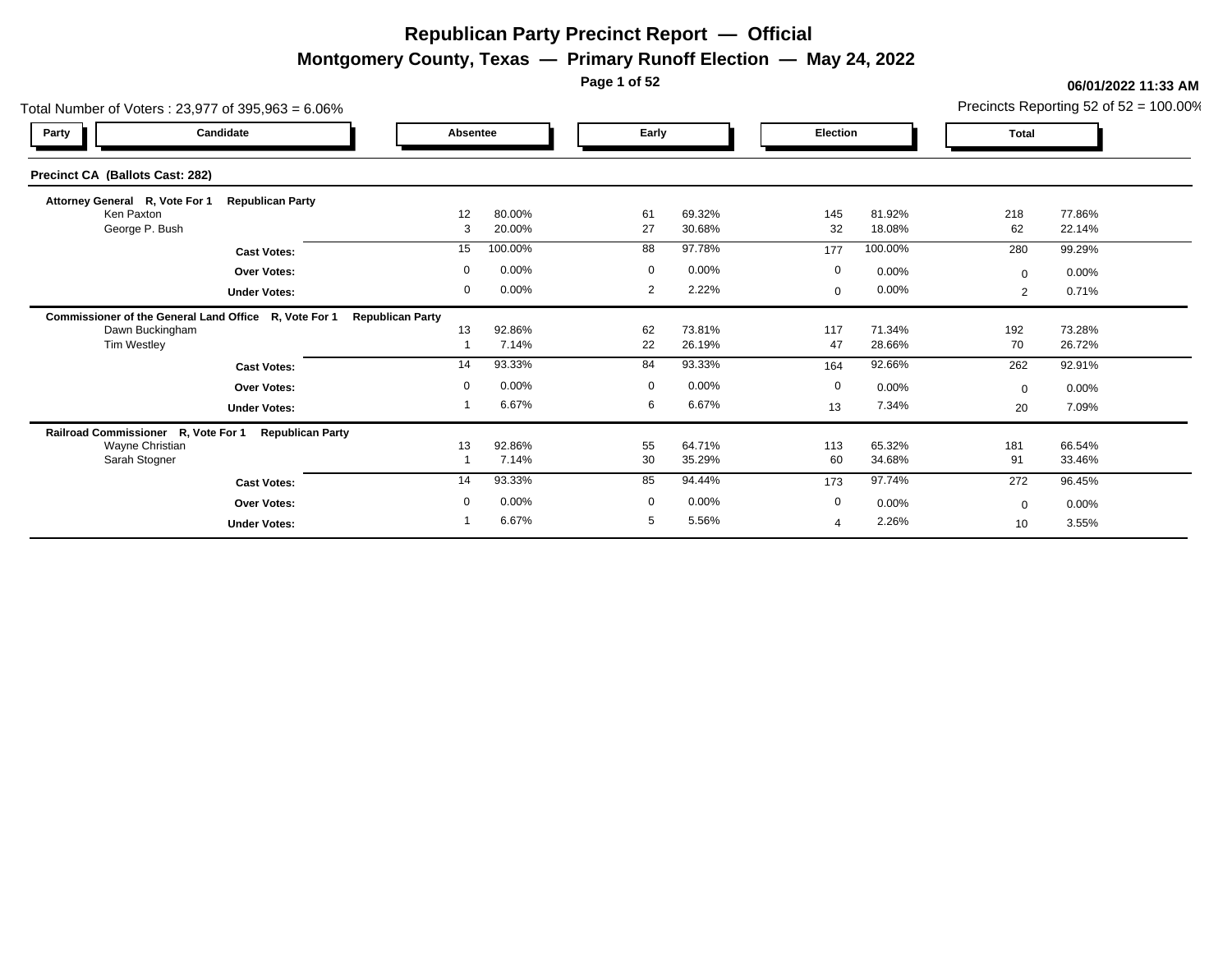# Republican Party Precinct Report — Official

## Montgomery County, Texas — Primary Runoff Election — May 24, 2022

06/01/2022 11:33 AM

Total Number of Voters : 23,977 of 395,963 = 6.06%

Precincts Reporting 52 of 52 = 100.00%

### Precinct CA (Ballots Cast: 282)

| Party | Candidate | Absentee | | Early | | Election | | Total | |
|---|---|---|---|---|---|---|---|---|---|
| **Attorney General R, Vote For 1** | **Republican Party** | | | | | | | | |
| | Ken Paxton | 12 | 80.00% | 61 | 69.32% | 145 | 81.92% | 218 | 77.86% |
| | George P. Bush | 3 | 20.00% | 27 | 30.68% | 32 | 18.08% | 62 | 22.14% |
| | **Cast Votes:** | 15 | 100.00% | 88 | 97.78% | 177 | 100.00% | 280 | 99.29% |
| | **Over Votes:** | 0 | 0.00% | 0 | 0.00% | 0 | 0.00% | 0 | 0.00% |
| | **Under Votes:** | 0 | 0.00% | 2 | 2.22% | 0 | 0.00% | 2 | 0.71% |
| **Commissioner of the General Land Office R, Vote For 1** | **Republican Party** | | | | | | | | |
| | Dawn Buckingham | 13 | 92.86% | 62 | 73.81% | 117 | 71.34% | 192 | 73.28% |
| | Tim Westley | 1 | 7.14% | 22 | 26.19% | 47 | 28.66% | 70 | 26.72% |
| | **Cast Votes:** | 14 | 93.33% | 84 | 93.33% | 164 | 92.66% | 262 | 92.91% |
| | **Over Votes:** | 0 | 0.00% | 0 | 0.00% | 0 | 0.00% | 0 | 0.00% |
| | **Under Votes:** | 1 | 6.67% | 6 | 6.67% | 13 | 7.34% | 20 | 7.09% |
| **Railroad Commissioner R, Vote For 1** | **Republican Party** | | | | | | | | |
| | Wayne Christian | 13 | 92.86% | 55 | 64.71% | 113 | 65.32% | 181 | 66.54% |
| | Sarah Stogner | 1 | 7.14% | 30 | 35.29% | 60 | 34.68% | 91 | 33.46% |
| | **Cast Votes:** | 14 | 93.33% | 85 | 94.44% | 173 | 97.74% | 272 | 96.45% |
| | **Over Votes:** | 0 | 0.00% | 0 | 0.00% | 0 | 0.00% | 0 | 0.00% |
| | **Under Votes:** | 1 | 6.67% | 5 | 5.56% | 4 | 2.26% | 10 | 3.55% |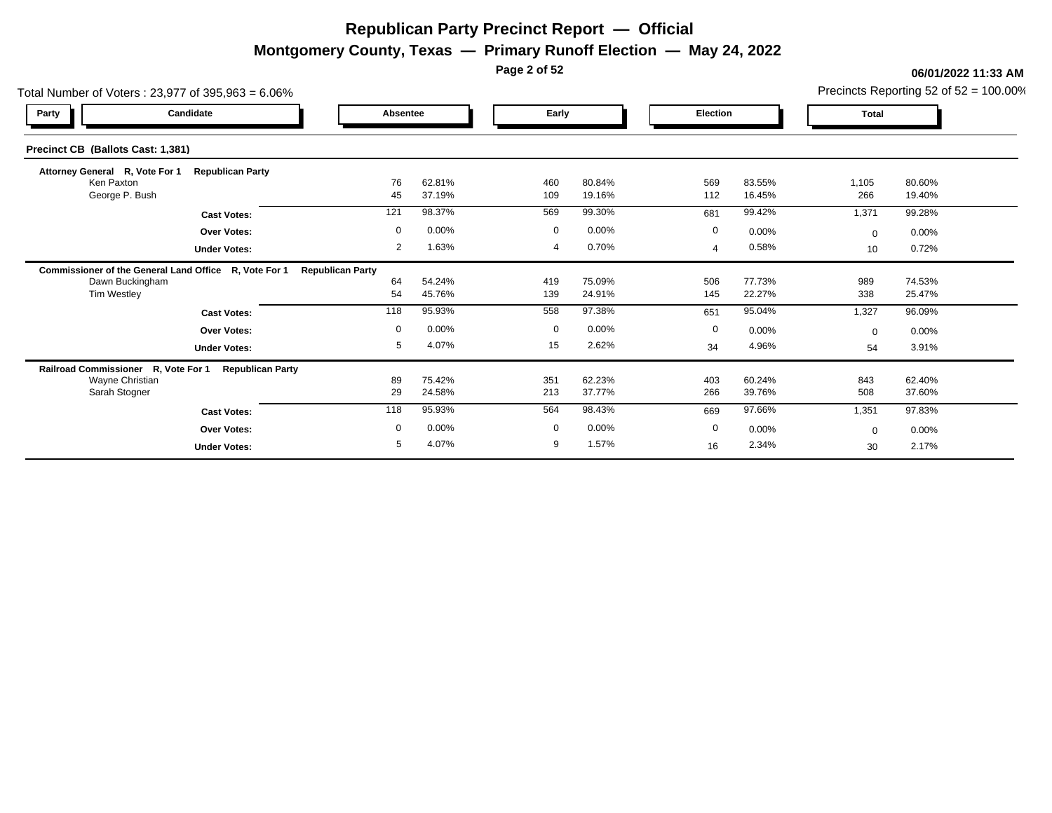# Republican Party Precinct Report — Official

## Montgomery County, Texas — Primary Runoff Election — May 24, 2022

06/01/2022 11:33 AM

Total Number of Voters : 23,977 of 395,963 = 6.06%

Precincts Reporting 52 of 52 = 100.00%

### Precinct CB (Ballots Cast: 1,381)

| Party | Candidate | Absentee | | Early | | Election | | Total | |
|---|---|---|---|---|---|---|---|---|---|
| **Attorney General R, Vote For 1** | **Republican Party** | | | | | | | | |
| | Ken Paxton | 76 | 62.81% | 460 | 80.84% | 569 | 83.55% | 1,105 | 80.60% |
| | George P. Bush | 45 | 37.19% | 109 | 19.16% | 112 | 16.45% | 266 | 19.40% |
| | **Cast Votes:** | 121 | 98.37% | 569 | 99.30% | 681 | 99.42% | 1,371 | 99.28% |
| | **Over Votes:** | 0 | 0.00% | 0 | 0.00% | 0 | 0.00% | 0 | 0.00% |
| | **Under Votes:** | 2 | 1.63% | 4 | 0.70% | 4 | 0.58% | 10 | 0.72% |
| **Commissioner of the General Land Office R, Vote For 1** | **Republican Party** | | | | | | | | |
| | Dawn Buckingham | 64 | 54.24% | 419 | 75.09% | 506 | 77.73% | 989 | 74.53% |
| | Tim Westley | 54 | 45.76% | 139 | 24.91% | 145 | 22.27% | 338 | 25.47% |
| | **Cast Votes:** | 118 | 95.93% | 558 | 97.38% | 651 | 95.04% | 1,327 | 96.09% |
| | **Over Votes:** | 0 | 0.00% | 0 | 0.00% | 0 | 0.00% | 0 | 0.00% |
| | **Under Votes:** | 5 | 4.07% | 15 | 2.62% | 34 | 4.96% | 54 | 3.91% |
| **Railroad Commissioner R, Vote For 1** | **Republican Party** | | | | | | | | |
| | Wayne Christian | 89 | 75.42% | 351 | 62.23% | 403 | 60.24% | 843 | 62.40% |
| | Sarah Stogner | 29 | 24.58% | 213 | 37.77% | 266 | 39.76% | 508 | 37.60% |
| | **Cast Votes:** | 118 | 95.93% | 564 | 98.43% | 669 | 97.66% | 1,351 | 97.83% |
| | **Over Votes:** | 0 | 0.00% | 0 | 0.00% | 0 | 0.00% | 0 | 0.00% |
| | **Under Votes:** | 5 | 4.07% | 9 | 1.57% | 16 | 2.34% | 30 | 2.17% |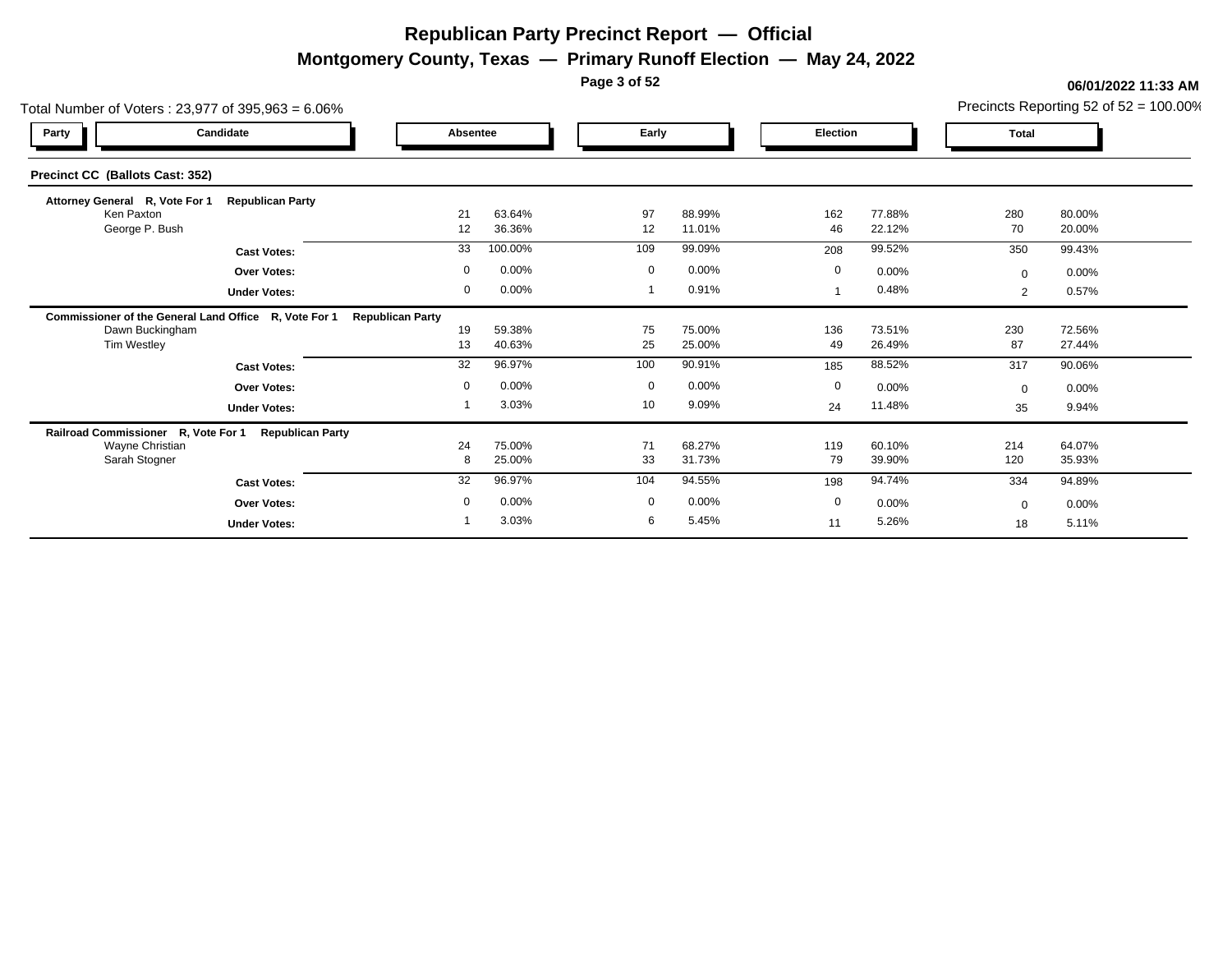# Republican Party Precinct Report — Official

## Montgomery County, Texas — Primary Runoff Election — May 24, 2022

**06/01/2022 11:33 AM**

Total Number of Voters : 23,977 of 395,963 = 6.06%

Precincts Reporting 52 of 52 = 100.00%

### Precinct CC (Ballots Cast: 352)

| Party | Candidate | Absentee | | Early | | Election | | Total | |
|---|---|---|---|---|---|---|---|---|---|
| **Attorney General R, Vote For 1** | **Republican Party** | | | | | | | | |
| | Ken Paxton | 21 | 63.64% | 97 | 88.99% | 162 | 77.88% | 280 | 80.00% |
| | George P. Bush | 12 | 36.36% | 12 | 11.01% | 46 | 22.12% | 70 | 20.00% |
| | **Cast Votes:** | 33 | 100.00% | 109 | 99.09% | 208 | 99.52% | 350 | 99.43% |
| | **Over Votes:** | 0 | 0.00% | 0 | 0.00% | 0 | 0.00% | 0 | 0.00% |
| | **Under Votes:** | 0 | 0.00% | 1 | 0.91% | 1 | 0.48% | 2 | 0.57% |
| **Commissioner of the General Land Office R, Vote For 1** | **Republican Party** | | | | | | | | |
| | Dawn Buckingham | 19 | 59.38% | 75 | 75.00% | 136 | 73.51% | 230 | 72.56% |
| | Tim Westley | 13 | 40.63% | 25 | 25.00% | 49 | 26.49% | 87 | 27.44% |
| | **Cast Votes:** | 32 | 96.97% | 100 | 90.91% | 185 | 88.52% | 317 | 90.06% |
| | **Over Votes:** | 0 | 0.00% | 0 | 0.00% | 0 | 0.00% | 0 | 0.00% |
| | **Under Votes:** | 1 | 3.03% | 10 | 9.09% | 24 | 11.48% | 35 | 9.94% |
| **Railroad Commissioner R, Vote For 1** | **Republican Party** | | | | | | | | |
| | Wayne Christian | 24 | 75.00% | 71 | 68.27% | 119 | 60.10% | 214 | 64.07% |
| | Sarah Stogner | 8 | 25.00% | 33 | 31.73% | 79 | 39.90% | 120 | 35.93% |
| | **Cast Votes:** | 32 | 96.97% | 104 | 94.55% | 198 | 94.74% | 334 | 94.89% |
| | **Over Votes:** | 0 | 0.00% | 0 | 0.00% | 0 | 0.00% | 0 | 0.00% |
| | **Under Votes:** | 1 | 3.03% | 6 | 5.45% | 11 | 5.26% | 18 | 5.11% |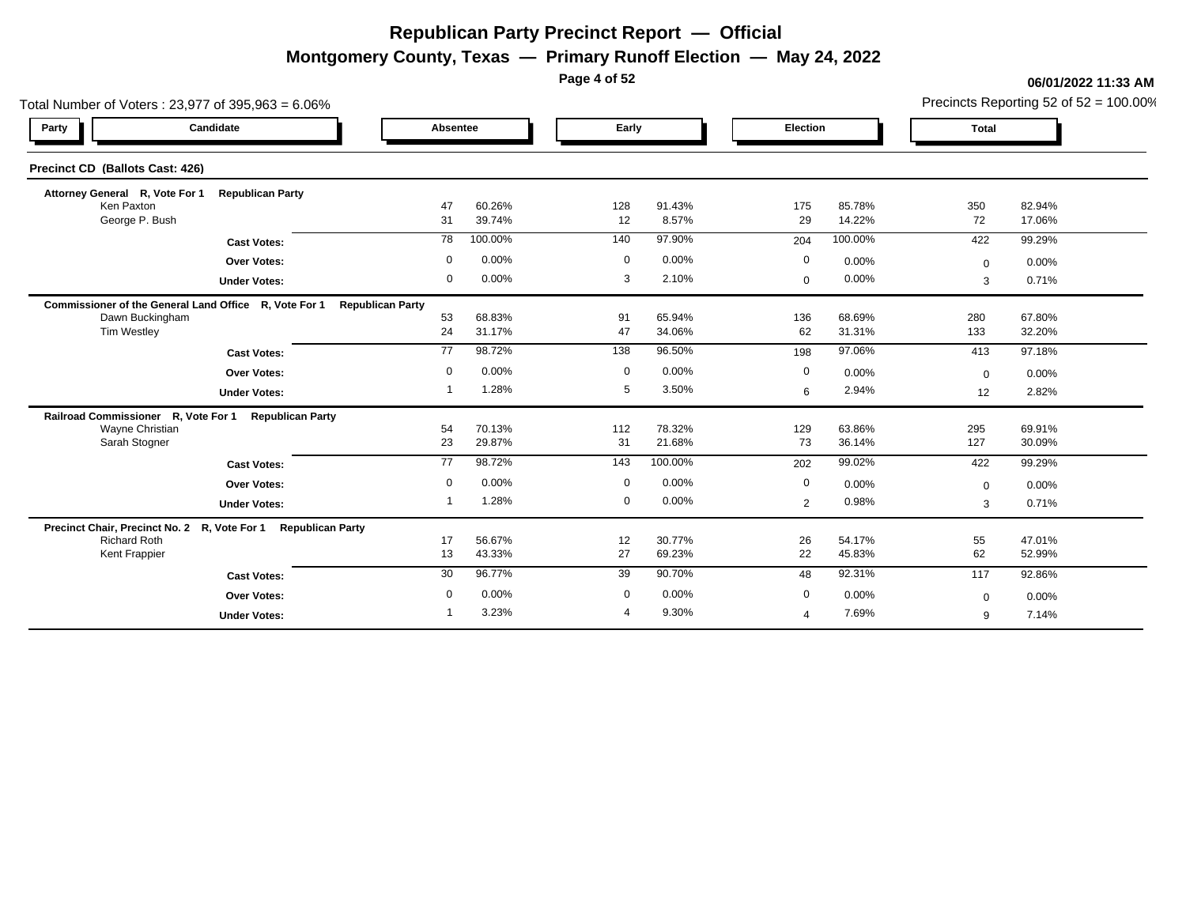# Republican Party Precinct Report — Official

## Montgomery County, Texas — Primary Runoff Election — May 24, 2022

06/01/2022 11:33 AM

Total Number of Voters : 23,977 of 395,963 = 6.06%

Precincts Reporting 52 of 52 = 100.00%

### Precinct CD (Ballots Cast: 426)

| Party | Candidate | Absentee | | Early | | Election | | Total | |
|---|---|---|---|---|---|---|---|---|---|
| **Attorney General R, Vote For 1** | **Republican Party** | | | | | | | | |
| | Ken Paxton | 47 | 60.26% | 128 | 91.43% | 175 | 85.78% | 350 | 82.94% |
| | George P. Bush | 31 | 39.74% | 12 | 8.57% | 29 | 14.22% | 72 | 17.06% |
| | **Cast Votes:** | 78 | 100.00% | 140 | 97.90% | 204 | 100.00% | 422 | 99.29% |
| | **Over Votes:** | 0 | 0.00% | 0 | 0.00% | 0 | 0.00% | 0 | 0.00% |
| | **Under Votes:** | 0 | 0.00% | 3 | 2.10% | 0 | 0.00% | 3 | 0.71% |
| **Commissioner of the General Land Office R, Vote For 1** | **Republican Party** | | | | | | | | |
| | Dawn Buckingham | 53 | 68.83% | 91 | 65.94% | 136 | 68.69% | 280 | 67.80% |
| | Tim Westley | 24 | 31.17% | 47 | 34.06% | 62 | 31.31% | 133 | 32.20% |
| | **Cast Votes:** | 77 | 98.72% | 138 | 96.50% | 198 | 97.06% | 413 | 97.18% |
| | **Over Votes:** | 0 | 0.00% | 0 | 0.00% | 0 | 0.00% | 0 | 0.00% |
| | **Under Votes:** | 1 | 1.28% | 5 | 3.50% | 6 | 2.94% | 12 | 2.82% |
| **Railroad Commissioner R, Vote For 1** | **Republican Party** | | | | | | | | |
| | Wayne Christian | 54 | 70.13% | 112 | 78.32% | 129 | 63.86% | 295 | 69.91% |
| | Sarah Stogner | 23 | 29.87% | 31 | 21.68% | 73 | 36.14% | 127 | 30.09% |
| | **Cast Votes:** | 77 | 98.72% | 143 | 100.00% | 202 | 99.02% | 422 | 99.29% |
| | **Over Votes:** | 0 | 0.00% | 0 | 0.00% | 0 | 0.00% | 0 | 0.00% |
| | **Under Votes:** | 1 | 1.28% | 0 | 0.00% | 2 | 0.98% | 3 | 0.71% |
| **Precinct Chair, Precinct No. 2 R, Vote For 1** | **Republican Party** | | | | | | | | |
| | Richard Roth | 17 | 56.67% | 12 | 30.77% | 26 | 54.17% | 55 | 47.01% |
| | Kent Frappier | 13 | 43.33% | 27 | 69.23% | 22 | 45.83% | 62 | 52.99% |
| | **Cast Votes:** | 30 | 96.77% | 39 | 90.70% | 48 | 92.31% | 117 | 92.86% |
| | **Over Votes:** | 0 | 0.00% | 0 | 0.00% | 0 | 0.00% | 0 | 0.00% |
| | **Under Votes:** | 1 | 3.23% | 4 | 9.30% | 4 | 7.69% | 9 | 7.14% |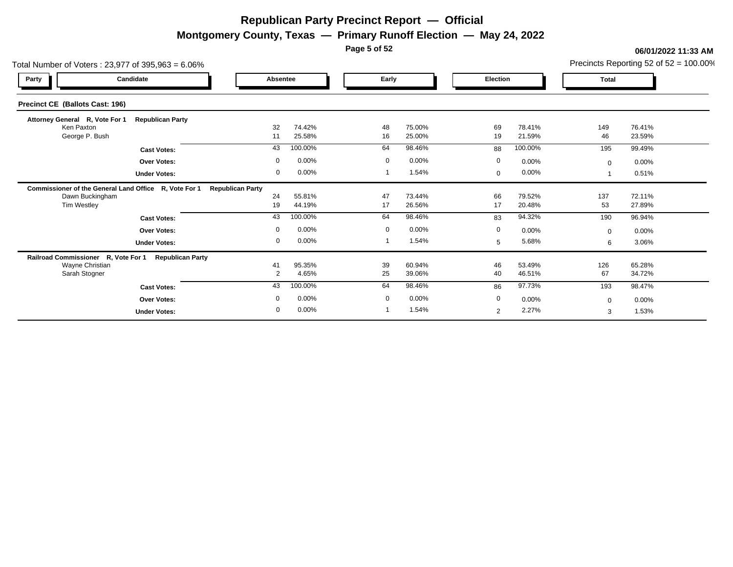# Republican Party Precinct Report — Official

## Montgomery County, Texas — Primary Runoff Election — May 24, 2022

**06/01/2022 11:33 AM**

Total Number of Voters : 23,977 of 395,963 = 6.06%

Precincts Reporting 52 of 52 = 100.00%

### Precinct CE (Ballots Cast: 196)

| Party | Candidate | Absentee | | Early | | Election | | Total | |
|---|---|---|---|---|---|---|---|---|---|
| **Attorney General R, Vote For 1** | **Republican Party** | | | | | | | | |
| | Ken Paxton | 32 | 74.42% | 48 | 75.00% | 69 | 78.41% | 149 | 76.41% |
| | George P. Bush | 11 | 25.58% | 16 | 25.00% | 19 | 21.59% | 46 | 23.59% |
| | **Cast Votes:** | 43 | 100.00% | 64 | 98.46% | 88 | 100.00% | 195 | 99.49% |
| | **Over Votes:** | 0 | 0.00% | 0 | 0.00% | 0 | 0.00% | 0 | 0.00% |
| | **Under Votes:** | 0 | 0.00% | 1 | 1.54% | 0 | 0.00% | 1 | 0.51% |
| **Commissioner of the General Land Office R, Vote For 1** | **Republican Party** | | | | | | | | |
| | Dawn Buckingham | 24 | 55.81% | 47 | 73.44% | 66 | 79.52% | 137 | 72.11% |
| | Tim Westley | 19 | 44.19% | 17 | 26.56% | 17 | 20.48% | 53 | 27.89% |
| | **Cast Votes:** | 43 | 100.00% | 64 | 98.46% | 83 | 94.32% | 190 | 96.94% |
| | **Over Votes:** | 0 | 0.00% | 0 | 0.00% | 0 | 0.00% | 0 | 0.00% |
| | **Under Votes:** | 0 | 0.00% | 1 | 1.54% | 5 | 5.68% | 6 | 3.06% |
| **Railroad Commissioner R, Vote For 1** | **Republican Party** | | | | | | | | |
| | Wayne Christian | 41 | 95.35% | 39 | 60.94% | 46 | 53.49% | 126 | 65.28% |
| | Sarah Stogner | 2 | 4.65% | 25 | 39.06% | 40 | 46.51% | 67 | 34.72% |
| | **Cast Votes:** | 43 | 100.00% | 64 | 98.46% | 86 | 97.73% | 193 | 98.47% |
| | **Over Votes:** | 0 | 0.00% | 0 | 0.00% | 0 | 0.00% | 0 | 0.00% |
| | **Under Votes:** | 0 | 0.00% | 1 | 1.54% | 2 | 2.27% | 3 | 1.53% |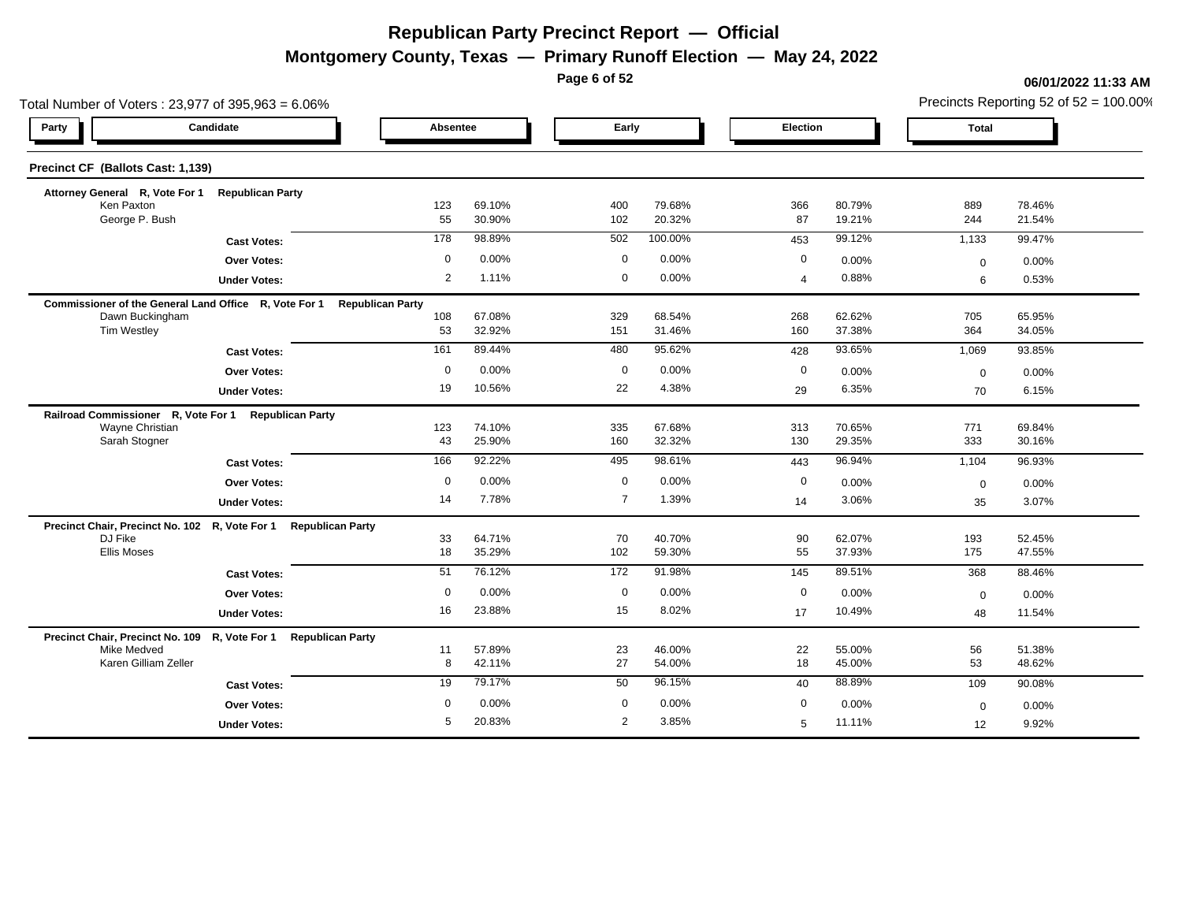# Republican Party Precinct Report — Official

## Montgomery County, Texas — Primary Runoff Election — May 24, 2022

06/01/2022 11:33 AM

Total Number of Voters : 23,977 of 395,963 = 6.06%

Precincts Reporting 52 of 52 = 100.00%

### Precinct CF (Ballots Cast: 1,139)

| Party | Candidate | Absentee | | Early | | Election | | Total | |
|---|---|---|---|---|---|---|---|---|---|
| **Attorney General R, Vote For 1** | **Republican Party** | | | | | | | | |
| | Ken Paxton | 123 | 69.10% | 400 | 79.68% | 366 | 80.79% | 889 | 78.46% |
| | George P. Bush | 55 | 30.90% | 102 | 20.32% | 87 | 19.21% | 244 | 21.54% |
| | **Cast Votes:** | 178 | 98.89% | 502 | 100.00% | 453 | 99.12% | 1,133 | 99.47% |
| | **Over Votes:** | 0 | 0.00% | 0 | 0.00% | 0 | 0.00% | 0 | 0.00% |
| | **Under Votes:** | 2 | 1.11% | 0 | 0.00% | 4 | 0.88% | 6 | 0.53% |
| **Commissioner of the General Land Office R, Vote For 1** | **Republican Party** | | | | | | | | |
| | Dawn Buckingham | 108 | 67.08% | 329 | 68.54% | 268 | 62.62% | 705 | 65.95% |
| | Tim Westley | 53 | 32.92% | 151 | 31.46% | 160 | 37.38% | 364 | 34.05% |
| | **Cast Votes:** | 161 | 89.44% | 480 | 95.62% | 428 | 93.65% | 1,069 | 93.85% |
| | **Over Votes:** | 0 | 0.00% | 0 | 0.00% | 0 | 0.00% | 0 | 0.00% |
| | **Under Votes:** | 19 | 10.56% | 22 | 4.38% | 29 | 6.35% | 70 | 6.15% |
| **Railroad Commissioner R, Vote For 1** | **Republican Party** | | | | | | | | |
| | Wayne Christian | 123 | 74.10% | 335 | 67.68% | 313 | 70.65% | 771 | 69.84% |
| | Sarah Stogner | 43 | 25.90% | 160 | 32.32% | 130 | 29.35% | 333 | 30.16% |
| | **Cast Votes:** | 166 | 92.22% | 495 | 98.61% | 443 | 96.94% | 1,104 | 96.93% |
| | **Over Votes:** | 0 | 0.00% | 0 | 0.00% | 0 | 0.00% | 0 | 0.00% |
| | **Under Votes:** | 14 | 7.78% | 7 | 1.39% | 14 | 3.06% | 35 | 3.07% |
| **Precinct Chair, Precinct No. 102 R, Vote For 1** | **Republican Party** | | | | | | | | |
| | DJ Fike | 33 | 64.71% | 70 | 40.70% | 90 | 62.07% | 193 | 52.45% |
| | Ellis Moses | 18 | 35.29% | 102 | 59.30% | 55 | 37.93% | 175 | 47.55% |
| | **Cast Votes:** | 51 | 76.12% | 172 | 91.98% | 145 | 89.51% | 368 | 88.46% |
| | **Over Votes:** | 0 | 0.00% | 0 | 0.00% | 0 | 0.00% | 0 | 0.00% |
| | **Under Votes:** | 16 | 23.88% | 15 | 8.02% | 17 | 10.49% | 48 | 11.54% |
| **Precinct Chair, Precinct No. 109 R, Vote For 1** | **Republican Party** | | | | | | | | |
| | Mike Medved | 11 | 57.89% | 23 | 46.00% | 22 | 55.00% | 56 | 51.38% |
| | Karen Gilliam Zeller | 8 | 42.11% | 27 | 54.00% | 18 | 45.00% | 53 | 48.62% |
| | **Cast Votes:** | 19 | 79.17% | 50 | 96.15% | 40 | 88.89% | 109 | 90.08% |
| | **Over Votes:** | 0 | 0.00% | 0 | 0.00% | 0 | 0.00% | 0 | 0.00% |
| | **Under Votes:** | 5 | 20.83% | 2 | 3.85% | 5 | 11.11% | 12 | 9.92% |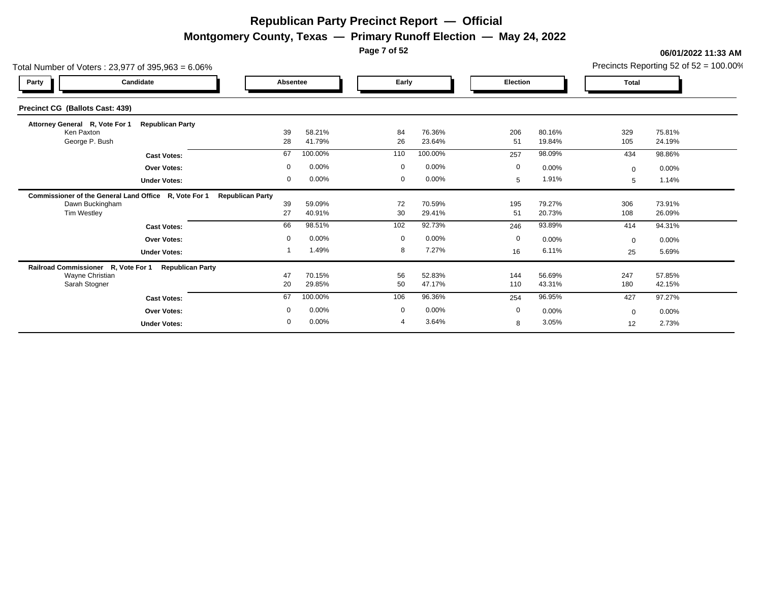# Republican Party Precinct Report — Official

## Montgomery County, Texas — Primary Runoff Election — May 24, 2022

06/01/2022 11:33 AM

Total Number of Voters : 23,977 of 395,963 = 6.06%

Precincts Reporting 52 of 52 = 100.00%

### Precinct CG (Ballots Cast: 439)

| Party | Candidate | Absentee | | Early | | Election | | Total | |
|---|---|---|---|---|---|---|---|---|---|
| **Attorney General R, Vote For 1** | **Republican Party** | | | | | | | | |
| | Ken Paxton | 39 | 58.21% | 84 | 76.36% | 206 | 80.16% | 329 | 75.81% |
| | George P. Bush | 28 | 41.79% | 26 | 23.64% | 51 | 19.84% | 105 | 24.19% |
| | **Cast Votes:** | 67 | 100.00% | 110 | 100.00% | 257 | 98.09% | 434 | 98.86% |
| | **Over Votes:** | 0 | 0.00% | 0 | 0.00% | 0 | 0.00% | 0 | 0.00% |
| | **Under Votes:** | 0 | 0.00% | 0 | 0.00% | 5 | 1.91% | 5 | 1.14% |
| **Commissioner of the General Land Office R, Vote For 1** | **Republican Party** | | | | | | | | |
| | Dawn Buckingham | 39 | 59.09% | 72 | 70.59% | 195 | 79.27% | 306 | 73.91% |
| | Tim Westley | 27 | 40.91% | 30 | 29.41% | 51 | 20.73% | 108 | 26.09% |
| | **Cast Votes:** | 66 | 98.51% | 102 | 92.73% | 246 | 93.89% | 414 | 94.31% |
| | **Over Votes:** | 0 | 0.00% | 0 | 0.00% | 0 | 0.00% | 0 | 0.00% |
| | **Under Votes:** | 1 | 1.49% | 8 | 7.27% | 16 | 6.11% | 25 | 5.69% |
| **Railroad Commissioner R, Vote For 1** | **Republican Party** | | | | | | | | |
| | Wayne Christian | 47 | 70.15% | 56 | 52.83% | 144 | 56.69% | 247 | 57.85% |
| | Sarah Stogner | 20 | 29.85% | 50 | 47.17% | 110 | 43.31% | 180 | 42.15% |
| | **Cast Votes:** | 67 | 100.00% | 106 | 96.36% | 254 | 96.95% | 427 | 97.27% |
| | **Over Votes:** | 0 | 0.00% | 0 | 0.00% | 0 | 0.00% | 0 | 0.00% |
| | **Under Votes:** | 0 | 0.00% | 4 | 3.64% | 8 | 3.05% | 12 | 2.73% |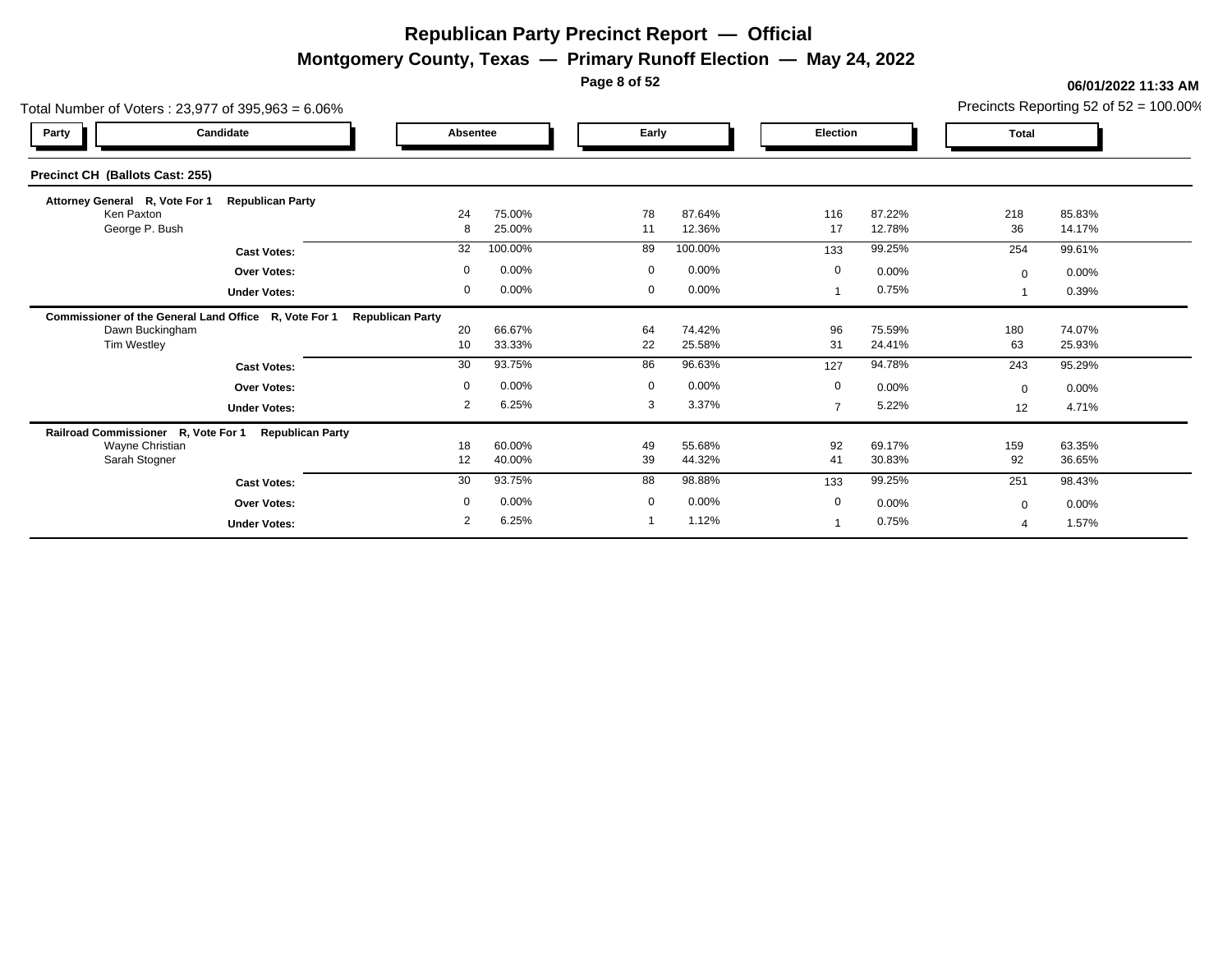# Republican Party Precinct Report — Official

## Montgomery County, Texas — Primary Runoff Election — May 24, 2022

**06/01/2022 11:33 AM**

Total Number of Voters : 23,977 of 395,963 = 6.06%

Precincts Reporting 52 of 52 = 100.00%

### Precinct CH (Ballots Cast: 255)

| Party | Candidate | Absentee | | Early | | Election | | Total | |
|---|---|---|---|---|---|---|---|---|---|
| **Attorney General R, Vote For 1** | **Republican Party** | | | | | | | | |
| | Ken Paxton | 24 | 75.00% | 78 | 87.64% | 116 | 87.22% | 218 | 85.83% |
| | George P. Bush | 8 | 25.00% | 11 | 12.36% | 17 | 12.78% | 36 | 14.17% |
| | **Cast Votes:** | 32 | 100.00% | 89 | 100.00% | 133 | 99.25% | 254 | 99.61% |
| | **Over Votes:** | 0 | 0.00% | 0 | 0.00% | 0 | 0.00% | 0 | 0.00% |
| | **Under Votes:** | 0 | 0.00% | 0 | 0.00% | 1 | 0.75% | 1 | 0.39% |
| **Commissioner of the General Land Office R, Vote For 1** | **Republican Party** | | | | | | | | |
| | Dawn Buckingham | 20 | 66.67% | 64 | 74.42% | 96 | 75.59% | 180 | 74.07% |
| | Tim Westley | 10 | 33.33% | 22 | 25.58% | 31 | 24.41% | 63 | 25.93% |
| | **Cast Votes:** | 30 | 93.75% | 86 | 96.63% | 127 | 94.78% | 243 | 95.29% |
| | **Over Votes:** | 0 | 0.00% | 0 | 0.00% | 0 | 0.00% | 0 | 0.00% |
| | **Under Votes:** | 2 | 6.25% | 3 | 3.37% | 7 | 5.22% | 12 | 4.71% |
| **Railroad Commissioner R, Vote For 1** | **Republican Party** | | | | | | | | |
| | Wayne Christian | 18 | 60.00% | 49 | 55.68% | 92 | 69.17% | 159 | 63.35% |
| | Sarah Stogner | 12 | 40.00% | 39 | 44.32% | 41 | 30.83% | 92 | 36.65% |
| | **Cast Votes:** | 30 | 93.75% | 88 | 98.88% | 133 | 99.25% | 251 | 98.43% |
| | **Over Votes:** | 0 | 0.00% | 0 | 0.00% | 0 | 0.00% | 0 | 0.00% |
| | **Under Votes:** | 2 | 6.25% | 1 | 1.12% | 1 | 0.75% | 4 | 1.57% |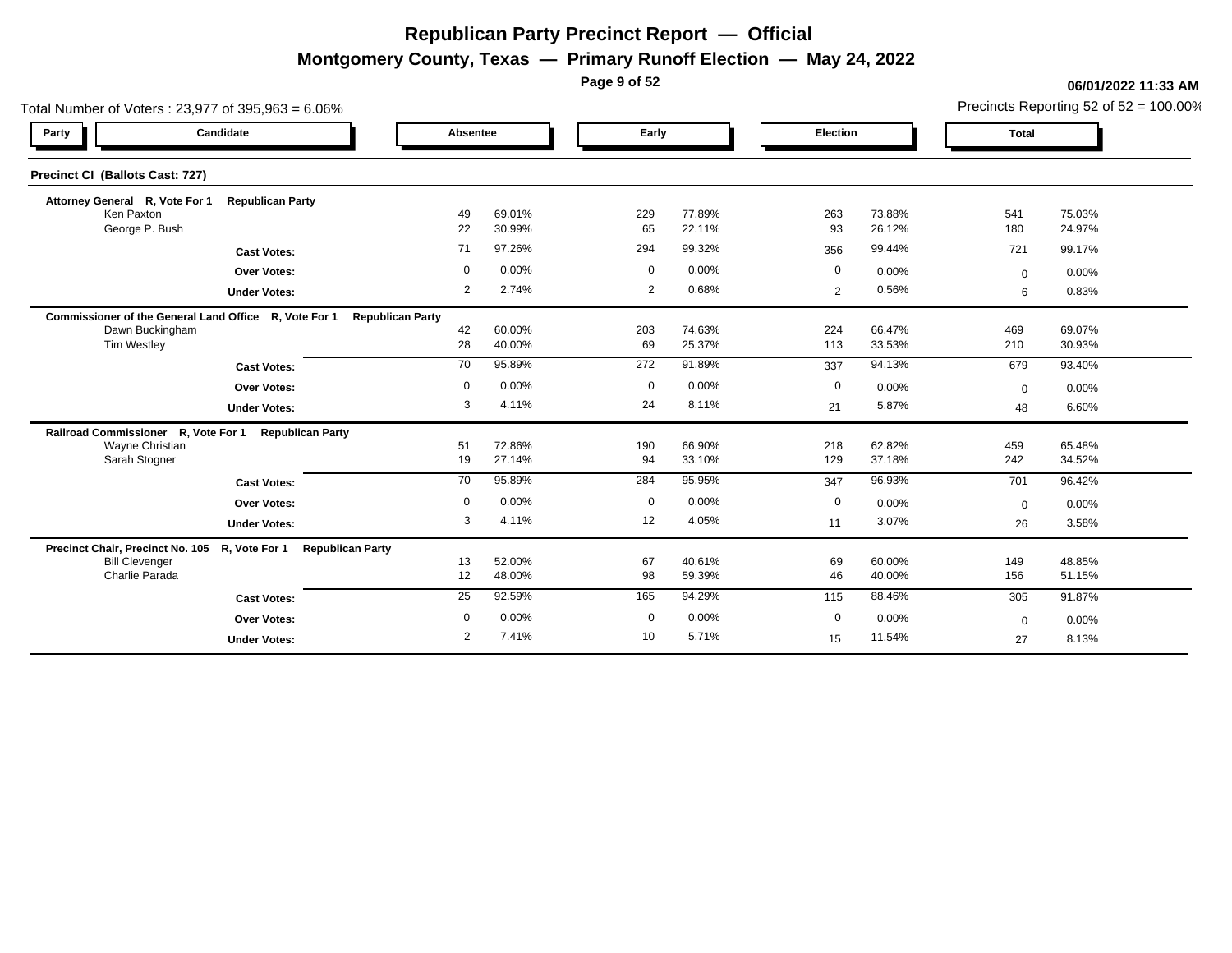# Republican Party Precinct Report — Official

## Montgomery County, Texas — Primary Runoff Election — May 24, 2022

**06/01/2022 11:33 AM**

Total Number of Voters : 23,977 of 395,963 = 6.06%

Precincts Reporting 52 of 52 = 100.00%

### Precinct CI (Ballots Cast: 727)

| Party | Candidate | Absentee | | Early | | Election | | Total | |
|---|---|---|---|---|---|---|---|---|---|
| **Attorney General R, Vote For 1 Republican Party** | | | | | | | | | |
| | Ken Paxton | 49 | 69.01% | 229 | 77.89% | 263 | 73.88% | 541 | 75.03% |
| | George P. Bush | 22 | 30.99% | 65 | 22.11% | 93 | 26.12% | 180 | 24.97% |
| | **Cast Votes:** | 71 | 97.26% | 294 | 99.32% | 356 | 99.44% | 721 | 99.17% |
| | **Over Votes:** | 0 | 0.00% | 0 | 0.00% | 0 | 0.00% | 0 | 0.00% |
| | **Under Votes:** | 2 | 2.74% | 2 | 0.68% | 2 | 0.56% | 6 | 0.83% |
| **Commissioner of the General Land Office R, Vote For 1 Republican Party** | | | | | | | | | |
| | Dawn Buckingham | 42 | 60.00% | 203 | 74.63% | 224 | 66.47% | 469 | 69.07% |
| | Tim Westley | 28 | 40.00% | 69 | 25.37% | 113 | 33.53% | 210 | 30.93% |
| | **Cast Votes:** | 70 | 95.89% | 272 | 91.89% | 337 | 94.13% | 679 | 93.40% |
| | **Over Votes:** | 0 | 0.00% | 0 | 0.00% | 0 | 0.00% | 0 | 0.00% |
| | **Under Votes:** | 3 | 4.11% | 24 | 8.11% | 21 | 5.87% | 48 | 6.60% |
| **Railroad Commissioner R, Vote For 1 Republican Party** | | | | | | | | | |
| | Wayne Christian | 51 | 72.86% | 190 | 66.90% | 218 | 62.82% | 459 | 65.48% |
| | Sarah Stogner | 19 | 27.14% | 94 | 33.10% | 129 | 37.18% | 242 | 34.52% |
| | **Cast Votes:** | 70 | 95.89% | 284 | 95.95% | 347 | 96.93% | 701 | 96.42% |
| | **Over Votes:** | 0 | 0.00% | 0 | 0.00% | 0 | 0.00% | 0 | 0.00% |
| | **Under Votes:** | 3 | 4.11% | 12 | 4.05% | 11 | 3.07% | 26 | 3.58% |
| **Precinct Chair, Precinct No. 105 R, Vote For 1 Republican Party** | | | | | | | | | |
| | Bill Clevenger | 13 | 52.00% | 67 | 40.61% | 69 | 60.00% | 149 | 48.85% |
| | Charlie Parada | 12 | 48.00% | 98 | 59.39% | 46 | 40.00% | 156 | 51.15% |
| | **Cast Votes:** | 25 | 92.59% | 165 | 94.29% | 115 | 88.46% | 305 | 91.87% |
| | **Over Votes:** | 0 | 0.00% | 0 | 0.00% | 0 | 0.00% | 0 | 0.00% |
| | **Under Votes:** | 2 | 7.41% | 10 | 5.71% | 15 | 11.54% | 27 | 8.13% |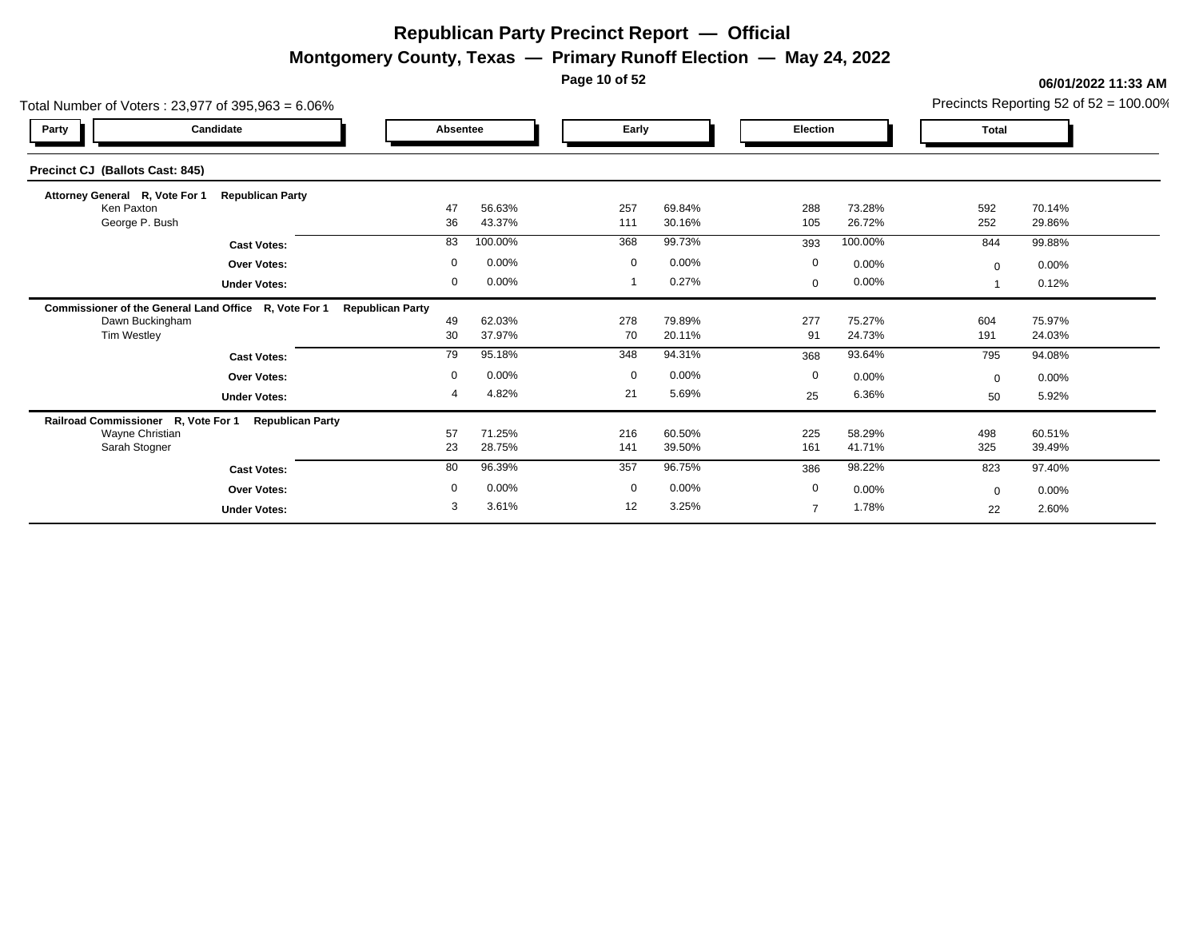# Republican Party Precinct Report — Official

## Montgomery County, Texas — Primary Runoff Election — May 24, 2022

**06/01/2022 11:33 AM**

Total Number of Voters : 23,977 of 395,963 = 6.06%

Precincts Reporting 52 of 52 = 100.00%

### Precinct CJ (Ballots Cast: 845)

| Party | Candidate | Absentee | | Early | | Election | | Total | |
|---|---|---|---|---|---|---|---|---|---|
| **Attorney General R, Vote For 1** | **Republican Party** | | | | | | | | |
| | Ken Paxton | 47 | 56.63% | 257 | 69.84% | 288 | 73.28% | 592 | 70.14% |
| | George P. Bush | 36 | 43.37% | 111 | 30.16% | 105 | 26.72% | 252 | 29.86% |
| | **Cast Votes:** | 83 | 100.00% | 368 | 99.73% | 393 | 100.00% | 844 | 99.88% |
| | **Over Votes:** | 0 | 0.00% | 0 | 0.00% | 0 | 0.00% | 0 | 0.00% |
| | **Under Votes:** | 0 | 0.00% | 1 | 0.27% | 0 | 0.00% | 1 | 0.12% |
| **Commissioner of the General Land Office R, Vote For 1** | **Republican Party** | | | | | | | | |
| | Dawn Buckingham | 49 | 62.03% | 278 | 79.89% | 277 | 75.27% | 604 | 75.97% |
| | Tim Westley | 30 | 37.97% | 70 | 20.11% | 91 | 24.73% | 191 | 24.03% |
| | **Cast Votes:** | 79 | 95.18% | 348 | 94.31% | 368 | 93.64% | 795 | 94.08% |
| | **Over Votes:** | 0 | 0.00% | 0 | 0.00% | 0 | 0.00% | 0 | 0.00% |
| | **Under Votes:** | 4 | 4.82% | 21 | 5.69% | 25 | 6.36% | 50 | 5.92% |
| **Railroad Commissioner R, Vote For 1** | **Republican Party** | | | | | | | | |
| | Wayne Christian | 57 | 71.25% | 216 | 60.50% | 225 | 58.29% | 498 | 60.51% |
| | Sarah Stogner | 23 | 28.75% | 141 | 39.50% | 161 | 41.71% | 325 | 39.49% |
| | **Cast Votes:** | 80 | 96.39% | 357 | 96.75% | 386 | 98.22% | 823 | 97.40% |
| | **Over Votes:** | 0 | 0.00% | 0 | 0.00% | 0 | 0.00% | 0 | 0.00% |
| | **Under Votes:** | 3 | 3.61% | 12 | 3.25% | 7 | 1.78% | 22 | 2.60% |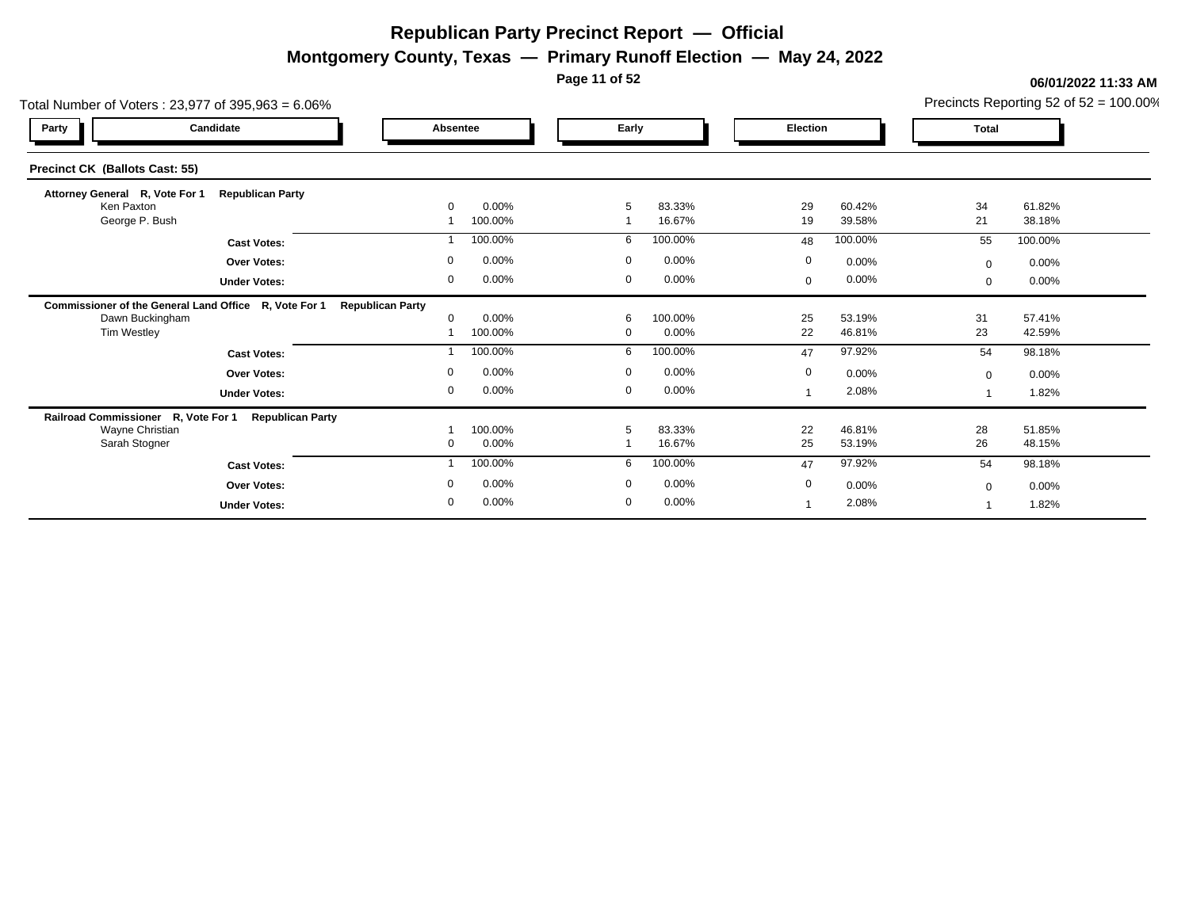# Republican Party Precinct Report — Official

## Montgomery County, Texas — Primary Runoff Election — May 24, 2022

**06/01/2022 11:33 AM**

Total Number of Voters : 23,977 of 395,963 = 6.06%

Precincts Reporting 52 of 52 = 100.00%

### Precinct CK (Ballots Cast: 55)

| Party | Candidate | Absentee | | Early | | Election | | Total | |
|---|---|---|---|---|---|---|---|---|---|
| **Attorney General R, Vote For 1** | **Republican Party** | | | | | | | | |
| | Ken Paxton | 0 | 0.00% | 5 | 83.33% | 29 | 60.42% | 34 | 61.82% |
| | George P. Bush | 1 | 100.00% | 1 | 16.67% | 19 | 39.58% | 21 | 38.18% |
| | **Cast Votes:** | 1 | 100.00% | 6 | 100.00% | 48 | 100.00% | 55 | 100.00% |
| | **Over Votes:** | 0 | 0.00% | 0 | 0.00% | 0 | 0.00% | 0 | 0.00% |
| | **Under Votes:** | 0 | 0.00% | 0 | 0.00% | 0 | 0.00% | 0 | 0.00% |
| **Commissioner of the General Land Office R, Vote For 1** | **Republican Party** | | | | | | | | |
| | Dawn Buckingham | 0 | 0.00% | 6 | 100.00% | 25 | 53.19% | 31 | 57.41% |
| | Tim Westley | 1 | 100.00% | 0 | 0.00% | 22 | 46.81% | 23 | 42.59% |
| | **Cast Votes:** | 1 | 100.00% | 6 | 100.00% | 47 | 97.92% | 54 | 98.18% |
| | **Over Votes:** | 0 | 0.00% | 0 | 0.00% | 0 | 0.00% | 0 | 0.00% |
| | **Under Votes:** | 0 | 0.00% | 0 | 0.00% | 1 | 2.08% | 1 | 1.82% |
| **Railroad Commissioner R, Vote For 1** | **Republican Party** | | | | | | | | |
| | Wayne Christian | 1 | 100.00% | 5 | 83.33% | 22 | 46.81% | 28 | 51.85% |
| | Sarah Stogner | 0 | 0.00% | 1 | 16.67% | 25 | 53.19% | 26 | 48.15% |
| | **Cast Votes:** | 1 | 100.00% | 6 | 100.00% | 47 | 97.92% | 54 | 98.18% |
| | **Over Votes:** | 0 | 0.00% | 0 | 0.00% | 0 | 0.00% | 0 | 0.00% |
| | **Under Votes:** | 0 | 0.00% | 0 | 0.00% | 1 | 2.08% | 1 | 1.82% |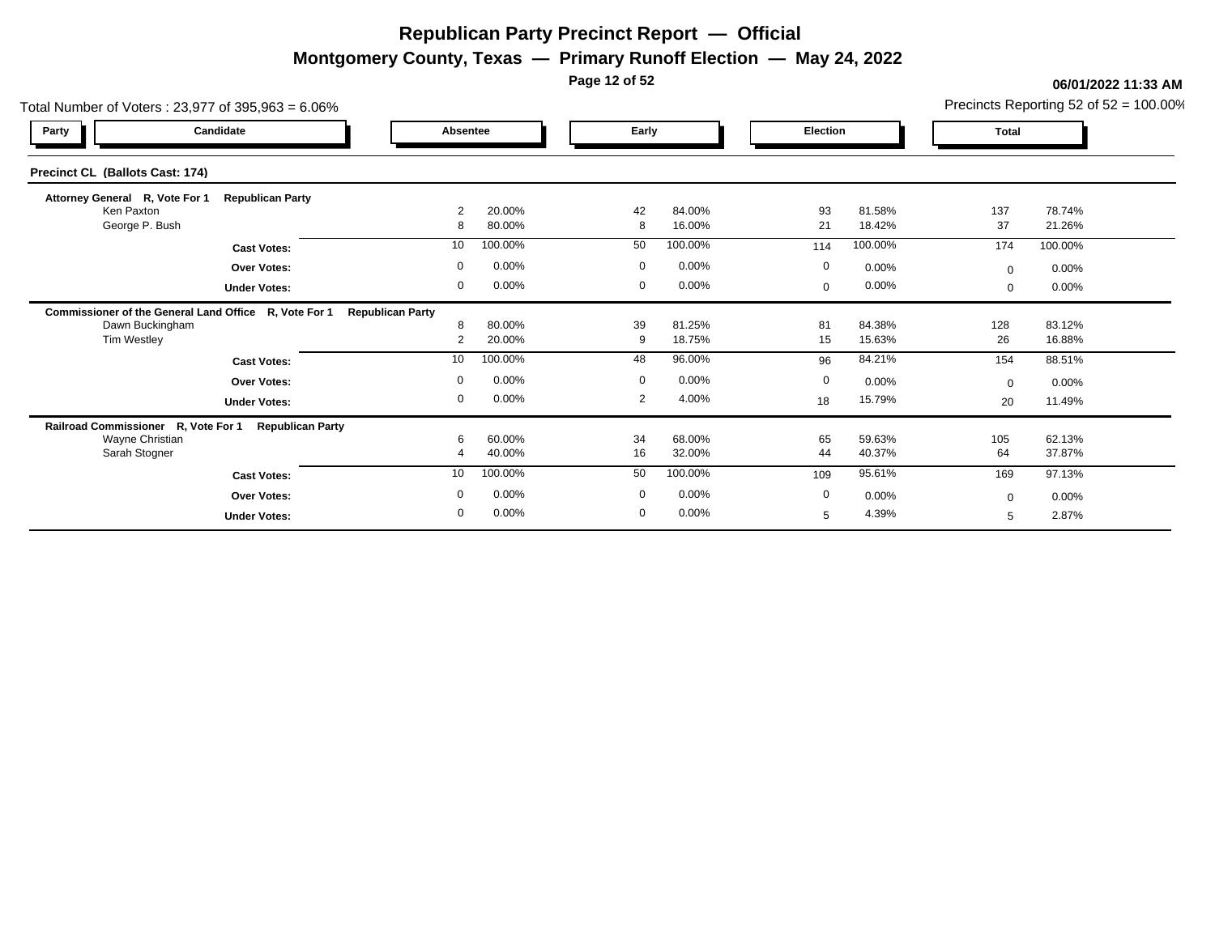# Republican Party Precinct Report — Official

## Montgomery County, Texas — Primary Runoff Election — May 24, 2022

06/01/2022 11:33 AM

Total Number of Voters : 23,977 of 395,963 = 6.06%

Precincts Reporting 52 of 52 = 100.00%

### Precinct CL (Ballots Cast: 174)

| Party | Candidate | Absentee | | Early | | Election | | Total | |
|---|---|---|---|---|---|---|---|---|---|
| **Attorney General R, Vote For 1** | **Republican Party** | | | | | | | | |
| | Ken Paxton | 2 | 20.00% | 42 | 84.00% | 93 | 81.58% | 137 | 78.74% |
| | George P. Bush | 8 | 80.00% | 8 | 16.00% | 21 | 18.42% | 37 | 21.26% |
| | **Cast Votes:** | 10 | 100.00% | 50 | 100.00% | 114 | 100.00% | 174 | 100.00% |
| | **Over Votes:** | 0 | 0.00% | 0 | 0.00% | 0 | 0.00% | 0 | 0.00% |
| | **Under Votes:** | 0 | 0.00% | 0 | 0.00% | 0 | 0.00% | 0 | 0.00% |
| **Commissioner of the General Land Office R, Vote For 1** | **Republican Party** | | | | | | | | |
| | Dawn Buckingham | 8 | 80.00% | 39 | 81.25% | 81 | 84.38% | 128 | 83.12% |
| | Tim Westley | 2 | 20.00% | 9 | 18.75% | 15 | 15.63% | 26 | 16.88% |
| | **Cast Votes:** | 10 | 100.00% | 48 | 96.00% | 96 | 84.21% | 154 | 88.51% |
| | **Over Votes:** | 0 | 0.00% | 0 | 0.00% | 0 | 0.00% | 0 | 0.00% |
| | **Under Votes:** | 0 | 0.00% | 2 | 4.00% | 18 | 15.79% | 20 | 11.49% |
| **Railroad Commissioner R, Vote For 1** | **Republican Party** | | | | | | | | |
| | Wayne Christian | 6 | 60.00% | 34 | 68.00% | 65 | 59.63% | 105 | 62.13% |
| | Sarah Stogner | 4 | 40.00% | 16 | 32.00% | 44 | 40.37% | 64 | 37.87% |
| | **Cast Votes:** | 10 | 100.00% | 50 | 100.00% | 109 | 95.61% | 169 | 97.13% |
| | **Over Votes:** | 0 | 0.00% | 0 | 0.00% | 0 | 0.00% | 0 | 0.00% |
| | **Under Votes:** | 0 | 0.00% | 0 | 0.00% | 5 | 4.39% | 5 | 2.87% |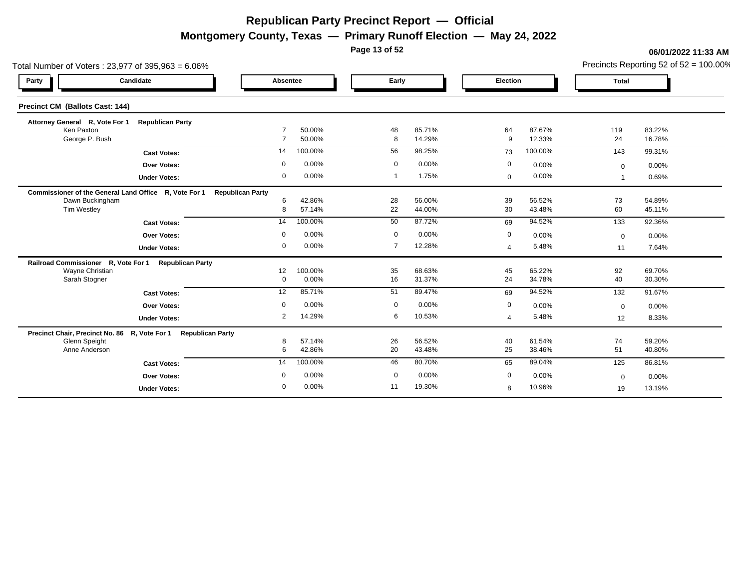# Republican Party Precinct Report — Official

## Montgomery County, Texas — Primary Runoff Election — May 24, 2022

06/01/2022 11:33 AM

Total Number of Voters : 23,977 of 395,963 = 6.06%

Precincts Reporting 52 of 52 = 100.00%

### Precinct CM (Ballots Cast: 144)

| Party | Candidate | Absentee | | Early | | Election | | Total | |
|---|---|---|---|---|---|---|---|---|---|
| **Attorney General R, Vote For 1 Republican Party** | | | | | | | | | |
| | Ken Paxton | 7 | 50.00% | 48 | 85.71% | 64 | 87.67% | 119 | 83.22% |
| | George P. Bush | 7 | 50.00% | 8 | 14.29% | 9 | 12.33% | 24 | 16.78% |
| | **Cast Votes:** | 14 | 100.00% | 56 | 98.25% | 73 | 100.00% | 143 | 99.31% |
| | **Over Votes:** | 0 | 0.00% | 0 | 0.00% | 0 | 0.00% | 0 | 0.00% |
| | **Under Votes:** | 0 | 0.00% | 1 | 1.75% | 0 | 0.00% | 1 | 0.69% |
| **Commissioner of the General Land Office R, Vote For 1 Republican Party** | | | | | | | | | |
| | Dawn Buckingham | 6 | 42.86% | 28 | 56.00% | 39 | 56.52% | 73 | 54.89% |
| | Tim Westley | 8 | 57.14% | 22 | 44.00% | 30 | 43.48% | 60 | 45.11% |
| | **Cast Votes:** | 14 | 100.00% | 50 | 87.72% | 69 | 94.52% | 133 | 92.36% |
| | **Over Votes:** | 0 | 0.00% | 0 | 0.00% | 0 | 0.00% | 0 | 0.00% |
| | **Under Votes:** | 0 | 0.00% | 7 | 12.28% | 4 | 5.48% | 11 | 7.64% |
| **Railroad Commissioner R, Vote For 1 Republican Party** | | | | | | | | | |
| | Wayne Christian | 12 | 100.00% | 35 | 68.63% | 45 | 65.22% | 92 | 69.70% |
| | Sarah Stogner | 0 | 0.00% | 16 | 31.37% | 24 | 34.78% | 40 | 30.30% |
| | **Cast Votes:** | 12 | 85.71% | 51 | 89.47% | 69 | 94.52% | 132 | 91.67% |
| | **Over Votes:** | 0 | 0.00% | 0 | 0.00% | 0 | 0.00% | 0 | 0.00% |
| | **Under Votes:** | 2 | 14.29% | 6 | 10.53% | 4 | 5.48% | 12 | 8.33% |
| **Precinct Chair, Precinct No. 86 R, Vote For 1 Republican Party** | | | | | | | | | |
| | Glenn Speight | 8 | 57.14% | 26 | 56.52% | 40 | 61.54% | 74 | 59.20% |
| | Anne Anderson | 6 | 42.86% | 20 | 43.48% | 25 | 38.46% | 51 | 40.80% |
| | **Cast Votes:** | 14 | 100.00% | 46 | 80.70% | 65 | 89.04% | 125 | 86.81% |
| | **Over Votes:** | 0 | 0.00% | 0 | 0.00% | 0 | 0.00% | 0 | 0.00% |
| | **Under Votes:** | 0 | 0.00% | 11 | 19.30% | 8 | 10.96% | 19 | 13.19% |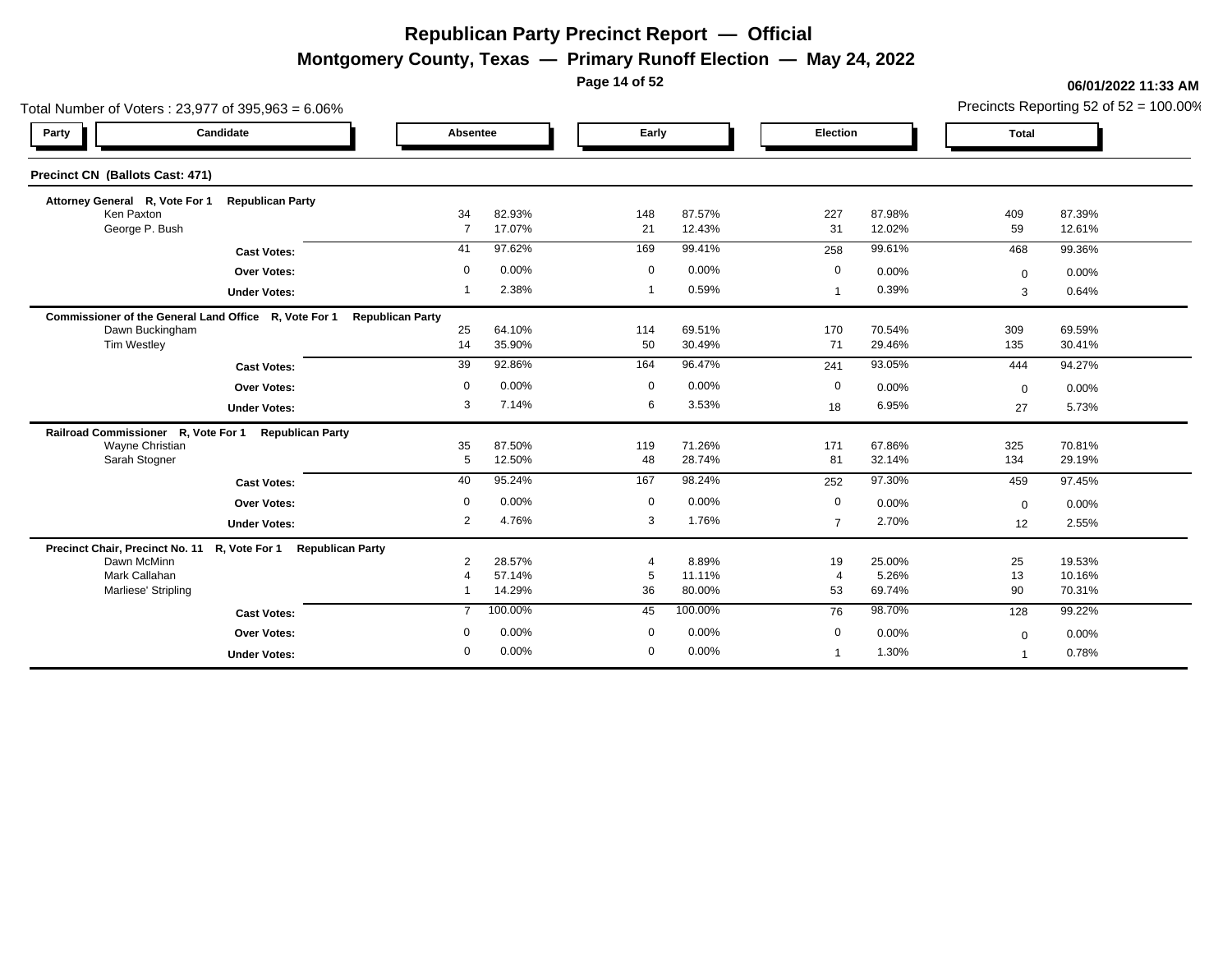# Republican Party Precinct Report — Official

## Montgomery County, Texas — Primary Runoff Election — May 24, 2022

06/01/2022 11:33 AM

Total Number of Voters : 23,977 of 395,963 = 6.06%

Precincts Reporting 52 of 52 = 100.00%

### Precinct CN (Ballots Cast: 471)

| Party / Candidate | Absentee | | Early | | Election | | Total | |
|---|---|---|---|---|---|---|---|---|
| **Attorney General R, Vote For 1 Republican Party** | | | | | | | | |
| Ken Paxton | 34 | 82.93% | 148 | 87.57% | 227 | 87.98% | 409 | 87.39% |
| George P. Bush | 7 | 17.07% | 21 | 12.43% | 31 | 12.02% | 59 | 12.61% |
| **Cast Votes:** | 41 | 97.62% | 169 | 99.41% | 258 | 99.61% | 468 | 99.36% |
| **Over Votes:** | 0 | 0.00% | 0 | 0.00% | 0 | 0.00% | 0 | 0.00% |
| **Under Votes:** | 1 | 2.38% | 1 | 0.59% | 1 | 0.39% | 3 | 0.64% |
| **Commissioner of the General Land Office R, Vote For 1 Republican Party** | | | | | | | | |
| Dawn Buckingham | 25 | 64.10% | 114 | 69.51% | 170 | 70.54% | 309 | 69.59% |
| Tim Westley | 14 | 35.90% | 50 | 30.49% | 71 | 29.46% | 135 | 30.41% |
| **Cast Votes:** | 39 | 92.86% | 164 | 96.47% | 241 | 93.05% | 444 | 94.27% |
| **Over Votes:** | 0 | 0.00% | 0 | 0.00% | 0 | 0.00% | 0 | 0.00% |
| **Under Votes:** | 3 | 7.14% | 6 | 3.53% | 18 | 6.95% | 27 | 5.73% |
| **Railroad Commissioner R, Vote For 1 Republican Party** | | | | | | | | |
| Wayne Christian | 35 | 87.50% | 119 | 71.26% | 171 | 67.86% | 325 | 70.81% |
| Sarah Stogner | 5 | 12.50% | 48 | 28.74% | 81 | 32.14% | 134 | 29.19% |
| **Cast Votes:** | 40 | 95.24% | 167 | 98.24% | 252 | 97.30% | 459 | 97.45% |
| **Over Votes:** | 0 | 0.00% | 0 | 0.00% | 0 | 0.00% | 0 | 0.00% |
| **Under Votes:** | 2 | 4.76% | 3 | 1.76% | 7 | 2.70% | 12 | 2.55% |
| **Precinct Chair, Precinct No. 11 R, Vote For 1 Republican Party** | | | | | | | | |
| Dawn McMinn | 2 | 28.57% | 4 | 8.89% | 19 | 25.00% | 25 | 19.53% |
| Mark Callahan | 4 | 57.14% | 5 | 11.11% | 4 | 5.26% | 13 | 10.16% |
| Marliese' Stripling | 1 | 14.29% | 36 | 80.00% | 53 | 69.74% | 90 | 70.31% |
| **Cast Votes:** | 7 | 100.00% | 45 | 100.00% | 76 | 98.70% | 128 | 99.22% |
| **Over Votes:** | 0 | 0.00% | 0 | 0.00% | 0 | 0.00% | 0 | 0.00% |
| **Under Votes:** | 0 | 0.00% | 0 | 0.00% | 1 | 1.30% | 1 | 0.78% |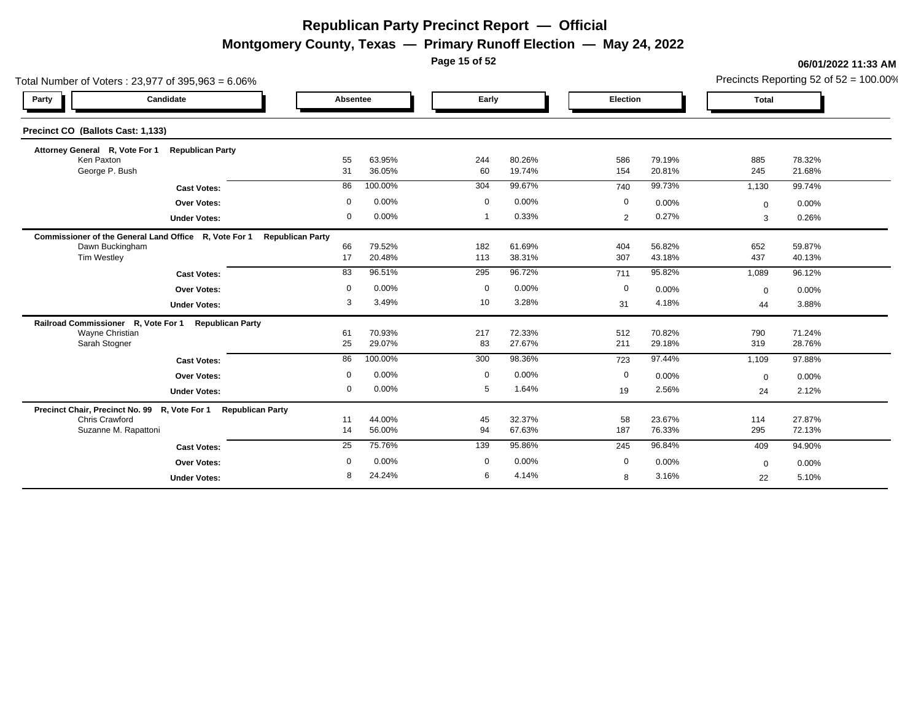# Republican Party Precinct Report — Official

## Montgomery County, Texas — Primary Runoff Election — May 24, 2022

06/01/2022 11:33 AM

Total Number of Voters : 23,977 of 395,963 = 6.06%

Precincts Reporting 52 of 52 = 100.00%

### Precinct CO (Ballots Cast: 1,133)

| Party | Candidate | Absentee | | Early | | Election | | Total | |
|---|---|---|---|---|---|---|---|---|---|
| **Attorney General R, Vote For 1 Republican Party** | | | | | | | | | |
| | Ken Paxton | 55 | 63.95% | 244 | 80.26% | 586 | 79.19% | 885 | 78.32% |
| | George P. Bush | 31 | 36.05% | 60 | 19.74% | 154 | 20.81% | 245 | 21.68% |
| | **Cast Votes:** | 86 | 100.00% | 304 | 99.67% | 740 | 99.73% | 1,130 | 99.74% |
| | **Over Votes:** | 0 | 0.00% | 0 | 0.00% | 0 | 0.00% | 0 | 0.00% |
| | **Under Votes:** | 0 | 0.00% | 1 | 0.33% | 2 | 0.27% | 3 | 0.26% |
| **Commissioner of the General Land Office R, Vote For 1 Republican Party** | | | | | | | | | |
| | Dawn Buckingham | 66 | 79.52% | 182 | 61.69% | 404 | 56.82% | 652 | 59.87% |
| | Tim Westley | 17 | 20.48% | 113 | 38.31% | 307 | 43.18% | 437 | 40.13% |
| | **Cast Votes:** | 83 | 96.51% | 295 | 96.72% | 711 | 95.82% | 1,089 | 96.12% |
| | **Over Votes:** | 0 | 0.00% | 0 | 0.00% | 0 | 0.00% | 0 | 0.00% |
| | **Under Votes:** | 3 | 3.49% | 10 | 3.28% | 31 | 4.18% | 44 | 3.88% |
| **Railroad Commissioner R, Vote For 1 Republican Party** | | | | | | | | | |
| | Wayne Christian | 61 | 70.93% | 217 | 72.33% | 512 | 70.82% | 790 | 71.24% |
| | Sarah Stogner | 25 | 29.07% | 83 | 27.67% | 211 | 29.18% | 319 | 28.76% |
| | **Cast Votes:** | 86 | 100.00% | 300 | 98.36% | 723 | 97.44% | 1,109 | 97.88% |
| | **Over Votes:** | 0 | 0.00% | 0 | 0.00% | 0 | 0.00% | 0 | 0.00% |
| | **Under Votes:** | 0 | 0.00% | 5 | 1.64% | 19 | 2.56% | 24 | 2.12% |
| **Precinct Chair, Precinct No. 99 R, Vote For 1 Republican Party** | | | | | | | | | |
| | Chris Crawford | 11 | 44.00% | 45 | 32.37% | 58 | 23.67% | 114 | 27.87% |
| | Suzanne M. Rapattoni | 14 | 56.00% | 94 | 67.63% | 187 | 76.33% | 295 | 72.13% |
| | **Cast Votes:** | 25 | 75.76% | 139 | 95.86% | 245 | 96.84% | 409 | 94.90% |
| | **Over Votes:** | 0 | 0.00% | 0 | 0.00% | 0 | 0.00% | 0 | 0.00% |
| | **Under Votes:** | 8 | 24.24% | 6 | 4.14% | 8 | 3.16% | 22 | 5.10% |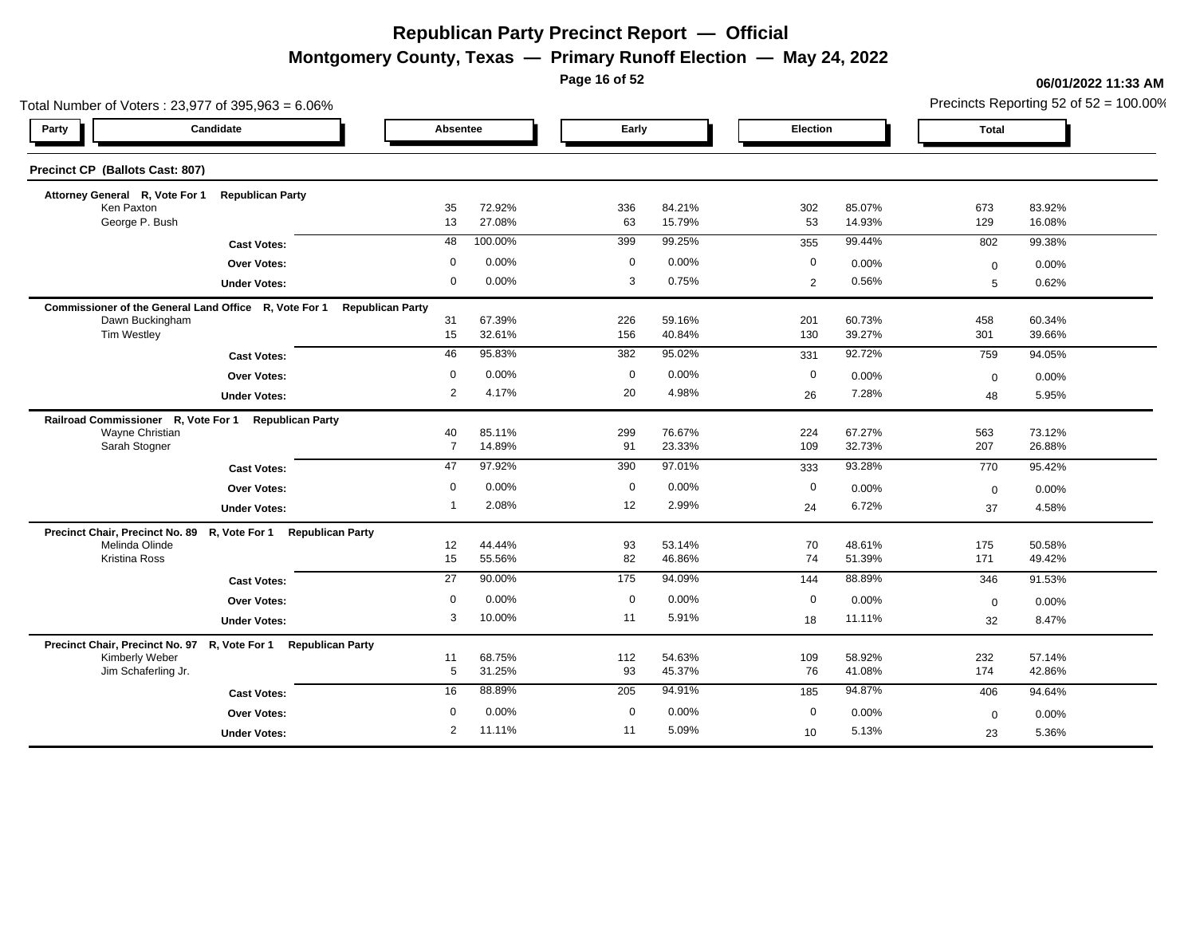# Republican Party Precinct Report — Official

## Montgomery County, Texas — Primary Runoff Election — May 24, 2022

06/01/2022 11:33 AM

Total Number of Voters : 23,977 of 395,963 = 6.06%

Precincts Reporting 52 of 52 = 100.00%

### Precinct CP (Ballots Cast: 807)

| Party | Candidate | Absentee | | Early | | Election | | Total | |
|---|---|---|---|---|---|---|---|---|---|
| **Attorney General R, Vote For 1 Republican Party** | | | | | | | | | |
| | Ken Paxton | 35 | 72.92% | 336 | 84.21% | 302 | 85.07% | 673 | 83.92% |
| | George P. Bush | 13 | 27.08% | 63 | 15.79% | 53 | 14.93% | 129 | 16.08% |
| | **Cast Votes:** | 48 | 100.00% | 399 | 99.25% | 355 | 99.44% | 802 | 99.38% |
| | **Over Votes:** | 0 | 0.00% | 0 | 0.00% | 0 | 0.00% | 0 | 0.00% |
| | **Under Votes:** | 0 | 0.00% | 3 | 0.75% | 2 | 0.56% | 5 | 0.62% |
| **Commissioner of the General Land Office R, Vote For 1 Republican Party** | | | | | | | | | |
| | Dawn Buckingham | 31 | 67.39% | 226 | 59.16% | 201 | 60.73% | 458 | 60.34% |
| | Tim Westley | 15 | 32.61% | 156 | 40.84% | 130 | 39.27% | 301 | 39.66% |
| | **Cast Votes:** | 46 | 95.83% | 382 | 95.02% | 331 | 92.72% | 759 | 94.05% |
| | **Over Votes:** | 0 | 0.00% | 0 | 0.00% | 0 | 0.00% | 0 | 0.00% |
| | **Under Votes:** | 2 | 4.17% | 20 | 4.98% | 26 | 7.28% | 48 | 5.95% |
| **Railroad Commissioner R, Vote For 1 Republican Party** | | | | | | | | | |
| | Wayne Christian | 40 | 85.11% | 299 | 76.67% | 224 | 67.27% | 563 | 73.12% |
| | Sarah Stogner | 7 | 14.89% | 91 | 23.33% | 109 | 32.73% | 207 | 26.88% |
| | **Cast Votes:** | 47 | 97.92% | 390 | 97.01% | 333 | 93.28% | 770 | 95.42% |
| | **Over Votes:** | 0 | 0.00% | 0 | 0.00% | 0 | 0.00% | 0 | 0.00% |
| | **Under Votes:** | 1 | 2.08% | 12 | 2.99% | 24 | 6.72% | 37 | 4.58% |
| **Precinct Chair, Precinct No. 89 R, Vote For 1 Republican Party** | | | | | | | | | |
| | Melinda Olinde | 12 | 44.44% | 93 | 53.14% | 70 | 48.61% | 175 | 50.58% |
| | Kristina Ross | 15 | 55.56% | 82 | 46.86% | 74 | 51.39% | 171 | 49.42% |
| | **Cast Votes:** | 27 | 90.00% | 175 | 94.09% | 144 | 88.89% | 346 | 91.53% |
| | **Over Votes:** | 0 | 0.00% | 0 | 0.00% | 0 | 0.00% | 0 | 0.00% |
| | **Under Votes:** | 3 | 10.00% | 11 | 5.91% | 18 | 11.11% | 32 | 8.47% |
| **Precinct Chair, Precinct No. 97 R, Vote For 1 Republican Party** | | | | | | | | | |
| | Kimberly Weber | 11 | 68.75% | 112 | 54.63% | 109 | 58.92% | 232 | 57.14% |
| | Jim Schaferling Jr. | 5 | 31.25% | 93 | 45.37% | 76 | 41.08% | 174 | 42.86% |
| | **Cast Votes:** | 16 | 88.89% | 205 | 94.91% | 185 | 94.87% | 406 | 94.64% |
| | **Over Votes:** | 0 | 0.00% | 0 | 0.00% | 0 | 0.00% | 0 | 0.00% |
| | **Under Votes:** | 2 | 11.11% | 11 | 5.09% | 10 | 5.13% | 23 | 5.36% |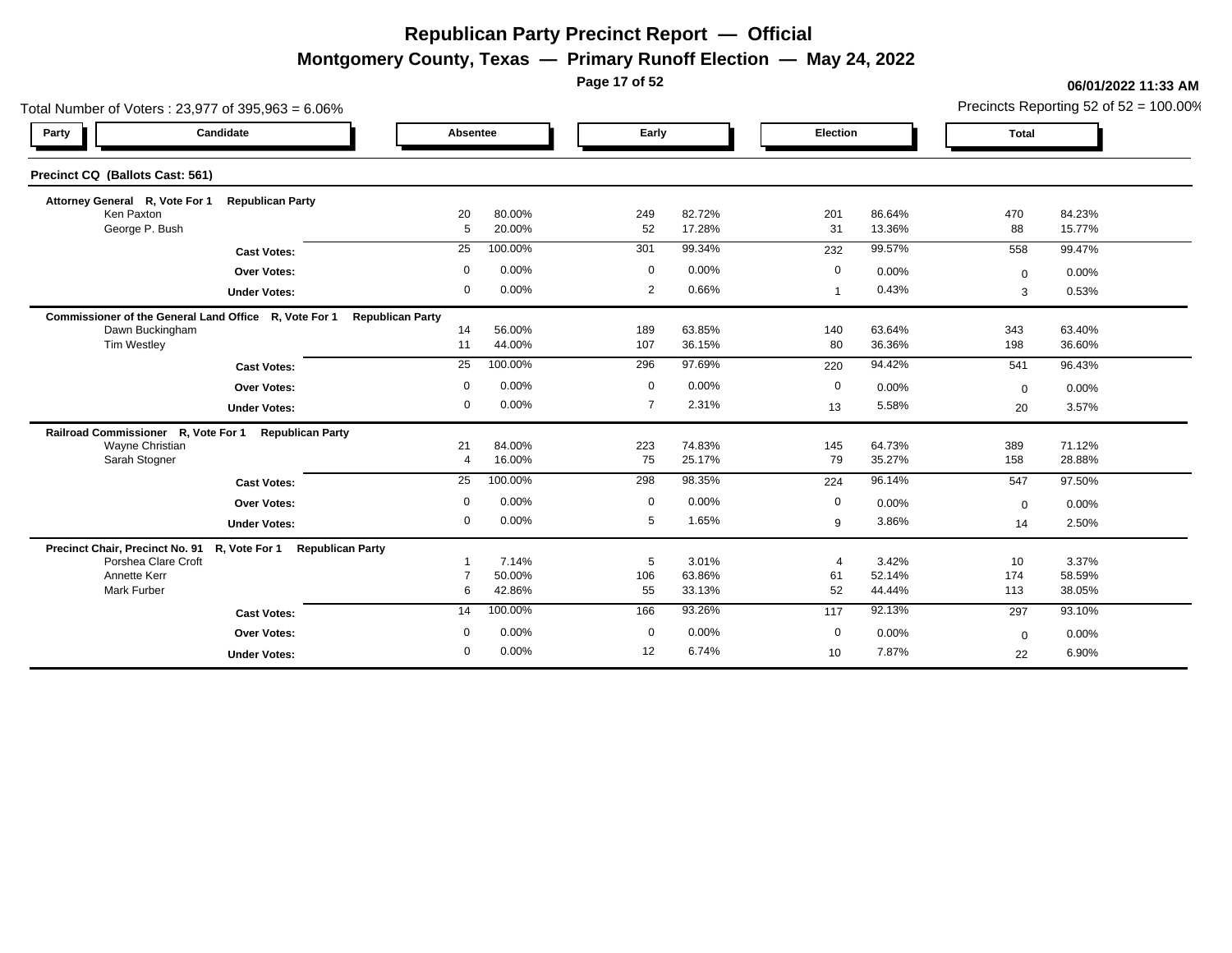# Republican Party Precinct Report — Official

## Montgomery County, Texas — Primary Runoff Election — May 24, 2022

**06/01/2022 11:33 AM**

Total Number of Voters : 23,977 of 395,963 = 6.06%

Precincts Reporting 52 of 52 = 100.00%

### Precinct CQ (Ballots Cast: 561)

| Party / Candidate | Absentee | | Early | | Election | | Total | |
|---|---|---|---|---|---|---|---|---|
| **Attorney General R, Vote For 1 Republican Party** | | | | | | | | |
| Ken Paxton | 20 | 80.00% | 249 | 82.72% | 201 | 86.64% | 470 | 84.23% |
| George P. Bush | 5 | 20.00% | 52 | 17.28% | 31 | 13.36% | 88 | 15.77% |
| **Cast Votes:** | 25 | 100.00% | 301 | 99.34% | 232 | 99.57% | 558 | 99.47% |
| **Over Votes:** | 0 | 0.00% | 0 | 0.00% | 0 | 0.00% | 0 | 0.00% |
| **Under Votes:** | 0 | 0.00% | 2 | 0.66% | 1 | 0.43% | 3 | 0.53% |
| **Commissioner of the General Land Office R, Vote For 1 Republican Party** | | | | | | | | |
| Dawn Buckingham | 14 | 56.00% | 189 | 63.85% | 140 | 63.64% | 343 | 63.40% |
| Tim Westley | 11 | 44.00% | 107 | 36.15% | 80 | 36.36% | 198 | 36.60% |
| **Cast Votes:** | 25 | 100.00% | 296 | 97.69% | 220 | 94.42% | 541 | 96.43% |
| **Over Votes:** | 0 | 0.00% | 0 | 0.00% | 0 | 0.00% | 0 | 0.00% |
| **Under Votes:** | 0 | 0.00% | 7 | 2.31% | 13 | 5.58% | 20 | 3.57% |
| **Railroad Commissioner R, Vote For 1 Republican Party** | | | | | | | | |
| Wayne Christian | 21 | 84.00% | 223 | 74.83% | 145 | 64.73% | 389 | 71.12% |
| Sarah Stogner | 4 | 16.00% | 75 | 25.17% | 79 | 35.27% | 158 | 28.88% |
| **Cast Votes:** | 25 | 100.00% | 298 | 98.35% | 224 | 96.14% | 547 | 97.50% |
| **Over Votes:** | 0 | 0.00% | 0 | 0.00% | 0 | 0.00% | 0 | 0.00% |
| **Under Votes:** | 0 | 0.00% | 5 | 1.65% | 9 | 3.86% | 14 | 2.50% |
| **Precinct Chair, Precinct No. 91 R, Vote For 1 Republican Party** | | | | | | | | |
| Porshea Clare Croft | 1 | 7.14% | 5 | 3.01% | 4 | 3.42% | 10 | 3.37% |
| Annette Kerr | 7 | 50.00% | 106 | 63.86% | 61 | 52.14% | 174 | 58.59% |
| Mark Furber | 6 | 42.86% | 55 | 33.13% | 52 | 44.44% | 113 | 38.05% |
| **Cast Votes:** | 14 | 100.00% | 166 | 93.26% | 117 | 92.13% | 297 | 93.10% |
| **Over Votes:** | 0 | 0.00% | 0 | 0.00% | 0 | 0.00% | 0 | 0.00% |
| **Under Votes:** | 0 | 0.00% | 12 | 6.74% | 10 | 7.87% | 22 | 6.90% |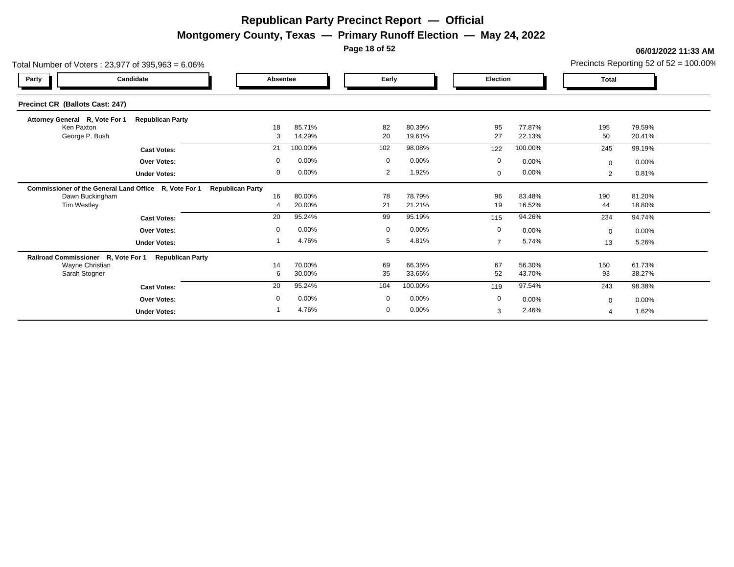# Republican Party Precinct Report — Official

## Montgomery County, Texas — Primary Runoff Election — May 24, 2022

**06/01/2022 11:33 AM**

Total Number of Voters : 23,977 of 395,963 = 6.06%

Precincts Reporting 52 of 52 = 100.00%

### Precinct CR (Ballots Cast: 247)

| Party | Candidate | Absentee | | Early | | Election | | Total | |
|---|---|---|---|---|---|---|---|---|---|
| **Attorney General R, Vote For 1** | **Republican Party** | | | | | | | | |
| | Ken Paxton | 18 | 85.71% | 82 | 80.39% | 95 | 77.87% | 195 | 79.59% |
| | George P. Bush | 3 | 14.29% | 20 | 19.61% | 27 | 22.13% | 50 | 20.41% |
| | **Cast Votes:** | 21 | 100.00% | 102 | 98.08% | 122 | 100.00% | 245 | 99.19% |
| | **Over Votes:** | 0 | 0.00% | 0 | 0.00% | 0 | 0.00% | 0 | 0.00% |
| | **Under Votes:** | 0 | 0.00% | 2 | 1.92% | 0 | 0.00% | 2 | 0.81% |
| **Commissioner of the General Land Office R, Vote For 1** | **Republican Party** | | | | | | | | |
| | Dawn Buckingham | 16 | 80.00% | 78 | 78.79% | 96 | 83.48% | 190 | 81.20% |
| | Tim Westley | 4 | 20.00% | 21 | 21.21% | 19 | 16.52% | 44 | 18.80% |
| | **Cast Votes:** | 20 | 95.24% | 99 | 95.19% | 115 | 94.26% | 234 | 94.74% |
| | **Over Votes:** | 0 | 0.00% | 0 | 0.00% | 0 | 0.00% | 0 | 0.00% |
| | **Under Votes:** | 1 | 4.76% | 5 | 4.81% | 7 | 5.74% | 13 | 5.26% |
| **Railroad Commissioner R, Vote For 1** | **Republican Party** | | | | | | | | |
| | Wayne Christian | 14 | 70.00% | 69 | 66.35% | 67 | 56.30% | 150 | 61.73% |
| | Sarah Stogner | 6 | 30.00% | 35 | 33.65% | 52 | 43.70% | 93 | 38.27% |
| | **Cast Votes:** | 20 | 95.24% | 104 | 100.00% | 119 | 97.54% | 243 | 98.38% |
| | **Over Votes:** | 0 | 0.00% | 0 | 0.00% | 0 | 0.00% | 0 | 0.00% |
| | **Under Votes:** | 1 | 4.76% | 0 | 0.00% | 3 | 2.46% | 4 | 1.62% |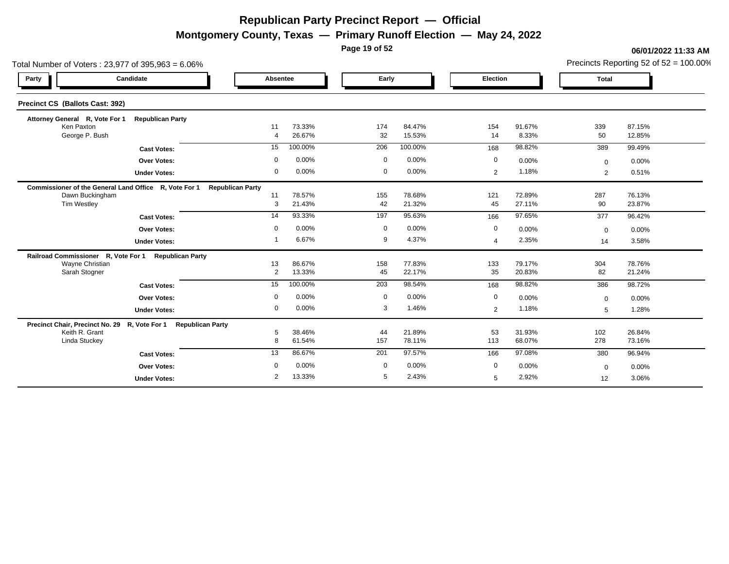# Republican Party Precinct Report — Official

## Montgomery County, Texas — Primary Runoff Election — May 24, 2022

**06/01/2022 11:33 AM**

Total Number of Voters : 23,977 of 395,963 = 6.06%

Precincts Reporting 52 of 52 = 100.00%

### Precinct CS (Ballots Cast: 392)

| Party | Candidate | Absentee | | Early | | Election | | Total | |
|---|---|---|---|---|---|---|---|---|---|
| **Attorney General R, Vote For 1** | **Republican Party** | | | | | | | | |
| | Ken Paxton | 11 | 73.33% | 174 | 84.47% | 154 | 91.67% | 339 | 87.15% |
| | George P. Bush | 4 | 26.67% | 32 | 15.53% | 14 | 8.33% | 50 | 12.85% |
| | **Cast Votes:** | 15 | 100.00% | 206 | 100.00% | 168 | 98.82% | 389 | 99.49% |
| | **Over Votes:** | 0 | 0.00% | 0 | 0.00% | 0 | 0.00% | 0 | 0.00% |
| | **Under Votes:** | 0 | 0.00% | 0 | 0.00% | 2 | 1.18% | 2 | 0.51% |
| **Commissioner of the General Land Office R, Vote For 1** | **Republican Party** | | | | | | | | |
| | Dawn Buckingham | 11 | 78.57% | 155 | 78.68% | 121 | 72.89% | 287 | 76.13% |
| | Tim Westley | 3 | 21.43% | 42 | 21.32% | 45 | 27.11% | 90 | 23.87% |
| | **Cast Votes:** | 14 | 93.33% | 197 | 95.63% | 166 | 97.65% | 377 | 96.42% |
| | **Over Votes:** | 0 | 0.00% | 0 | 0.00% | 0 | 0.00% | 0 | 0.00% |
| | **Under Votes:** | 1 | 6.67% | 9 | 4.37% | 4 | 2.35% | 14 | 3.58% |
| **Railroad Commissioner R, Vote For 1** | **Republican Party** | | | | | | | | |
| | Wayne Christian | 13 | 86.67% | 158 | 77.83% | 133 | 79.17% | 304 | 78.76% |
| | Sarah Stogner | 2 | 13.33% | 45 | 22.17% | 35 | 20.83% | 82 | 21.24% |
| | **Cast Votes:** | 15 | 100.00% | 203 | 98.54% | 168 | 98.82% | 386 | 98.72% |
| | **Over Votes:** | 0 | 0.00% | 0 | 0.00% | 0 | 0.00% | 0 | 0.00% |
| | **Under Votes:** | 0 | 0.00% | 3 | 1.46% | 2 | 1.18% | 5 | 1.28% |
| **Precinct Chair, Precinct No. 29 R, Vote For 1** | **Republican Party** | | | | | | | | |
| | Keith R. Grant | 5 | 38.46% | 44 | 21.89% | 53 | 31.93% | 102 | 26.84% |
| | Linda Stuckey | 8 | 61.54% | 157 | 78.11% | 113 | 68.07% | 278 | 73.16% |
| | **Cast Votes:** | 13 | 86.67% | 201 | 97.57% | 166 | 97.08% | 380 | 96.94% |
| | **Over Votes:** | 0 | 0.00% | 0 | 0.00% | 0 | 0.00% | 0 | 0.00% |
| | **Under Votes:** | 2 | 13.33% | 5 | 2.43% | 5 | 2.92% | 12 | 3.06% |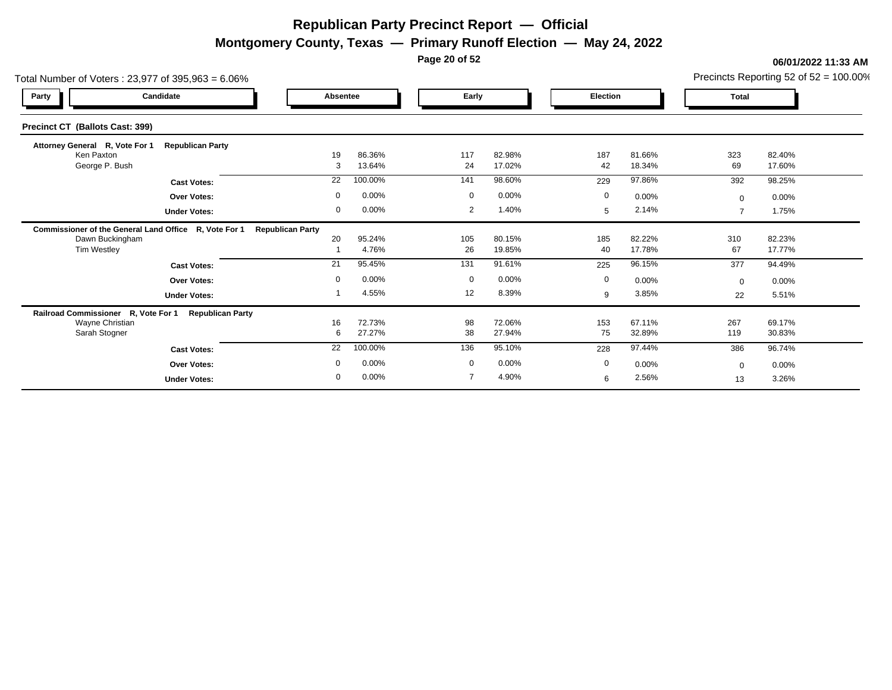# Republican Party Precinct Report — Official

## Montgomery County, Texas — Primary Runoff Election — May 24, 2022

**06/01/2022 11:33 AM**

Total Number of Voters : 23,977 of 395,963 = 6.06%

Precincts Reporting 52 of 52 = 100.00%

### Precinct CT (Ballots Cast: 399)

| Party | Candidate | Absentee | | Early | | Election | | Total | |
|---|---|---|---|---|---|---|---|---|---|
| **Attorney General R, Vote For 1 Republican Party** | | | | | | | | | |
| | Ken Paxton | 19 | 86.36% | 117 | 82.98% | 187 | 81.66% | 323 | 82.40% |
| | George P. Bush | 3 | 13.64% | 24 | 17.02% | 42 | 18.34% | 69 | 17.60% |
| | **Cast Votes:** | 22 | 100.00% | 141 | 98.60% | 229 | 97.86% | 392 | 98.25% |
| | **Over Votes:** | 0 | 0.00% | 0 | 0.00% | 0 | 0.00% | 0 | 0.00% |
| | **Under Votes:** | 0 | 0.00% | 2 | 1.40% | 5 | 2.14% | 7 | 1.75% |
| **Commissioner of the General Land Office R, Vote For 1 Republican Party** | | | | | | | | | |
| | Dawn Buckingham | 20 | 95.24% | 105 | 80.15% | 185 | 82.22% | 310 | 82.23% |
| | Tim Westley | 1 | 4.76% | 26 | 19.85% | 40 | 17.78% | 67 | 17.77% |
| | **Cast Votes:** | 21 | 95.45% | 131 | 91.61% | 225 | 96.15% | 377 | 94.49% |
| | **Over Votes:** | 0 | 0.00% | 0 | 0.00% | 0 | 0.00% | 0 | 0.00% |
| | **Under Votes:** | 1 | 4.55% | 12 | 8.39% | 9 | 3.85% | 22 | 5.51% |
| **Railroad Commissioner R, Vote For 1 Republican Party** | | | | | | | | | |
| | Wayne Christian | 16 | 72.73% | 98 | 72.06% | 153 | 67.11% | 267 | 69.17% |
| | Sarah Stogner | 6 | 27.27% | 38 | 27.94% | 75 | 32.89% | 119 | 30.83% |
| | **Cast Votes:** | 22 | 100.00% | 136 | 95.10% | 228 | 97.44% | 386 | 96.74% |
| | **Over Votes:** | 0 | 0.00% | 0 | 0.00% | 0 | 0.00% | 0 | 0.00% |
| | **Under Votes:** | 0 | 0.00% | 7 | 4.90% | 6 | 2.56% | 13 | 3.26% |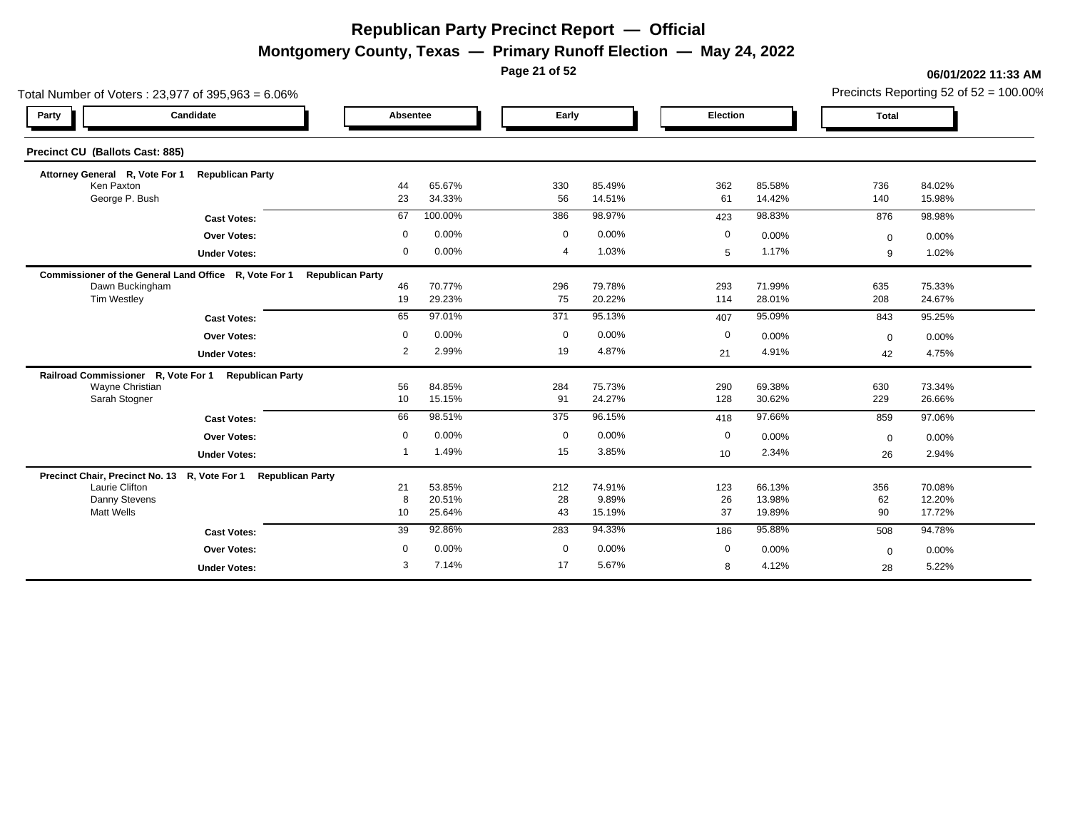# Republican Party Precinct Report — Official

## Montgomery County, Texas — Primary Runoff Election — May 24, 2022

**06/01/2022 11:33 AM**

Total Number of Voters : 23,977 of 395,963 = 6.06%

Precincts Reporting 52 of 52 = 100.00%

### Precinct CU (Ballots Cast: 885)

| Party / Candidate | Absentee | | Early | | Election | | Total | |
|---|---|---|---|---|---|---|---|---|
| **Attorney General R, Vote For 1 Republican Party** | | | | | | | | |
| Ken Paxton | 44 | 65.67% | 330 | 85.49% | 362 | 85.58% | 736 | 84.02% |
| George P. Bush | 23 | 34.33% | 56 | 14.51% | 61 | 14.42% | 140 | 15.98% |
| **Cast Votes:** | 67 | 100.00% | 386 | 98.97% | 423 | 98.83% | 876 | 98.98% |
| **Over Votes:** | 0 | 0.00% | 0 | 0.00% | 0 | 0.00% | 0 | 0.00% |
| **Under Votes:** | 0 | 0.00% | 4 | 1.03% | 5 | 1.17% | 9 | 1.02% |
| **Commissioner of the General Land Office R, Vote For 1 Republican Party** | | | | | | | | |
| Dawn Buckingham | 46 | 70.77% | 296 | 79.78% | 293 | 71.99% | 635 | 75.33% |
| Tim Westley | 19 | 29.23% | 75 | 20.22% | 114 | 28.01% | 208 | 24.67% |
| **Cast Votes:** | 65 | 97.01% | 371 | 95.13% | 407 | 95.09% | 843 | 95.25% |
| **Over Votes:** | 0 | 0.00% | 0 | 0.00% | 0 | 0.00% | 0 | 0.00% |
| **Under Votes:** | 2 | 2.99% | 19 | 4.87% | 21 | 4.91% | 42 | 4.75% |
| **Railroad Commissioner R, Vote For 1 Republican Party** | | | | | | | | |
| Wayne Christian | 56 | 84.85% | 284 | 75.73% | 290 | 69.38% | 630 | 73.34% |
| Sarah Stogner | 10 | 15.15% | 91 | 24.27% | 128 | 30.62% | 229 | 26.66% |
| **Cast Votes:** | 66 | 98.51% | 375 | 96.15% | 418 | 97.66% | 859 | 97.06% |
| **Over Votes:** | 0 | 0.00% | 0 | 0.00% | 0 | 0.00% | 0 | 0.00% |
| **Under Votes:** | 1 | 1.49% | 15 | 3.85% | 10 | 2.34% | 26 | 2.94% |
| **Precinct Chair, Precinct No. 13 R, Vote For 1 Republican Party** | | | | | | | | |
| Laurie Clifton | 21 | 53.85% | 212 | 74.91% | 123 | 66.13% | 356 | 70.08% |
| Danny Stevens | 8 | 20.51% | 28 | 9.89% | 26 | 13.98% | 62 | 12.20% |
| Matt Wells | 10 | 25.64% | 43 | 15.19% | 37 | 19.89% | 90 | 17.72% |
| **Cast Votes:** | 39 | 92.86% | 283 | 94.33% | 186 | 95.88% | 508 | 94.78% |
| **Over Votes:** | 0 | 0.00% | 0 | 0.00% | 0 | 0.00% | 0 | 0.00% |
| **Under Votes:** | 3 | 7.14% | 17 | 5.67% | 8 | 4.12% | 28 | 5.22% |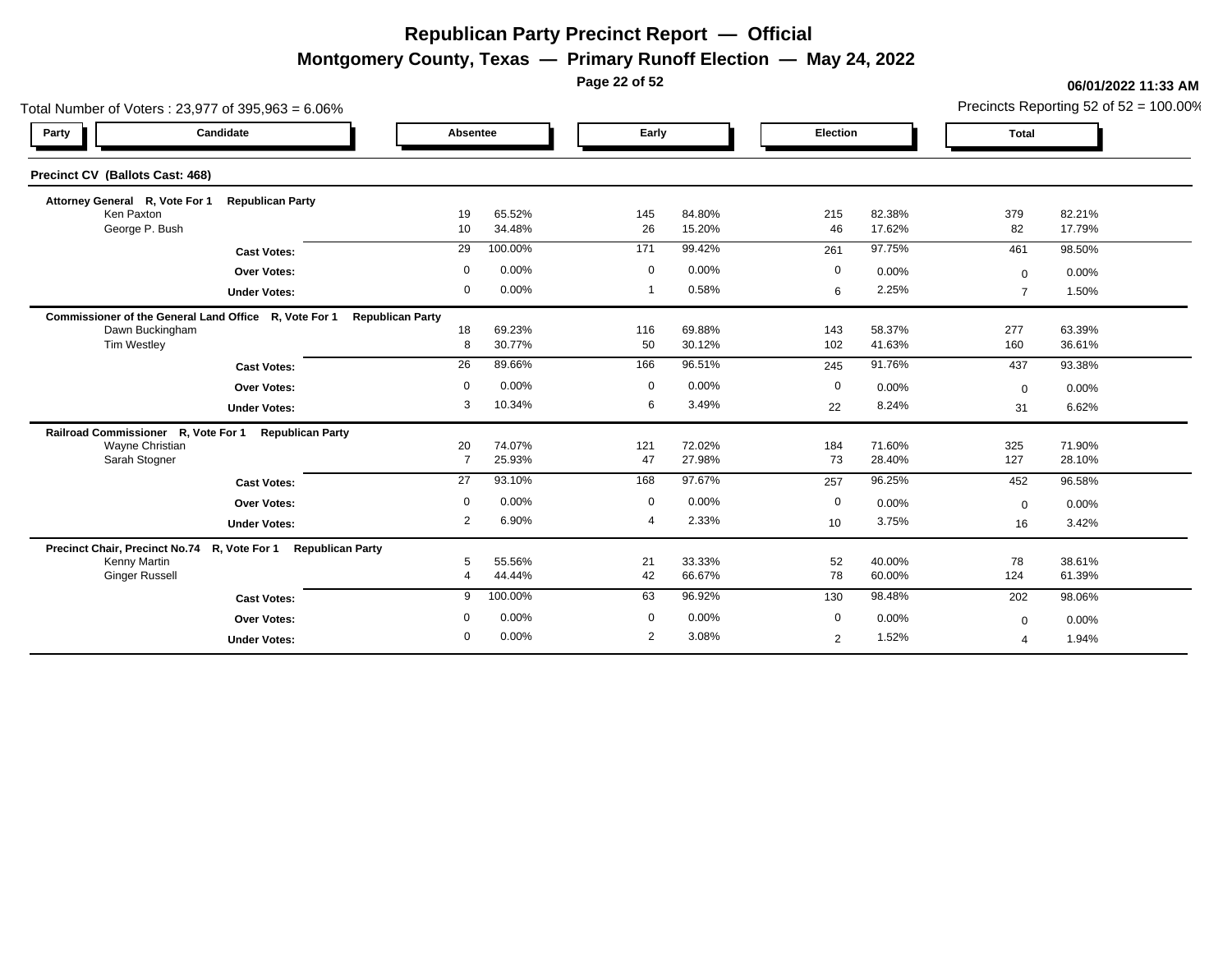# Republican Party Precinct Report — Official

## Montgomery County, Texas — Primary Runoff Election — May 24, 2022

06/01/2022 11:33 AM

Total Number of Voters : 23,977 of 395,963 = 6.06%

Precincts Reporting 52 of 52 = 100.00%

### Precinct CV (Ballots Cast: 468)

| Party | Candidate | Absentee | | Early | | Election | | Total | |
|---|---|---|---|---|---|---|---|---|---|
| **Attorney General R, Vote For 1** | **Republican Party** | | | | | | | | |
| | Ken Paxton | 19 | 65.52% | 145 | 84.80% | 215 | 82.38% | 379 | 82.21% |
| | George P. Bush | 10 | 34.48% | 26 | 15.20% | 46 | 17.62% | 82 | 17.79% |
| | **Cast Votes:** | 29 | 100.00% | 171 | 99.42% | 261 | 97.75% | 461 | 98.50% |
| | **Over Votes:** | 0 | 0.00% | 0 | 0.00% | 0 | 0.00% | 0 | 0.00% |
| | **Under Votes:** | 0 | 0.00% | 1 | 0.58% | 6 | 2.25% | 7 | 1.50% |
| **Commissioner of the General Land Office R, Vote For 1** | **Republican Party** | | | | | | | | |
| | Dawn Buckingham | 18 | 69.23% | 116 | 69.88% | 143 | 58.37% | 277 | 63.39% |
| | Tim Westley | 8 | 30.77% | 50 | 30.12% | 102 | 41.63% | 160 | 36.61% |
| | **Cast Votes:** | 26 | 89.66% | 166 | 96.51% | 245 | 91.76% | 437 | 93.38% |
| | **Over Votes:** | 0 | 0.00% | 0 | 0.00% | 0 | 0.00% | 0 | 0.00% |
| | **Under Votes:** | 3 | 10.34% | 6 | 3.49% | 22 | 8.24% | 31 | 6.62% |
| **Railroad Commissioner R, Vote For 1** | **Republican Party** | | | | | | | | |
| | Wayne Christian | 20 | 74.07% | 121 | 72.02% | 184 | 71.60% | 325 | 71.90% |
| | Sarah Stogner | 7 | 25.93% | 47 | 27.98% | 73 | 28.40% | 127 | 28.10% |
| | **Cast Votes:** | 27 | 93.10% | 168 | 97.67% | 257 | 96.25% | 452 | 96.58% |
| | **Over Votes:** | 0 | 0.00% | 0 | 0.00% | 0 | 0.00% | 0 | 0.00% |
| | **Under Votes:** | 2 | 6.90% | 4 | 2.33% | 10 | 3.75% | 16 | 3.42% |
| **Precinct Chair, Precinct No.74 R, Vote For 1** | **Republican Party** | | | | | | | | |
| | Kenny Martin | 5 | 55.56% | 21 | 33.33% | 52 | 40.00% | 78 | 38.61% |
| | Ginger Russell | 4 | 44.44% | 42 | 66.67% | 78 | 60.00% | 124 | 61.39% |
| | **Cast Votes:** | 9 | 100.00% | 63 | 96.92% | 130 | 98.48% | 202 | 98.06% |
| | **Over Votes:** | 0 | 0.00% | 0 | 0.00% | 0 | 0.00% | 0 | 0.00% |
| | **Under Votes:** | 0 | 0.00% | 2 | 3.08% | 2 | 1.52% | 4 | 1.94% |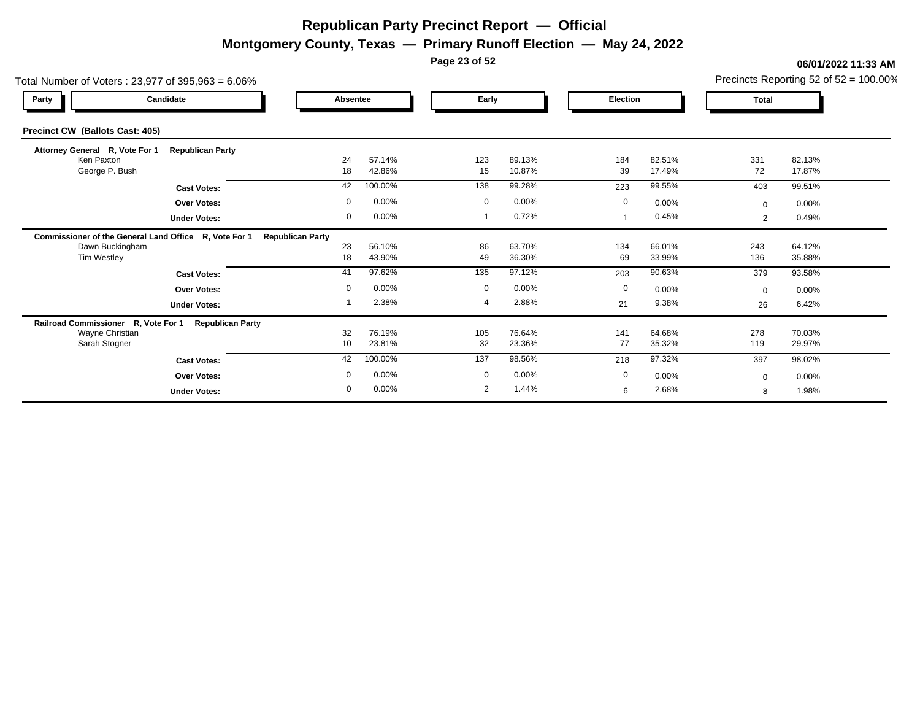# Republican Party Precinct Report — Official

## Montgomery County, Texas — Primary Runoff Election — May 24, 2022

**06/01/2022 11:33 AM**

Total Number of Voters : 23,977 of 395,963 = 6.06%

Precincts Reporting 52 of 52 = 100.00%

### Precinct CW (Ballots Cast: 405)

| Party | Candidate | Absentee | | Early | | Election | | Total | |
|---|---|---|---|---|---|---|---|---|---|
| **Attorney General R, Vote For 1 Republican Party** | | | | | | | | | |
| | Ken Paxton | 24 | 57.14% | 123 | 89.13% | 184 | 82.51% | 331 | 82.13% |
| | George P. Bush | 18 | 42.86% | 15 | 10.87% | 39 | 17.49% | 72 | 17.87% |
| | **Cast Votes:** | 42 | 100.00% | 138 | 99.28% | 223 | 99.55% | 403 | 99.51% |
| | **Over Votes:** | 0 | 0.00% | 0 | 0.00% | 0 | 0.00% | 0 | 0.00% |
| | **Under Votes:** | 0 | 0.00% | 1 | 0.72% | 1 | 0.45% | 2 | 0.49% |
| **Commissioner of the General Land Office R, Vote For 1 Republican Party** | | | | | | | | | |
| | Dawn Buckingham | 23 | 56.10% | 86 | 63.70% | 134 | 66.01% | 243 | 64.12% |
| | Tim Westley | 18 | 43.90% | 49 | 36.30% | 69 | 33.99% | 136 | 35.88% |
| | **Cast Votes:** | 41 | 97.62% | 135 | 97.12% | 203 | 90.63% | 379 | 93.58% |
| | **Over Votes:** | 0 | 0.00% | 0 | 0.00% | 0 | 0.00% | 0 | 0.00% |
| | **Under Votes:** | 1 | 2.38% | 4 | 2.88% | 21 | 9.38% | 26 | 6.42% |
| **Railroad Commissioner R, Vote For 1 Republican Party** | | | | | | | | | |
| | Wayne Christian | 32 | 76.19% | 105 | 76.64% | 141 | 64.68% | 278 | 70.03% |
| | Sarah Stogner | 10 | 23.81% | 32 | 23.36% | 77 | 35.32% | 119 | 29.97% |
| | **Cast Votes:** | 42 | 100.00% | 137 | 98.56% | 218 | 97.32% | 397 | 98.02% |
| | **Over Votes:** | 0 | 0.00% | 0 | 0.00% | 0 | 0.00% | 0 | 0.00% |
| | **Under Votes:** | 0 | 0.00% | 2 | 1.44% | 6 | 2.68% | 8 | 1.98% |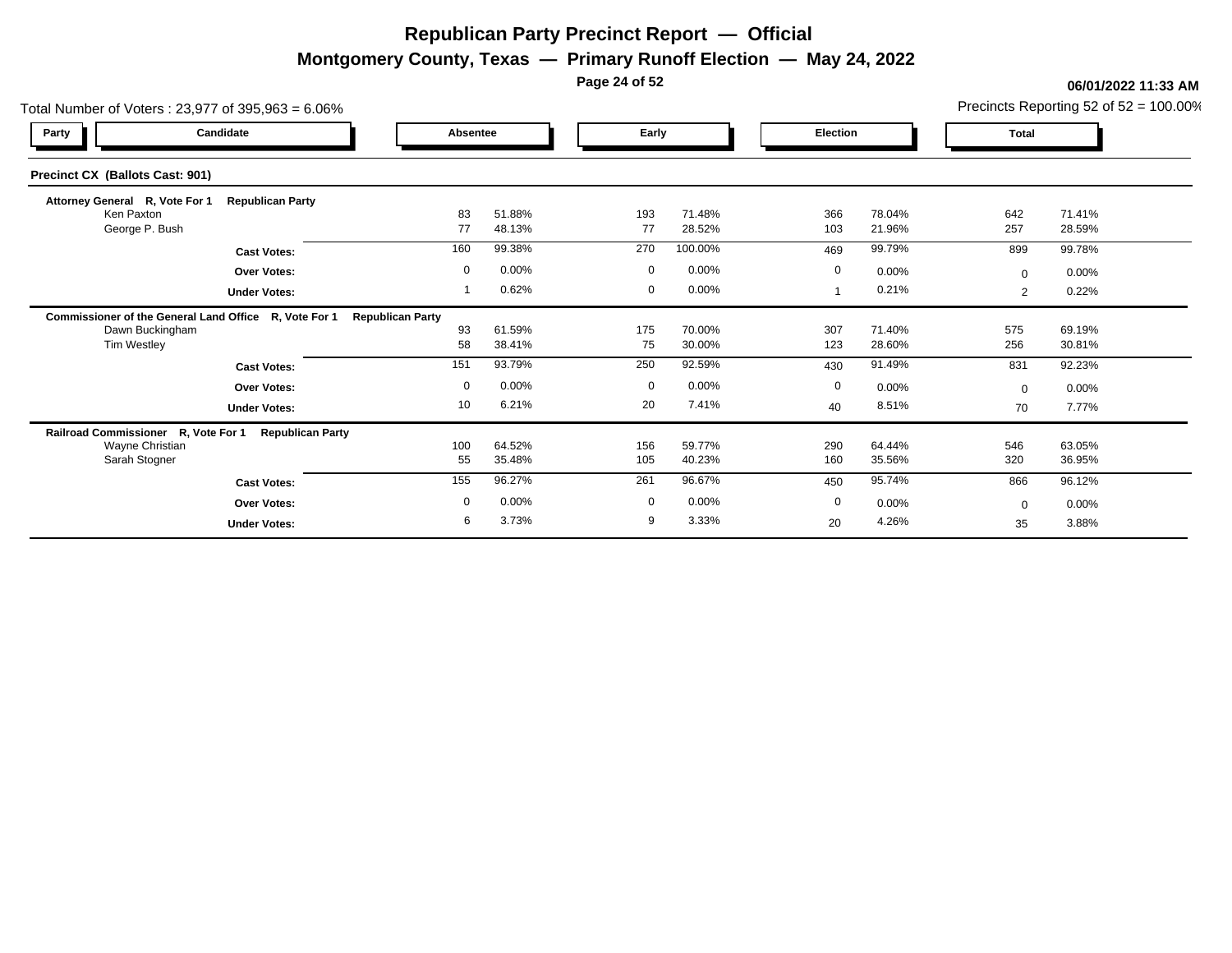# Republican Party Precinct Report — Official

## Montgomery County, Texas — Primary Runoff Election — May 24, 2022

**06/01/2022 11:33 AM**

Total Number of Voters : 23,977 of 395,963 = 6.06%

Precincts Reporting 52 of 52 = 100.00%

### Precinct CX (Ballots Cast: 901)

| Party / Candidate | Absentee | | Early | | Election | | Total | |
|---|---|---|---|---|---|---|---|---|
| **Attorney General R, Vote For 1 Republican Party** | | | | | | | | |
| Ken Paxton | 83 | 51.88% | 193 | 71.48% | 366 | 78.04% | 642 | 71.41% |
| George P. Bush | 77 | 48.13% | 77 | 28.52% | 103 | 21.96% | 257 | 28.59% |
| **Cast Votes:** | 160 | 99.38% | 270 | 100.00% | 469 | 99.79% | 899 | 99.78% |
| **Over Votes:** | 0 | 0.00% | 0 | 0.00% | 0 | 0.00% | 0 | 0.00% |
| **Under Votes:** | 1 | 0.62% | 0 | 0.00% | 1 | 0.21% | 2 | 0.22% |
| **Commissioner of the General Land Office R, Vote For 1 Republican Party** | | | | | | | | |
| Dawn Buckingham | 93 | 61.59% | 175 | 70.00% | 307 | 71.40% | 575 | 69.19% |
| Tim Westley | 58 | 38.41% | 75 | 30.00% | 123 | 28.60% | 256 | 30.81% |
| **Cast Votes:** | 151 | 93.79% | 250 | 92.59% | 430 | 91.49% | 831 | 92.23% |
| **Over Votes:** | 0 | 0.00% | 0 | 0.00% | 0 | 0.00% | 0 | 0.00% |
| **Under Votes:** | 10 | 6.21% | 20 | 7.41% | 40 | 8.51% | 70 | 7.77% |
| **Railroad Commissioner R, Vote For 1 Republican Party** | | | | | | | | |
| Wayne Christian | 100 | 64.52% | 156 | 59.77% | 290 | 64.44% | 546 | 63.05% |
| Sarah Stogner | 55 | 35.48% | 105 | 40.23% | 160 | 35.56% | 320 | 36.95% |
| **Cast Votes:** | 155 | 96.27% | 261 | 96.67% | 450 | 95.74% | 866 | 96.12% |
| **Over Votes:** | 0 | 0.00% | 0 | 0.00% | 0 | 0.00% | 0 | 0.00% |
| **Under Votes:** | 6 | 3.73% | 9 | 3.33% | 20 | 4.26% | 35 | 3.88% |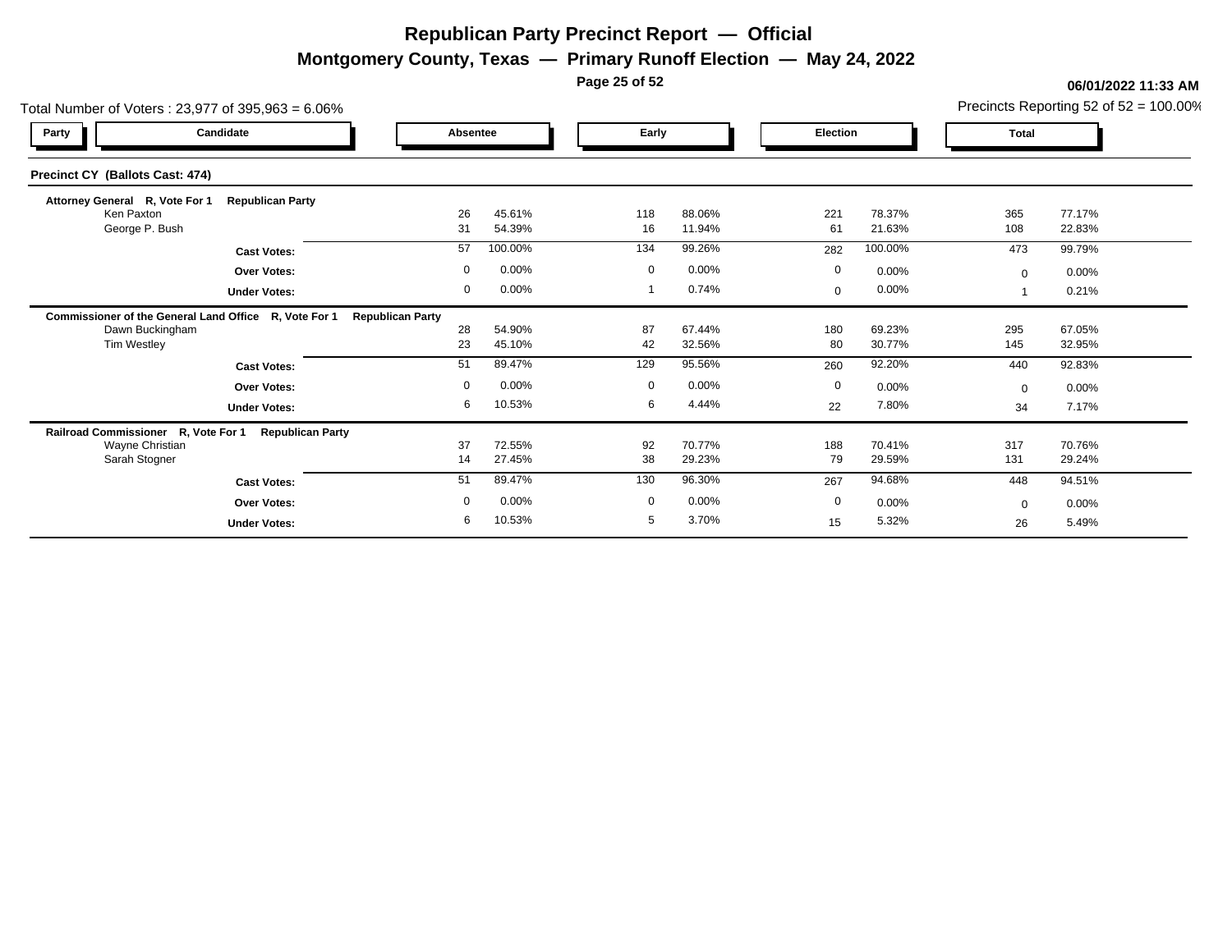# Republican Party Precinct Report — Official

## Montgomery County, Texas — Primary Runoff Election — May 24, 2022

06/01/2022 11:33 AM

Total Number of Voters : 23,977 of 395,963 = 6.06%

Precincts Reporting 52 of 52 = 100.00%

### Precinct CY (Ballots Cast: 474)

| Party | Candidate | Absentee | | Early | | Election | | Total | |
|---|---|---|---|---|---|---|---|---|---|
| **Attorney General R, Vote For 1** | **Republican Party** | | | | | | | | |
| | Ken Paxton | 26 | 45.61% | 118 | 88.06% | 221 | 78.37% | 365 | 77.17% |
| | George P. Bush | 31 | 54.39% | 16 | 11.94% | 61 | 21.63% | 108 | 22.83% |
| | **Cast Votes:** | 57 | 100.00% | 134 | 99.26% | 282 | 100.00% | 473 | 99.79% |
| | **Over Votes:** | 0 | 0.00% | 0 | 0.00% | 0 | 0.00% | 0 | 0.00% |
| | **Under Votes:** | 0 | 0.00% | 1 | 0.74% | 0 | 0.00% | 1 | 0.21% |
| **Commissioner of the General Land Office R, Vote For 1** | **Republican Party** | | | | | | | | |
| | Dawn Buckingham | 28 | 54.90% | 87 | 67.44% | 180 | 69.23% | 295 | 67.05% |
| | Tim Westley | 23 | 45.10% | 42 | 32.56% | 80 | 30.77% | 145 | 32.95% |
| | **Cast Votes:** | 51 | 89.47% | 129 | 95.56% | 260 | 92.20% | 440 | 92.83% |
| | **Over Votes:** | 0 | 0.00% | 0 | 0.00% | 0 | 0.00% | 0 | 0.00% |
| | **Under Votes:** | 6 | 10.53% | 6 | 4.44% | 22 | 7.80% | 34 | 7.17% |
| **Railroad Commissioner R, Vote For 1** | **Republican Party** | | | | | | | | |
| | Wayne Christian | 37 | 72.55% | 92 | 70.77% | 188 | 70.41% | 317 | 70.76% |
| | Sarah Stogner | 14 | 27.45% | 38 | 29.23% | 79 | 29.59% | 131 | 29.24% |
| | **Cast Votes:** | 51 | 89.47% | 130 | 96.30% | 267 | 94.68% | 448 | 94.51% |
| | **Over Votes:** | 0 | 0.00% | 0 | 0.00% | 0 | 0.00% | 0 | 0.00% |
| | **Under Votes:** | 6 | 10.53% | 5 | 3.70% | 15 | 5.32% | 26 | 5.49% |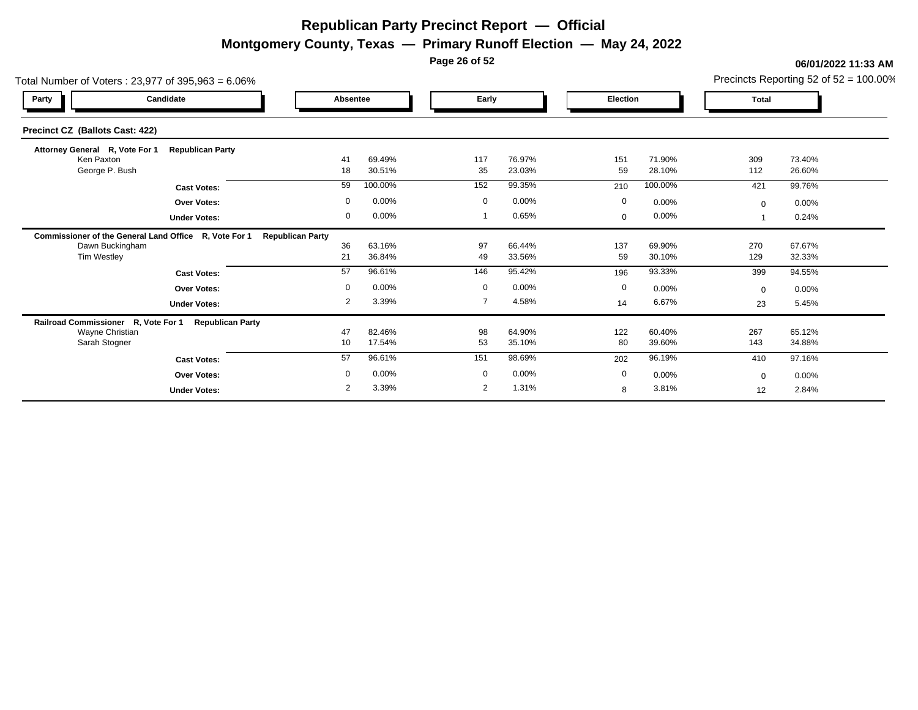# Republican Party Precinct Report — Official

## Montgomery County, Texas — Primary Runoff Election — May 24, 2022

**06/01/2022 11:33 AM**

Total Number of Voters : 23,977 of 395,963 = 6.06%

Precincts Reporting 52 of 52 = 100.00%

### Precinct CZ (Ballots Cast: 422)

| Party | Candidate | Absentee | | Early | | Election | | Total | |
|---|---|---|---|---|---|---|---|---|---|
| **Attorney General R, Vote For 1** | **Republican Party** | | | | | | | | |
| | Ken Paxton | 41 | 69.49% | 117 | 76.97% | 151 | 71.90% | 309 | 73.40% |
| | George P. Bush | 18 | 30.51% | 35 | 23.03% | 59 | 28.10% | 112 | 26.60% |
| | **Cast Votes:** | 59 | 100.00% | 152 | 99.35% | 210 | 100.00% | 421 | 99.76% |
| | **Over Votes:** | 0 | 0.00% | 0 | 0.00% | 0 | 0.00% | 0 | 0.00% |
| | **Under Votes:** | 0 | 0.00% | 1 | 0.65% | 0 | 0.00% | 1 | 0.24% |
| **Commissioner of the General Land Office R, Vote For 1** | **Republican Party** | | | | | | | | |
| | Dawn Buckingham | 36 | 63.16% | 97 | 66.44% | 137 | 69.90% | 270 | 67.67% |
| | Tim Westley | 21 | 36.84% | 49 | 33.56% | 59 | 30.10% | 129 | 32.33% |
| | **Cast Votes:** | 57 | 96.61% | 146 | 95.42% | 196 | 93.33% | 399 | 94.55% |
| | **Over Votes:** | 0 | 0.00% | 0 | 0.00% | 0 | 0.00% | 0 | 0.00% |
| | **Under Votes:** | 2 | 3.39% | 7 | 4.58% | 14 | 6.67% | 23 | 5.45% |
| **Railroad Commissioner R, Vote For 1** | **Republican Party** | | | | | | | | |
| | Wayne Christian | 47 | 82.46% | 98 | 64.90% | 122 | 60.40% | 267 | 65.12% |
| | Sarah Stogner | 10 | 17.54% | 53 | 35.10% | 80 | 39.60% | 143 | 34.88% |
| | **Cast Votes:** | 57 | 96.61% | 151 | 98.69% | 202 | 96.19% | 410 | 97.16% |
| | **Over Votes:** | 0 | 0.00% | 0 | 0.00% | 0 | 0.00% | 0 | 0.00% |
| | **Under Votes:** | 2 | 3.39% | 2 | 1.31% | 8 | 3.81% | 12 | 2.84% |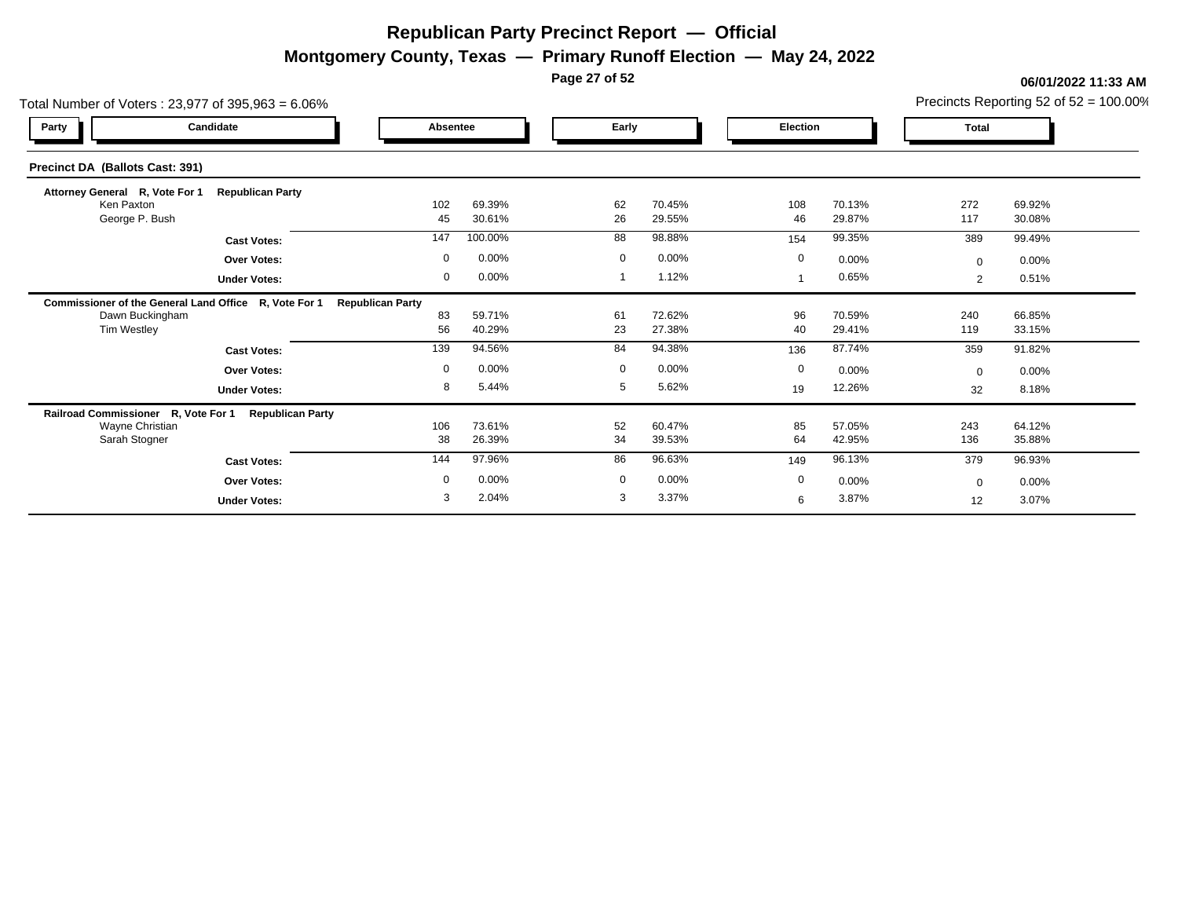# Republican Party Precinct Report — Official

## Montgomery County, Texas — Primary Runoff Election — May 24, 2022

**06/01/2022 11:33 AM**

Total Number of Voters : 23,977 of 395,963 = 6.06%

Precincts Reporting 52 of 52 = 100.00%

### Precinct DA (Ballots Cast: 391)

| Party / Candidate | Absentee | | Early | | Election | | Total | |
|---|---|---|---|---|---|---|---|---|
| **Attorney General R, Vote For 1 Republican Party** | | | | | | | | |
| Ken Paxton | 102 | 69.39% | 62 | 70.45% | 108 | 70.13% | 272 | 69.92% |
| George P. Bush | 45 | 30.61% | 26 | 29.55% | 46 | 29.87% | 117 | 30.08% |
| **Cast Votes:** | 147 | 100.00% | 88 | 98.88% | 154 | 99.35% | 389 | 99.49% |
| **Over Votes:** | 0 | 0.00% | 0 | 0.00% | 0 | 0.00% | 0 | 0.00% |
| **Under Votes:** | 0 | 0.00% | 1 | 1.12% | 1 | 0.65% | 2 | 0.51% |
| **Commissioner of the General Land Office R, Vote For 1 Republican Party** | | | | | | | | |
| Dawn Buckingham | 83 | 59.71% | 61 | 72.62% | 96 | 70.59% | 240 | 66.85% |
| Tim Westley | 56 | 40.29% | 23 | 27.38% | 40 | 29.41% | 119 | 33.15% |
| **Cast Votes:** | 139 | 94.56% | 84 | 94.38% | 136 | 87.74% | 359 | 91.82% |
| **Over Votes:** | 0 | 0.00% | 0 | 0.00% | 0 | 0.00% | 0 | 0.00% |
| **Under Votes:** | 8 | 5.44% | 5 | 5.62% | 19 | 12.26% | 32 | 8.18% |
| **Railroad Commissioner R, Vote For 1 Republican Party** | | | | | | | | |
| Wayne Christian | 106 | 73.61% | 52 | 60.47% | 85 | 57.05% | 243 | 64.12% |
| Sarah Stogner | 38 | 26.39% | 34 | 39.53% | 64 | 42.95% | 136 | 35.88% |
| **Cast Votes:** | 144 | 97.96% | 86 | 96.63% | 149 | 96.13% | 379 | 96.93% |
| **Over Votes:** | 0 | 0.00% | 0 | 0.00% | 0 | 0.00% | 0 | 0.00% |
| **Under Votes:** | 3 | 2.04% | 3 | 3.37% | 6 | 3.87% | 12 | 3.07% |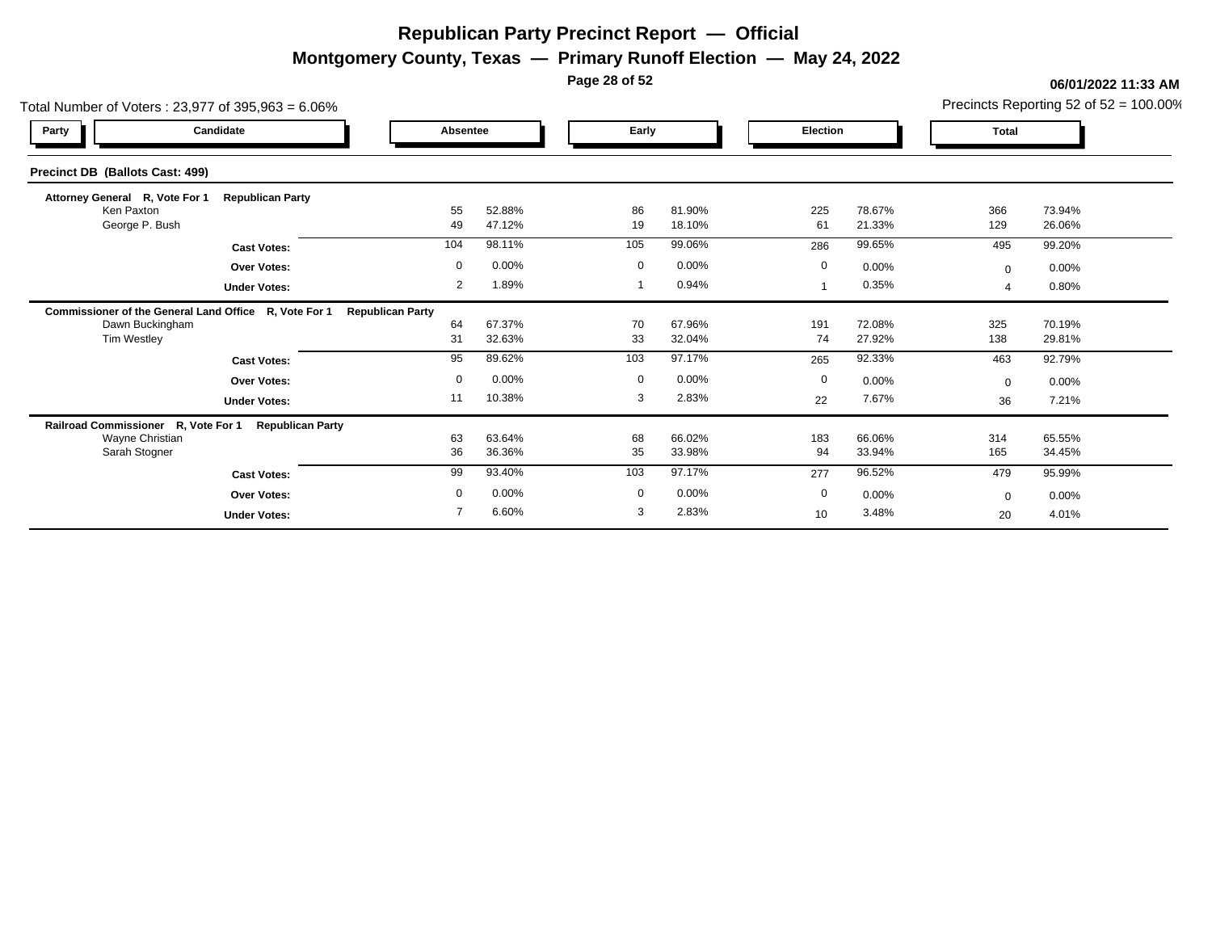# Republican Party Precinct Report — Official

## Montgomery County, Texas — Primary Runoff Election — May 24, 2022

06/01/2022 11:33 AM

Total Number of Voters : 23,977 of 395,963 = 6.06%

Precincts Reporting 52 of 52 = 100.00%

### Precinct DB (Ballots Cast: 499)

| Party | Candidate | Absentee | | Early | | Election | | Total | |
|---|---|---|---|---|---|---|---|---|---|
| **Attorney General R, Vote For 1** | **Republican Party** | | | | | | | | |
| | Ken Paxton | 55 | 52.88% | 86 | 81.90% | 225 | 78.67% | 366 | 73.94% |
| | George P. Bush | 49 | 47.12% | 19 | 18.10% | 61 | 21.33% | 129 | 26.06% |
| | **Cast Votes:** | 104 | 98.11% | 105 | 99.06% | 286 | 99.65% | 495 | 99.20% |
| | **Over Votes:** | 0 | 0.00% | 0 | 0.00% | 0 | 0.00% | 0 | 0.00% |
| | **Under Votes:** | 2 | 1.89% | 1 | 0.94% | 1 | 0.35% | 4 | 0.80% |
| **Commissioner of the General Land Office R, Vote For 1** | **Republican Party** | | | | | | | | |
| | Dawn Buckingham | 64 | 67.37% | 70 | 67.96% | 191 | 72.08% | 325 | 70.19% |
| | Tim Westley | 31 | 32.63% | 33 | 32.04% | 74 | 27.92% | 138 | 29.81% |
| | **Cast Votes:** | 95 | 89.62% | 103 | 97.17% | 265 | 92.33% | 463 | 92.79% |
| | **Over Votes:** | 0 | 0.00% | 0 | 0.00% | 0 | 0.00% | 0 | 0.00% |
| | **Under Votes:** | 11 | 10.38% | 3 | 2.83% | 22 | 7.67% | 36 | 7.21% |
| **Railroad Commissioner R, Vote For 1** | **Republican Party** | | | | | | | | |
| | Wayne Christian | 63 | 63.64% | 68 | 66.02% | 183 | 66.06% | 314 | 65.55% |
| | Sarah Stogner | 36 | 36.36% | 35 | 33.98% | 94 | 33.94% | 165 | 34.45% |
| | **Cast Votes:** | 99 | 93.40% | 103 | 97.17% | 277 | 96.52% | 479 | 95.99% |
| | **Over Votes:** | 0 | 0.00% | 0 | 0.00% | 0 | 0.00% | 0 | 0.00% |
| | **Under Votes:** | 7 | 6.60% | 3 | 2.83% | 10 | 3.48% | 20 | 4.01% |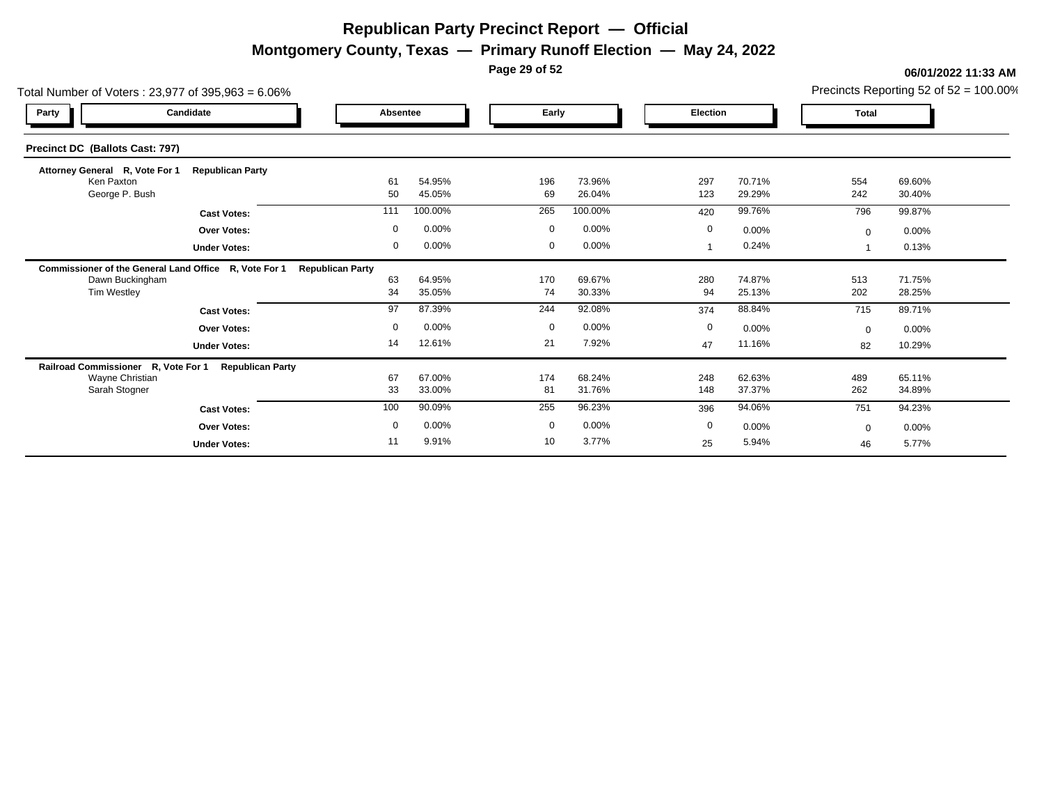# Republican Party Precinct Report — Official

## Montgomery County, Texas — Primary Runoff Election — May 24, 2022

**06/01/2022 11:33 AM**

Total Number of Voters : 23,977 of 395,963 = 6.06%

Precincts Reporting 52 of 52 = 100.00%

### Precinct DC (Ballots Cast: 797)

| Party | Candidate | Absentee | | Early | | Election | | Total | |
|---|---|---|---|---|---|---|---|---|---|
| **Attorney General R, Vote For 1** | **Republican Party** | | | | | | | | |
| | Ken Paxton | 61 | 54.95% | 196 | 73.96% | 297 | 70.71% | 554 | 69.60% |
| | George P. Bush | 50 | 45.05% | 69 | 26.04% | 123 | 29.29% | 242 | 30.40% |
| | **Cast Votes:** | 111 | 100.00% | 265 | 100.00% | 420 | 99.76% | 796 | 99.87% |
| | **Over Votes:** | 0 | 0.00% | 0 | 0.00% | 0 | 0.00% | 0 | 0.00% |
| | **Under Votes:** | 0 | 0.00% | 0 | 0.00% | 1 | 0.24% | 1 | 0.13% |
| **Commissioner of the General Land Office R, Vote For 1** | **Republican Party** | | | | | | | | |
| | Dawn Buckingham | 63 | 64.95% | 170 | 69.67% | 280 | 74.87% | 513 | 71.75% |
| | Tim Westley | 34 | 35.05% | 74 | 30.33% | 94 | 25.13% | 202 | 28.25% |
| | **Cast Votes:** | 97 | 87.39% | 244 | 92.08% | 374 | 88.84% | 715 | 89.71% |
| | **Over Votes:** | 0 | 0.00% | 0 | 0.00% | 0 | 0.00% | 0 | 0.00% |
| | **Under Votes:** | 14 | 12.61% | 21 | 7.92% | 47 | 11.16% | 82 | 10.29% |
| **Railroad Commissioner R, Vote For 1** | **Republican Party** | | | | | | | | |
| | Wayne Christian | 67 | 67.00% | 174 | 68.24% | 248 | 62.63% | 489 | 65.11% |
| | Sarah Stogner | 33 | 33.00% | 81 | 31.76% | 148 | 37.37% | 262 | 34.89% |
| | **Cast Votes:** | 100 | 90.09% | 255 | 96.23% | 396 | 94.06% | 751 | 94.23% |
| | **Over Votes:** | 0 | 0.00% | 0 | 0.00% | 0 | 0.00% | 0 | 0.00% |
| | **Under Votes:** | 11 | 9.91% | 10 | 3.77% | 25 | 5.94% | 46 | 5.77% |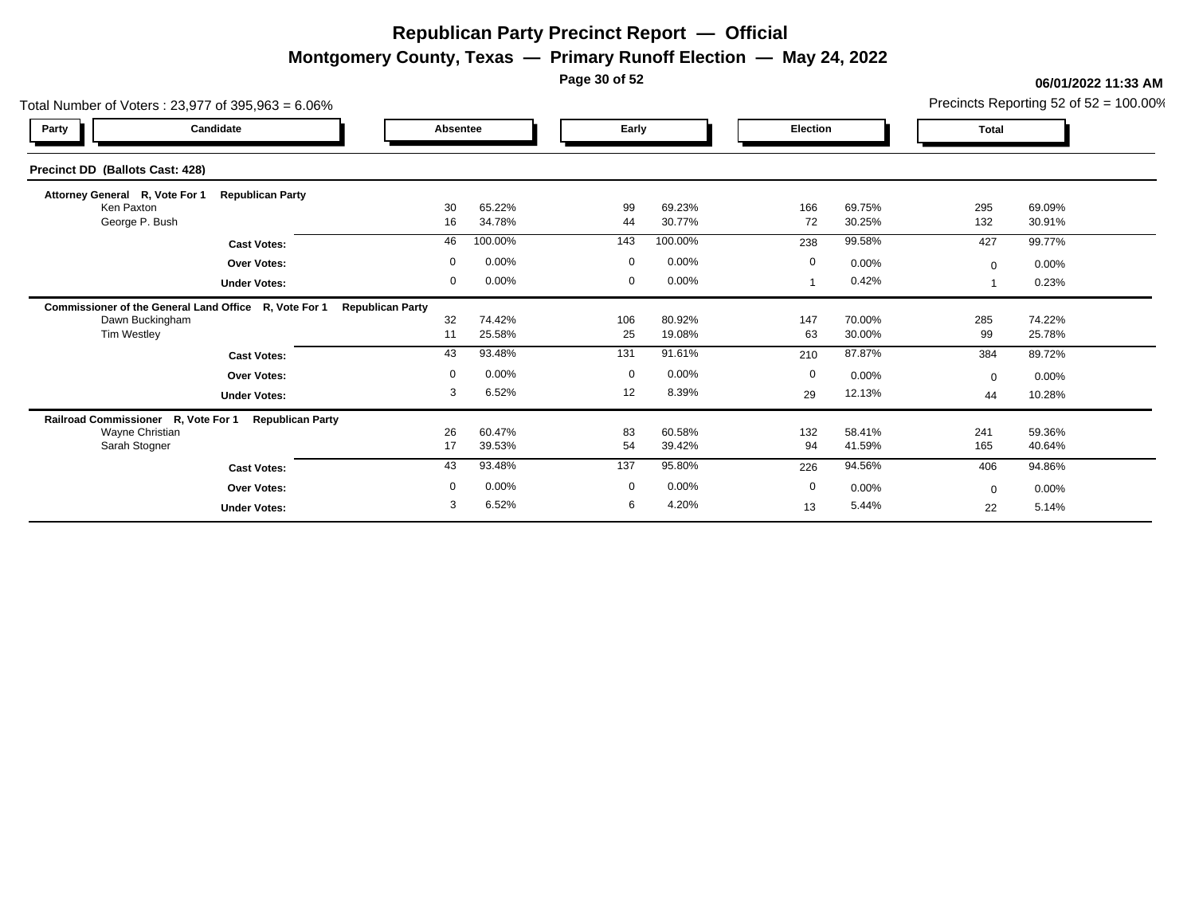# Republican Party Precinct Report — Official

## Montgomery County, Texas — Primary Runoff Election — May 24, 2022

**06/01/2022 11:33 AM**

Total Number of Voters : 23,977 of 395,963 = 6.06%

Precincts Reporting 52 of 52 = 100.00%

### Precinct DD (Ballots Cast: 428)

| Party | Candidate | Absentee | | Early | | Election | | Total | |
|---|---|---|---|---|---|---|---|---|---|
| **Attorney General R, Vote For 1 Republican Party** | | | | | | | | | |
| | Ken Paxton | 30 | 65.22% | 99 | 69.23% | 166 | 69.75% | 295 | 69.09% |
| | George P. Bush | 16 | 34.78% | 44 | 30.77% | 72 | 30.25% | 132 | 30.91% |
| | **Cast Votes:** | 46 | 100.00% | 143 | 100.00% | 238 | 99.58% | 427 | 99.77% |
| | **Over Votes:** | 0 | 0.00% | 0 | 0.00% | 0 | 0.00% | 0 | 0.00% |
| | **Under Votes:** | 0 | 0.00% | 0 | 0.00% | 1 | 0.42% | 1 | 0.23% |
| **Commissioner of the General Land Office R, Vote For 1 Republican Party** | | | | | | | | | |
| | Dawn Buckingham | 32 | 74.42% | 106 | 80.92% | 147 | 70.00% | 285 | 74.22% |
| | Tim Westley | 11 | 25.58% | 25 | 19.08% | 63 | 30.00% | 99 | 25.78% |
| | **Cast Votes:** | 43 | 93.48% | 131 | 91.61% | 210 | 87.87% | 384 | 89.72% |
| | **Over Votes:** | 0 | 0.00% | 0 | 0.00% | 0 | 0.00% | 0 | 0.00% |
| | **Under Votes:** | 3 | 6.52% | 12 | 8.39% | 29 | 12.13% | 44 | 10.28% |
| **Railroad Commissioner R, Vote For 1 Republican Party** | | | | | | | | | |
| | Wayne Christian | 26 | 60.47% | 83 | 60.58% | 132 | 58.41% | 241 | 59.36% |
| | Sarah Stogner | 17 | 39.53% | 54 | 39.42% | 94 | 41.59% | 165 | 40.64% |
| | **Cast Votes:** | 43 | 93.48% | 137 | 95.80% | 226 | 94.56% | 406 | 94.86% |
| | **Over Votes:** | 0 | 0.00% | 0 | 0.00% | 0 | 0.00% | 0 | 0.00% |
| | **Under Votes:** | 3 | 6.52% | 6 | 4.20% | 13 | 5.44% | 22 | 5.14% |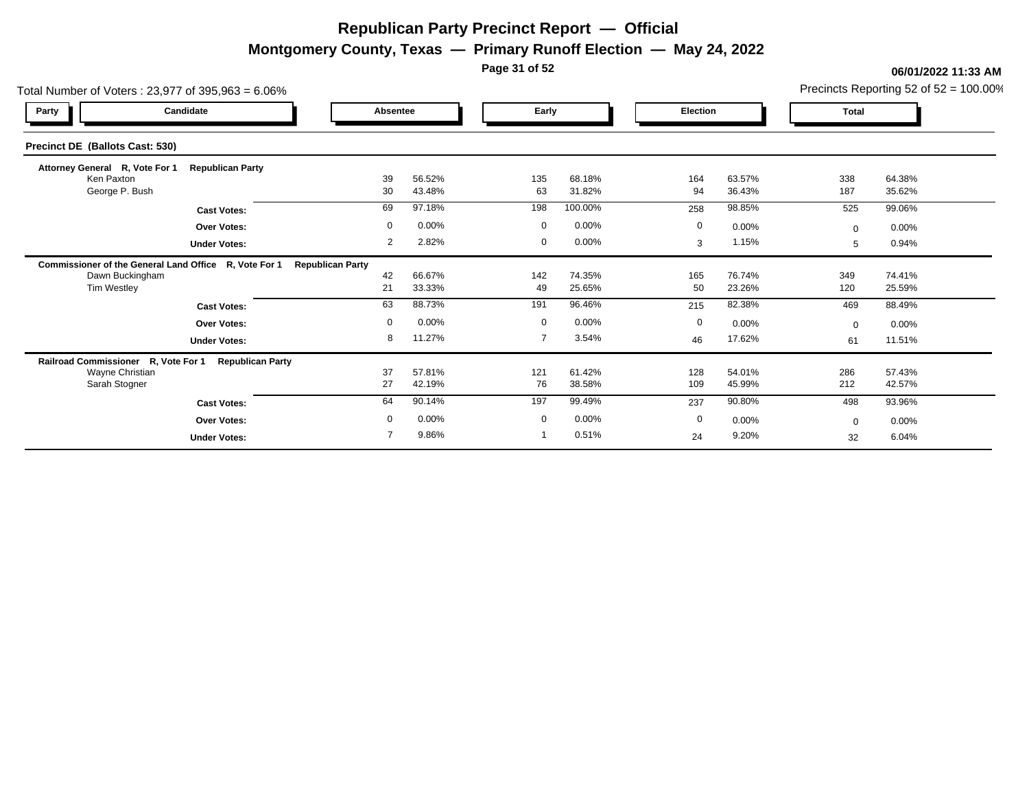# Republican Party Precinct Report — Official

## Montgomery County, Texas — Primary Runoff Election — May 24, 2022

**06/01/2022 11:33 AM**

Total Number of Voters : 23,977 of 395,963 = 6.06%

Precincts Reporting 52 of 52 = 100.00%

### Precinct DE (Ballots Cast: 530)

| Party | Candidate | Absentee | | Early | | Election | | Total | |
|---|---|---|---|---|---|---|---|---|---|
| **Attorney General R, Vote For 1 Republican Party** | | | | | | | | | |
| | Ken Paxton | 39 | 56.52% | 135 | 68.18% | 164 | 63.57% | 338 | 64.38% |
| | George P. Bush | 30 | 43.48% | 63 | 31.82% | 94 | 36.43% | 187 | 35.62% |
| | **Cast Votes:** | 69 | 97.18% | 198 | 100.00% | 258 | 98.85% | 525 | 99.06% |
| | **Over Votes:** | 0 | 0.00% | 0 | 0.00% | 0 | 0.00% | 0 | 0.00% |
| | **Under Votes:** | 2 | 2.82% | 0 | 0.00% | 3 | 1.15% | 5 | 0.94% |
| **Commissioner of the General Land Office R, Vote For 1 Republican Party** | | | | | | | | | |
| | Dawn Buckingham | 42 | 66.67% | 142 | 74.35% | 165 | 76.74% | 349 | 74.41% |
| | Tim Westley | 21 | 33.33% | 49 | 25.65% | 50 | 23.26% | 120 | 25.59% |
| | **Cast Votes:** | 63 | 88.73% | 191 | 96.46% | 215 | 82.38% | 469 | 88.49% |
| | **Over Votes:** | 0 | 0.00% | 0 | 0.00% | 0 | 0.00% | 0 | 0.00% |
| | **Under Votes:** | 8 | 11.27% | 7 | 3.54% | 46 | 17.62% | 61 | 11.51% |
| **Railroad Commissioner R, Vote For 1 Republican Party** | | | | | | | | | |
| | Wayne Christian | 37 | 57.81% | 121 | 61.42% | 128 | 54.01% | 286 | 57.43% |
| | Sarah Stogner | 27 | 42.19% | 76 | 38.58% | 109 | 45.99% | 212 | 42.57% |
| | **Cast Votes:** | 64 | 90.14% | 197 | 99.49% | 237 | 90.80% | 498 | 93.96% |
| | **Over Votes:** | 0 | 0.00% | 0 | 0.00% | 0 | 0.00% | 0 | 0.00% |
| | **Under Votes:** | 7 | 9.86% | 1 | 0.51% | 24 | 9.20% | 32 | 6.04% |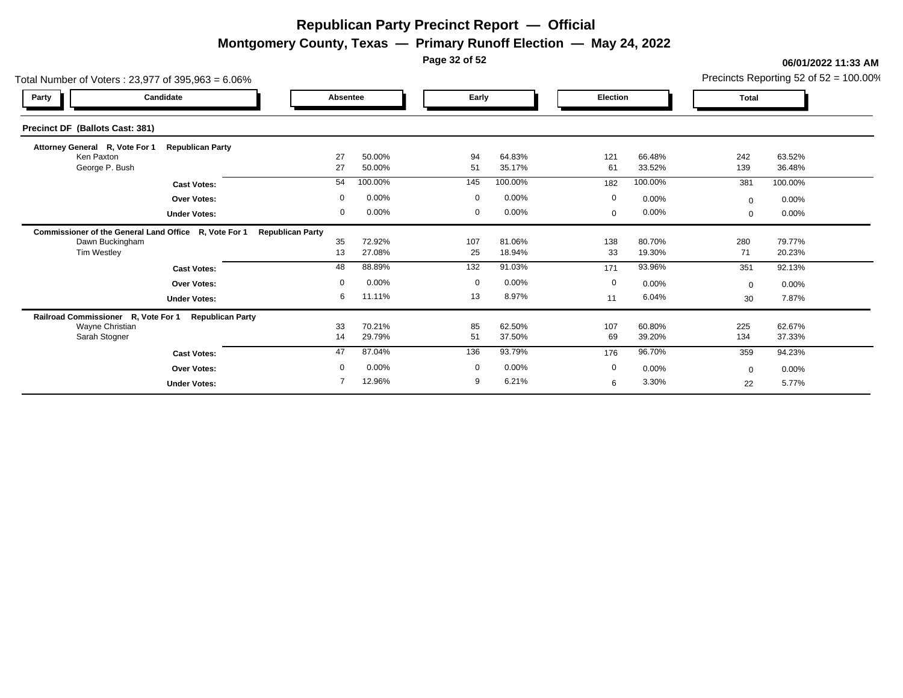# Republican Party Precinct Report — Official

## Montgomery County, Texas — Primary Runoff Election — May 24, 2022

06/01/2022 11:33 AM

Total Number of Voters : 23,977 of 395,963 = 6.06%

Precincts Reporting 52 of 52 = 100.00%

### Precinct DF (Ballots Cast: 381)

| Party | Candidate | Absentee | | Early | | Election | | Total | |
|---|---|---|---|---|---|---|---|---|---|
| **Attorney General R, Vote For 1** | **Republican Party** | | | | | | | | |
| | Ken Paxton | 27 | 50.00% | 94 | 64.83% | 121 | 66.48% | 242 | 63.52% |
| | George P. Bush | 27 | 50.00% | 51 | 35.17% | 61 | 33.52% | 139 | 36.48% |
| | **Cast Votes:** | 54 | 100.00% | 145 | 100.00% | 182 | 100.00% | 381 | 100.00% |
| | **Over Votes:** | 0 | 0.00% | 0 | 0.00% | 0 | 0.00% | 0 | 0.00% |
| | **Under Votes:** | 0 | 0.00% | 0 | 0.00% | 0 | 0.00% | 0 | 0.00% |
| **Commissioner of the General Land Office R, Vote For 1** | **Republican Party** | | | | | | | | |
| | Dawn Buckingham | 35 | 72.92% | 107 | 81.06% | 138 | 80.70% | 280 | 79.77% |
| | Tim Westley | 13 | 27.08% | 25 | 18.94% | 33 | 19.30% | 71 | 20.23% |
| | **Cast Votes:** | 48 | 88.89% | 132 | 91.03% | 171 | 93.96% | 351 | 92.13% |
| | **Over Votes:** | 0 | 0.00% | 0 | 0.00% | 0 | 0.00% | 0 | 0.00% |
| | **Under Votes:** | 6 | 11.11% | 13 | 8.97% | 11 | 6.04% | 30 | 7.87% |
| **Railroad Commissioner R, Vote For 1** | **Republican Party** | | | | | | | | |
| | Wayne Christian | 33 | 70.21% | 85 | 62.50% | 107 | 60.80% | 225 | 62.67% |
| | Sarah Stogner | 14 | 29.79% | 51 | 37.50% | 69 | 39.20% | 134 | 37.33% |
| | **Cast Votes:** | 47 | 87.04% | 136 | 93.79% | 176 | 96.70% | 359 | 94.23% |
| | **Over Votes:** | 0 | 0.00% | 0 | 0.00% | 0 | 0.00% | 0 | 0.00% |
| | **Under Votes:** | 7 | 12.96% | 9 | 6.21% | 6 | 3.30% | 22 | 5.77% |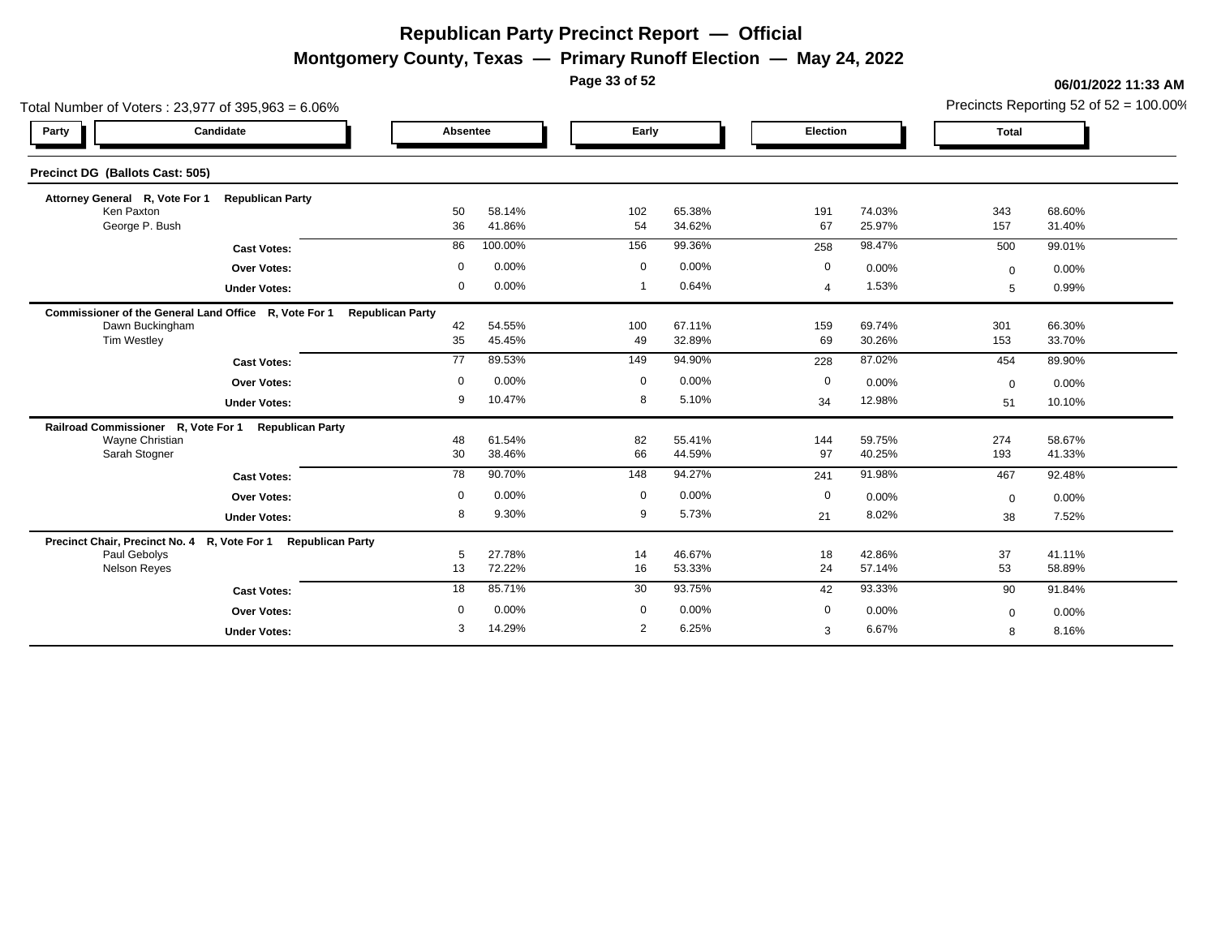# Republican Party Precinct Report — Official

## Montgomery County, Texas — Primary Runoff Election — May 24, 2022

06/01/2022 11:33 AM

Total Number of Voters : 23,977 of 395,963 = 6.06%

Precincts Reporting 52 of 52 = 100.00%

### Precinct DG (Ballots Cast: 505)

| Party | Candidate | Absentee | | Early | | Election | | Total | |
|---|---|---|---|---|---|---|---|---|---|
| **Attorney General R, Vote For 1** | **Republican Party** | | | | | | | | |
| | Ken Paxton | 50 | 58.14% | 102 | 65.38% | 191 | 74.03% | 343 | 68.60% |
| | George P. Bush | 36 | 41.86% | 54 | 34.62% | 67 | 25.97% | 157 | 31.40% |
| | **Cast Votes:** | 86 | 100.00% | 156 | 99.36% | 258 | 98.47% | 500 | 99.01% |
| | **Over Votes:** | 0 | 0.00% | 0 | 0.00% | 0 | 0.00% | 0 | 0.00% |
| | **Under Votes:** | 0 | 0.00% | 1 | 0.64% | 4 | 1.53% | 5 | 0.99% |
| **Commissioner of the General Land Office R, Vote For 1** | **Republican Party** | | | | | | | | |
| | Dawn Buckingham | 42 | 54.55% | 100 | 67.11% | 159 | 69.74% | 301 | 66.30% |
| | Tim Westley | 35 | 45.45% | 49 | 32.89% | 69 | 30.26% | 153 | 33.70% |
| | **Cast Votes:** | 77 | 89.53% | 149 | 94.90% | 228 | 87.02% | 454 | 89.90% |
| | **Over Votes:** | 0 | 0.00% | 0 | 0.00% | 0 | 0.00% | 0 | 0.00% |
| | **Under Votes:** | 9 | 10.47% | 8 | 5.10% | 34 | 12.98% | 51 | 10.10% |
| **Railroad Commissioner R, Vote For 1** | **Republican Party** | | | | | | | | |
| | Wayne Christian | 48 | 61.54% | 82 | 55.41% | 144 | 59.75% | 274 | 58.67% |
| | Sarah Stogner | 30 | 38.46% | 66 | 44.59% | 97 | 40.25% | 193 | 41.33% |
| | **Cast Votes:** | 78 | 90.70% | 148 | 94.27% | 241 | 91.98% | 467 | 92.48% |
| | **Over Votes:** | 0 | 0.00% | 0 | 0.00% | 0 | 0.00% | 0 | 0.00% |
| | **Under Votes:** | 8 | 9.30% | 9 | 5.73% | 21 | 8.02% | 38 | 7.52% |
| **Precinct Chair, Precinct No. 4 R, Vote For 1** | **Republican Party** | | | | | | | | |
| | Paul Gebolys | 5 | 27.78% | 14 | 46.67% | 18 | 42.86% | 37 | 41.11% |
| | Nelson Reyes | 13 | 72.22% | 16 | 53.33% | 24 | 57.14% | 53 | 58.89% |
| | **Cast Votes:** | 18 | 85.71% | 30 | 93.75% | 42 | 93.33% | 90 | 91.84% |
| | **Over Votes:** | 0 | 0.00% | 0 | 0.00% | 0 | 0.00% | 0 | 0.00% |
| | **Under Votes:** | 3 | 14.29% | 2 | 6.25% | 3 | 6.67% | 8 | 8.16% |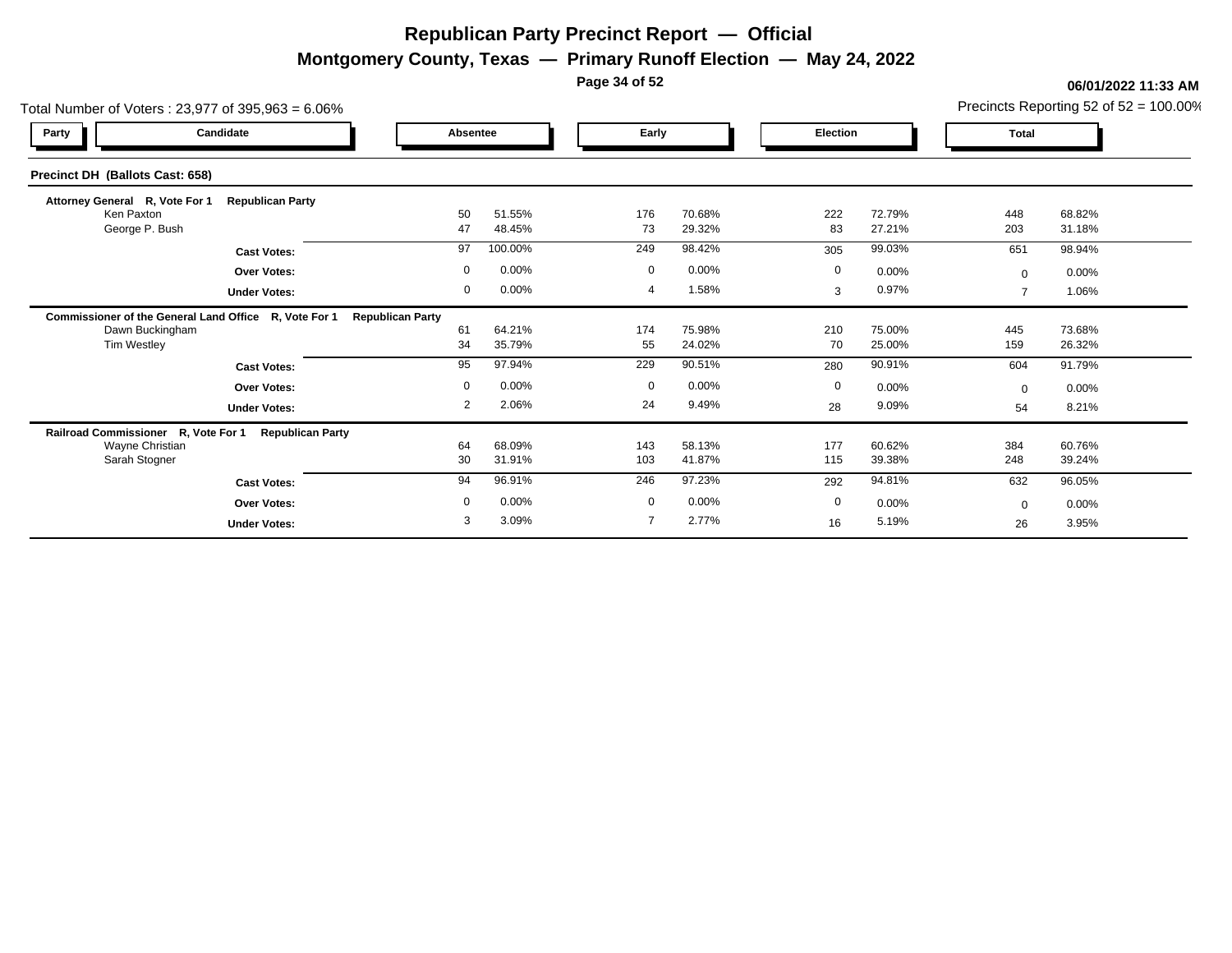# Republican Party Precinct Report — Official

## Montgomery County, Texas — Primary Runoff Election — May 24, 2022

06/01/2022 11:33 AM

Total Number of Voters : 23,977 of 395,963 = 6.06%

Precincts Reporting 52 of 52 = 100.00%

### Precinct DH (Ballots Cast: 658)

| Party | Candidate | Absentee | | Early | | Election | | Total | |
|---|---|---|---|---|---|---|---|---|---|
| **Attorney General R, Vote For 1** | **Republican Party** | | | | | | | | |
| | Ken Paxton | 50 | 51.55% | 176 | 70.68% | 222 | 72.79% | 448 | 68.82% |
| | George P. Bush | 47 | 48.45% | 73 | 29.32% | 83 | 27.21% | 203 | 31.18% |
| | **Cast Votes:** | 97 | 100.00% | 249 | 98.42% | 305 | 99.03% | 651 | 98.94% |
| | **Over Votes:** | 0 | 0.00% | 0 | 0.00% | 0 | 0.00% | 0 | 0.00% |
| | **Under Votes:** | 0 | 0.00% | 4 | 1.58% | 3 | 0.97% | 7 | 1.06% |
| **Commissioner of the General Land Office R, Vote For 1** | **Republican Party** | | | | | | | | |
| | Dawn Buckingham | 61 | 64.21% | 174 | 75.98% | 210 | 75.00% | 445 | 73.68% |
| | Tim Westley | 34 | 35.79% | 55 | 24.02% | 70 | 25.00% | 159 | 26.32% |
| | **Cast Votes:** | 95 | 97.94% | 229 | 90.51% | 280 | 90.91% | 604 | 91.79% |
| | **Over Votes:** | 0 | 0.00% | 0 | 0.00% | 0 | 0.00% | 0 | 0.00% |
| | **Under Votes:** | 2 | 2.06% | 24 | 9.49% | 28 | 9.09% | 54 | 8.21% |
| **Railroad Commissioner R, Vote For 1** | **Republican Party** | | | | | | | | |
| | Wayne Christian | 64 | 68.09% | 143 | 58.13% | 177 | 60.62% | 384 | 60.76% |
| | Sarah Stogner | 30 | 31.91% | 103 | 41.87% | 115 | 39.38% | 248 | 39.24% |
| | **Cast Votes:** | 94 | 96.91% | 246 | 97.23% | 292 | 94.81% | 632 | 96.05% |
| | **Over Votes:** | 0 | 0.00% | 0 | 0.00% | 0 | 0.00% | 0 | 0.00% |
| | **Under Votes:** | 3 | 3.09% | 7 | 2.77% | 16 | 5.19% | 26 | 3.95% |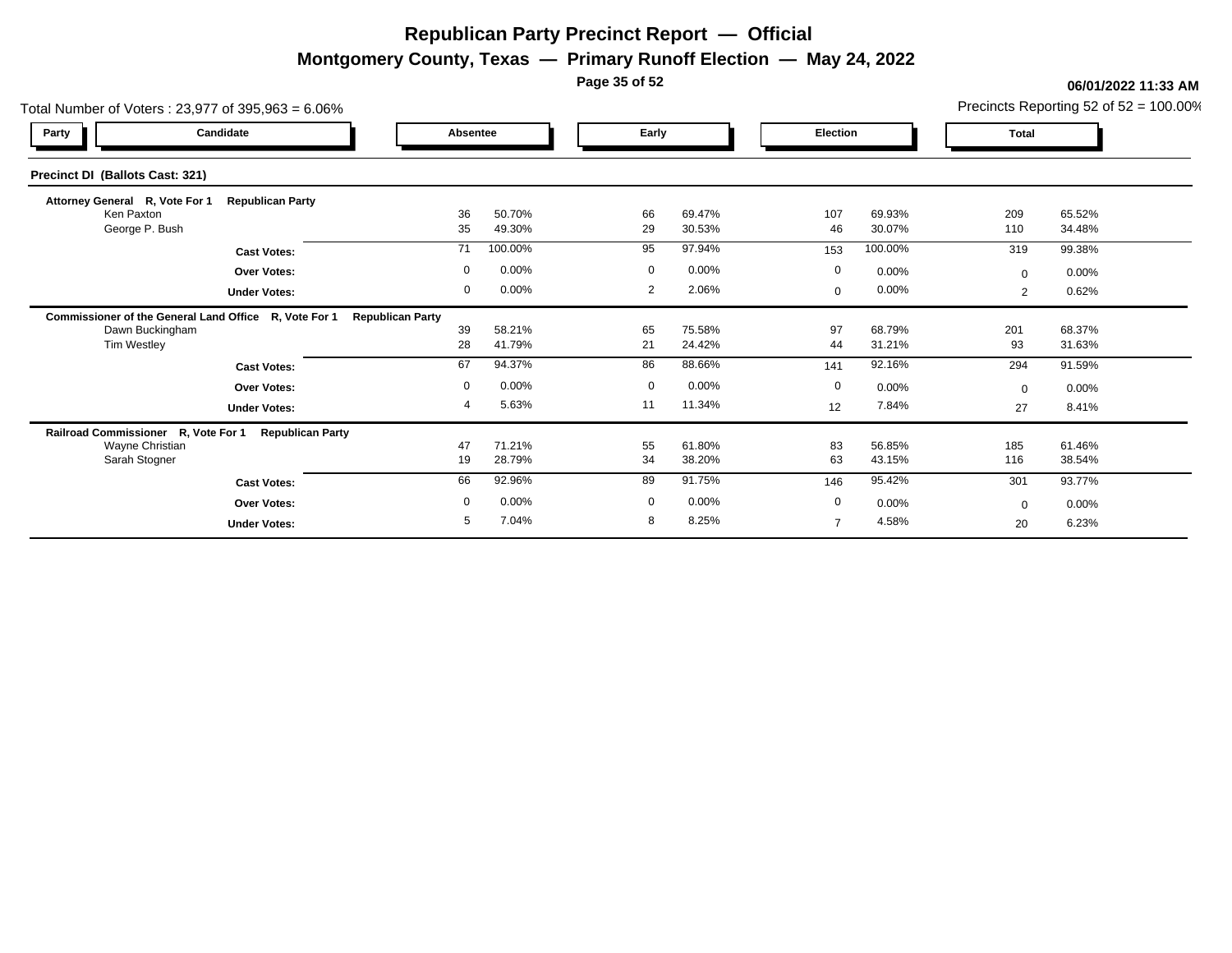# Republican Party Precinct Report — Official

## Montgomery County, Texas — Primary Runoff Election — May 24, 2022

**06/01/2022 11:33 AM**

Total Number of Voters : 23,977 of 395,963 = 6.06%

Precincts Reporting 52 of 52 = 100.00%

### Precinct DI (Ballots Cast: 321)

| Party | Candidate | Absentee | | Early | | Election | | Total | |
|---|---|---|---|---|---|---|---|---|---|
| **Attorney General R, Vote For 1** | **Republican Party** | | | | | | | | |
| | Ken Paxton | 36 | 50.70% | 66 | 69.47% | 107 | 69.93% | 209 | 65.52% |
| | George P. Bush | 35 | 49.30% | 29 | 30.53% | 46 | 30.07% | 110 | 34.48% |
| | **Cast Votes:** | 71 | 100.00% | 95 | 97.94% | 153 | 100.00% | 319 | 99.38% |
| | **Over Votes:** | 0 | 0.00% | 0 | 0.00% | 0 | 0.00% | 0 | 0.00% |
| | **Under Votes:** | 0 | 0.00% | 2 | 2.06% | 0 | 0.00% | 2 | 0.62% |
| **Commissioner of the General Land Office R, Vote For 1** | **Republican Party** | | | | | | | | |
| | Dawn Buckingham | 39 | 58.21% | 65 | 75.58% | 97 | 68.79% | 201 | 68.37% |
| | Tim Westley | 28 | 41.79% | 21 | 24.42% | 44 | 31.21% | 93 | 31.63% |
| | **Cast Votes:** | 67 | 94.37% | 86 | 88.66% | 141 | 92.16% | 294 | 91.59% |
| | **Over Votes:** | 0 | 0.00% | 0 | 0.00% | 0 | 0.00% | 0 | 0.00% |
| | **Under Votes:** | 4 | 5.63% | 11 | 11.34% | 12 | 7.84% | 27 | 8.41% |
| **Railroad Commissioner R, Vote For 1** | **Republican Party** | | | | | | | | |
| | Wayne Christian | 47 | 71.21% | 55 | 61.80% | 83 | 56.85% | 185 | 61.46% |
| | Sarah Stogner | 19 | 28.79% | 34 | 38.20% | 63 | 43.15% | 116 | 38.54% |
| | **Cast Votes:** | 66 | 92.96% | 89 | 91.75% | 146 | 95.42% | 301 | 93.77% |
| | **Over Votes:** | 0 | 0.00% | 0 | 0.00% | 0 | 0.00% | 0 | 0.00% |
| | **Under Votes:** | 5 | 7.04% | 8 | 8.25% | 7 | 4.58% | 20 | 6.23% |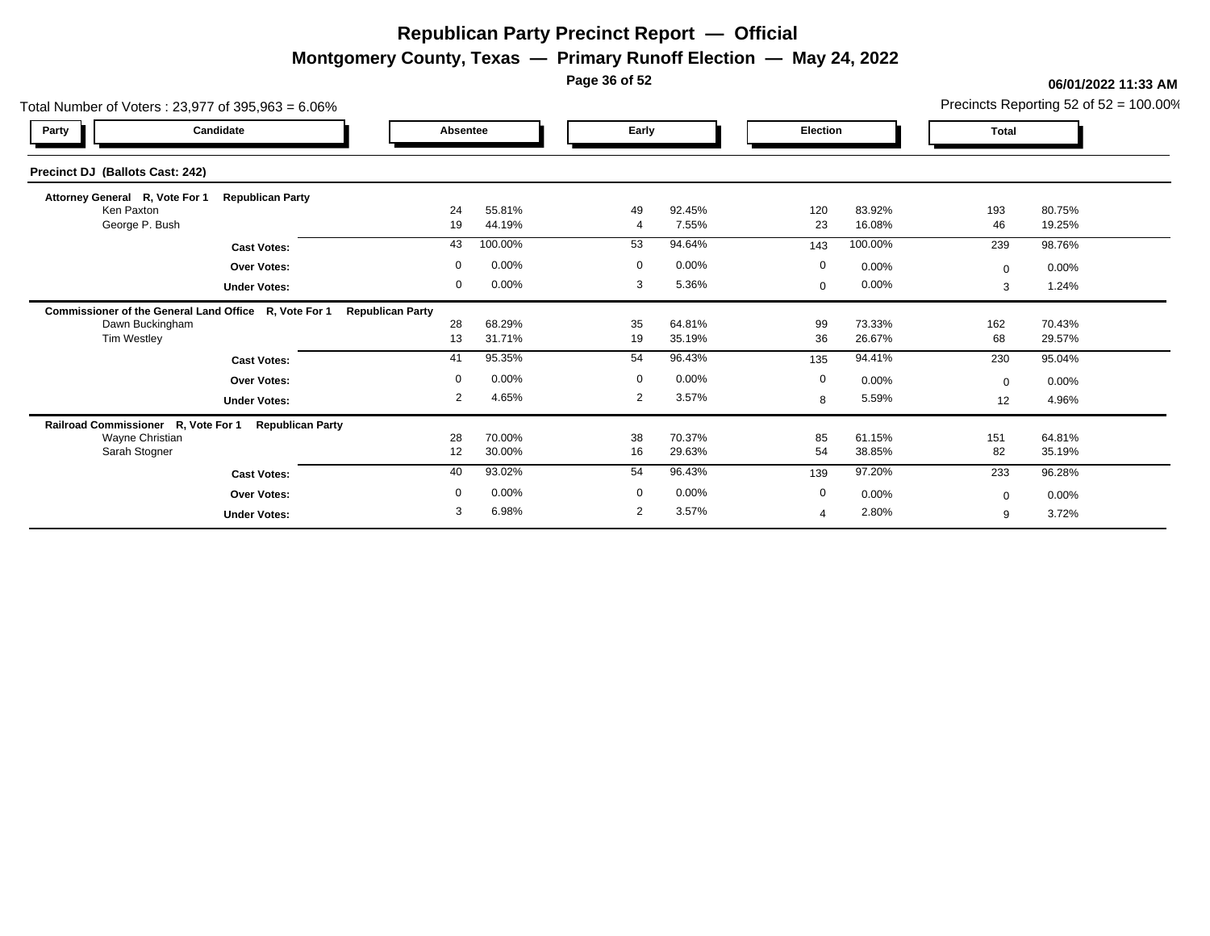# Republican Party Precinct Report — Official

## Montgomery County, Texas — Primary Runoff Election — May 24, 2022

06/01/2022 11:33 AM

Total Number of Voters : 23,977 of 395,963 = 6.06%

Precincts Reporting 52 of 52 = 100.00%

### Precinct DJ (Ballots Cast: 242)

| Party | Candidate | Absentee | | Early | | Election | | Total | |
|---|---|---|---|---|---|---|---|---|---|
| **Attorney General R, Vote For 1** | **Republican Party** | | | | | | | | |
| | Ken Paxton | 24 | 55.81% | 49 | 92.45% | 120 | 83.92% | 193 | 80.75% |
| | George P. Bush | 19 | 44.19% | 4 | 7.55% | 23 | 16.08% | 46 | 19.25% |
| | **Cast Votes:** | 43 | 100.00% | 53 | 94.64% | 143 | 100.00% | 239 | 98.76% |
| | **Over Votes:** | 0 | 0.00% | 0 | 0.00% | 0 | 0.00% | 0 | 0.00% |
| | **Under Votes:** | 0 | 0.00% | 3 | 5.36% | 0 | 0.00% | 3 | 1.24% |
| **Commissioner of the General Land Office R, Vote For 1** | **Republican Party** | | | | | | | | |
| | Dawn Buckingham | 28 | 68.29% | 35 | 64.81% | 99 | 73.33% | 162 | 70.43% |
| | Tim Westley | 13 | 31.71% | 19 | 35.19% | 36 | 26.67% | 68 | 29.57% |
| | **Cast Votes:** | 41 | 95.35% | 54 | 96.43% | 135 | 94.41% | 230 | 95.04% |
| | **Over Votes:** | 0 | 0.00% | 0 | 0.00% | 0 | 0.00% | 0 | 0.00% |
| | **Under Votes:** | 2 | 4.65% | 2 | 3.57% | 8 | 5.59% | 12 | 4.96% |
| **Railroad Commissioner R, Vote For 1** | **Republican Party** | | | | | | | | |
| | Wayne Christian | 28 | 70.00% | 38 | 70.37% | 85 | 61.15% | 151 | 64.81% |
| | Sarah Stogner | 12 | 30.00% | 16 | 29.63% | 54 | 38.85% | 82 | 35.19% |
| | **Cast Votes:** | 40 | 93.02% | 54 | 96.43% | 139 | 97.20% | 233 | 96.28% |
| | **Over Votes:** | 0 | 0.00% | 0 | 0.00% | 0 | 0.00% | 0 | 0.00% |
| | **Under Votes:** | 3 | 6.98% | 2 | 3.57% | 4 | 2.80% | 9 | 3.72% |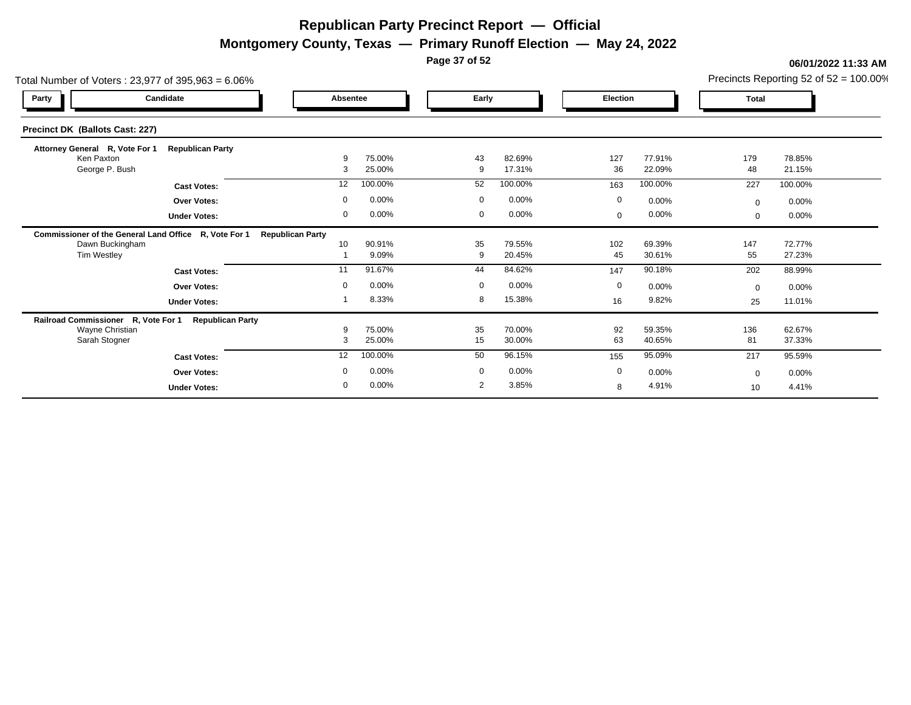# Republican Party Precinct Report — Official

## Montgomery County, Texas — Primary Runoff Election — May 24, 2022

**06/01/2022 11:33 AM**

Total Number of Voters : 23,977 of 395,963 = 6.06%

Precincts Reporting 52 of 52 = 100.00%

### Precinct DK (Ballots Cast: 227)

| Party | Candidate | Absentee | | Early | | Election | | Total | |
|---|---|---|---|---|---|---|---|---|---|
| **Attorney General R, Vote For 1** | **Republican Party** | | | | | | | | |
| | Ken Paxton | 9 | 75.00% | 43 | 82.69% | 127 | 77.91% | 179 | 78.85% |
| | George P. Bush | 3 | 25.00% | 9 | 17.31% | 36 | 22.09% | 48 | 21.15% |
| | **Cast Votes:** | 12 | 100.00% | 52 | 100.00% | 163 | 100.00% | 227 | 100.00% |
| | **Over Votes:** | 0 | 0.00% | 0 | 0.00% | 0 | 0.00% | 0 | 0.00% |
| | **Under Votes:** | 0 | 0.00% | 0 | 0.00% | 0 | 0.00% | 0 | 0.00% |
| **Commissioner of the General Land Office R, Vote For 1** | **Republican Party** | | | | | | | | |
| | Dawn Buckingham | 10 | 90.91% | 35 | 79.55% | 102 | 69.39% | 147 | 72.77% |
| | Tim Westley | 1 | 9.09% | 9 | 20.45% | 45 | 30.61% | 55 | 27.23% |
| | **Cast Votes:** | 11 | 91.67% | 44 | 84.62% | 147 | 90.18% | 202 | 88.99% |
| | **Over Votes:** | 0 | 0.00% | 0 | 0.00% | 0 | 0.00% | 0 | 0.00% |
| | **Under Votes:** | 1 | 8.33% | 8 | 15.38% | 16 | 9.82% | 25 | 11.01% |
| **Railroad Commissioner R, Vote For 1** | **Republican Party** | | | | | | | | |
| | Wayne Christian | 9 | 75.00% | 35 | 70.00% | 92 | 59.35% | 136 | 62.67% |
| | Sarah Stogner | 3 | 25.00% | 15 | 30.00% | 63 | 40.65% | 81 | 37.33% |
| | **Cast Votes:** | 12 | 100.00% | 50 | 96.15% | 155 | 95.09% | 217 | 95.59% |
| | **Over Votes:** | 0 | 0.00% | 0 | 0.00% | 0 | 0.00% | 0 | 0.00% |
| | **Under Votes:** | 0 | 0.00% | 2 | 3.85% | 8 | 4.91% | 10 | 4.41% |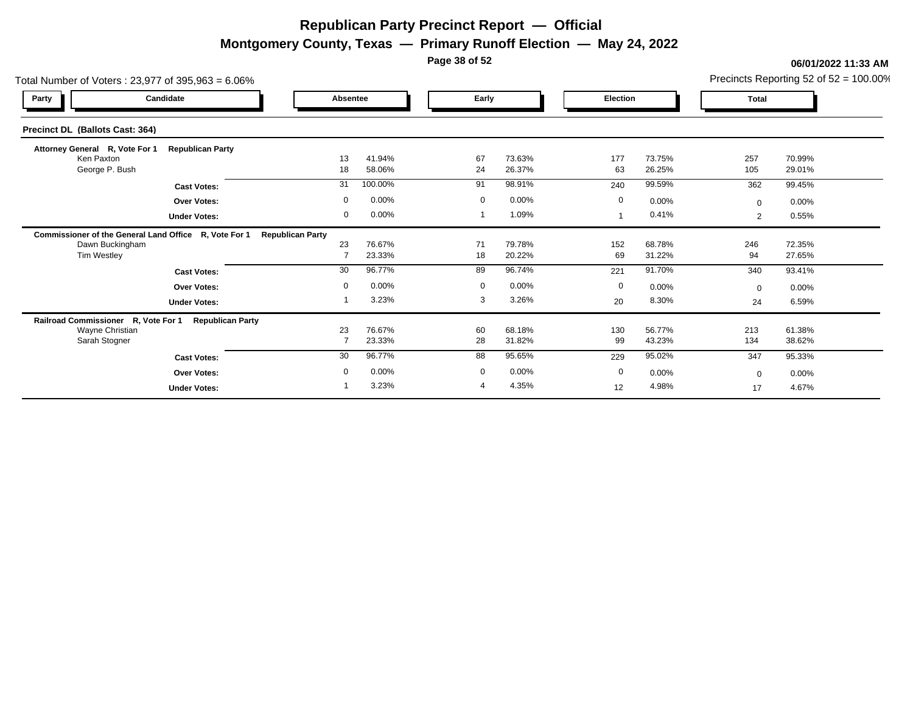# Republican Party Precinct Report — Official

## Montgomery County, Texas — Primary Runoff Election — May 24, 2022

**06/01/2022 11:33 AM**

Total Number of Voters : 23,977 of 395,963 = 6.06%

Precincts Reporting 52 of 52 = 100.00%

### Precinct DL (Ballots Cast: 364)

| Party / Candidate | Absentee | | Early | | Election | | Total | |
|---|---|---|---|---|---|---|---|---|
| **Attorney General R, Vote For 1 — Republican Party** | | | | | | | | |
| Ken Paxton | 13 | 41.94% | 67 | 73.63% | 177 | 73.75% | 257 | 70.99% |
| George P. Bush | 18 | 58.06% | 24 | 26.37% | 63 | 26.25% | 105 | 29.01% |
| **Cast Votes:** | 31 | 100.00% | 91 | 98.91% | 240 | 99.59% | 362 | 99.45% |
| **Over Votes:** | 0 | 0.00% | 0 | 0.00% | 0 | 0.00% | 0 | 0.00% |
| **Under Votes:** | 0 | 0.00% | 1 | 1.09% | 1 | 0.41% | 2 | 0.55% |
| **Commissioner of the General Land Office R, Vote For 1 — Republican Party** | | | | | | | | |
| Dawn Buckingham | 23 | 76.67% | 71 | 79.78% | 152 | 68.78% | 246 | 72.35% |
| Tim Westley | 7 | 23.33% | 18 | 20.22% | 69 | 31.22% | 94 | 27.65% |
| **Cast Votes:** | 30 | 96.77% | 89 | 96.74% | 221 | 91.70% | 340 | 93.41% |
| **Over Votes:** | 0 | 0.00% | 0 | 0.00% | 0 | 0.00% | 0 | 0.00% |
| **Under Votes:** | 1 | 3.23% | 3 | 3.26% | 20 | 8.30% | 24 | 6.59% |
| **Railroad Commissioner R, Vote For 1 — Republican Party** | | | | | | | | |
| Wayne Christian | 23 | 76.67% | 60 | 68.18% | 130 | 56.77% | 213 | 61.38% |
| Sarah Stogner | 7 | 23.33% | 28 | 31.82% | 99 | 43.23% | 134 | 38.62% |
| **Cast Votes:** | 30 | 96.77% | 88 | 95.65% | 229 | 95.02% | 347 | 95.33% |
| **Over Votes:** | 0 | 0.00% | 0 | 0.00% | 0 | 0.00% | 0 | 0.00% |
| **Under Votes:** | 1 | 3.23% | 4 | 4.35% | 12 | 4.98% | 17 | 4.67% |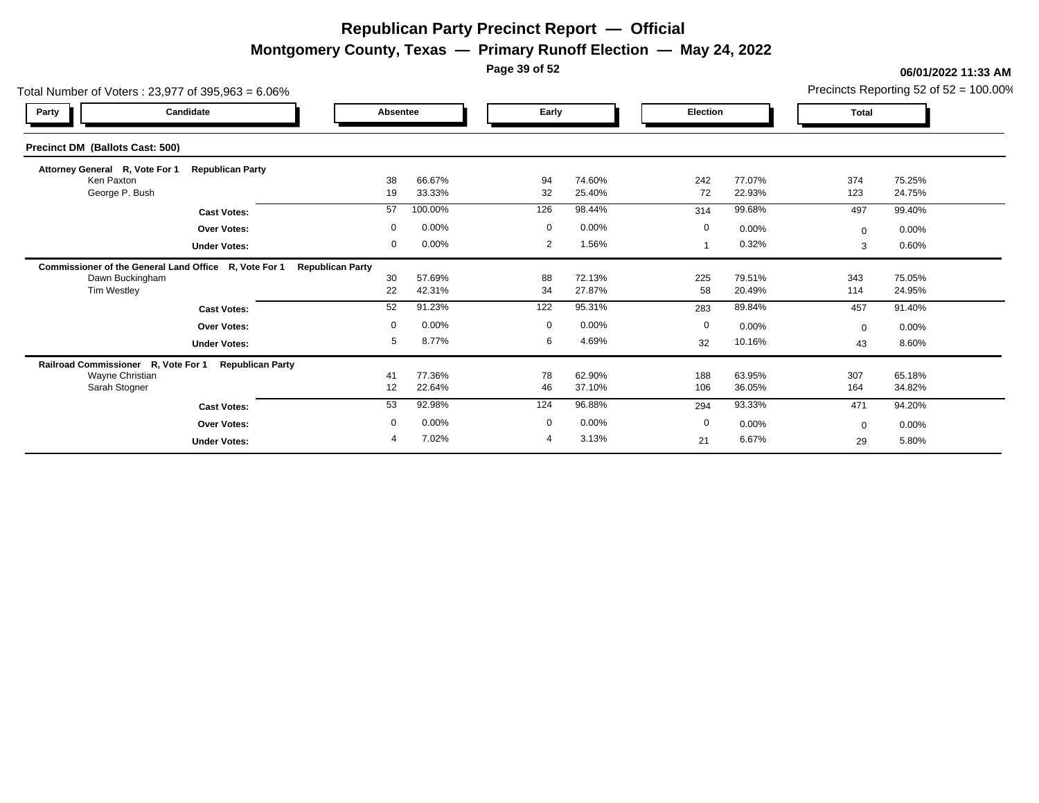# Republican Party Precinct Report — Official

## Montgomery County, Texas — Primary Runoff Election — May 24, 2022

**06/01/2022 11:33 AM**

Total Number of Voters : 23,977 of 395,963 = 6.06%

Precincts Reporting 52 of 52 = 100.00%

### Precinct DM (Ballots Cast: 500)

| Party | Candidate | Absentee | | Early | | Election | | Total | |
|---|---|---|---|---|---|---|---|---|---|
| **Attorney General R, Vote For 1** | **Republican Party** | | | | | | | | |
| | Ken Paxton | 38 | 66.67% | 94 | 74.60% | 242 | 77.07% | 374 | 75.25% |
| | George P. Bush | 19 | 33.33% | 32 | 25.40% | 72 | 22.93% | 123 | 24.75% |
| | **Cast Votes:** | 57 | 100.00% | 126 | 98.44% | 314 | 99.68% | 497 | 99.40% |
| | **Over Votes:** | 0 | 0.00% | 0 | 0.00% | 0 | 0.00% | 0 | 0.00% |
| | **Under Votes:** | 0 | 0.00% | 2 | 1.56% | 1 | 0.32% | 3 | 0.60% |
| **Commissioner of the General Land Office R, Vote For 1** | **Republican Party** | | | | | | | | |
| | Dawn Buckingham | 30 | 57.69% | 88 | 72.13% | 225 | 79.51% | 343 | 75.05% |
| | Tim Westley | 22 | 42.31% | 34 | 27.87% | 58 | 20.49% | 114 | 24.95% |
| | **Cast Votes:** | 52 | 91.23% | 122 | 95.31% | 283 | 89.84% | 457 | 91.40% |
| | **Over Votes:** | 0 | 0.00% | 0 | 0.00% | 0 | 0.00% | 0 | 0.00% |
| | **Under Votes:** | 5 | 8.77% | 6 | 4.69% | 32 | 10.16% | 43 | 8.60% |
| **Railroad Commissioner R, Vote For 1** | **Republican Party** | | | | | | | | |
| | Wayne Christian | 41 | 77.36% | 78 | 62.90% | 188 | 63.95% | 307 | 65.18% |
| | Sarah Stogner | 12 | 22.64% | 46 | 37.10% | 106 | 36.05% | 164 | 34.82% |
| | **Cast Votes:** | 53 | 92.98% | 124 | 96.88% | 294 | 93.33% | 471 | 94.20% |
| | **Over Votes:** | 0 | 0.00% | 0 | 0.00% | 0 | 0.00% | 0 | 0.00% |
| | **Under Votes:** | 4 | 7.02% | 4 | 3.13% | 21 | 6.67% | 29 | 5.80% |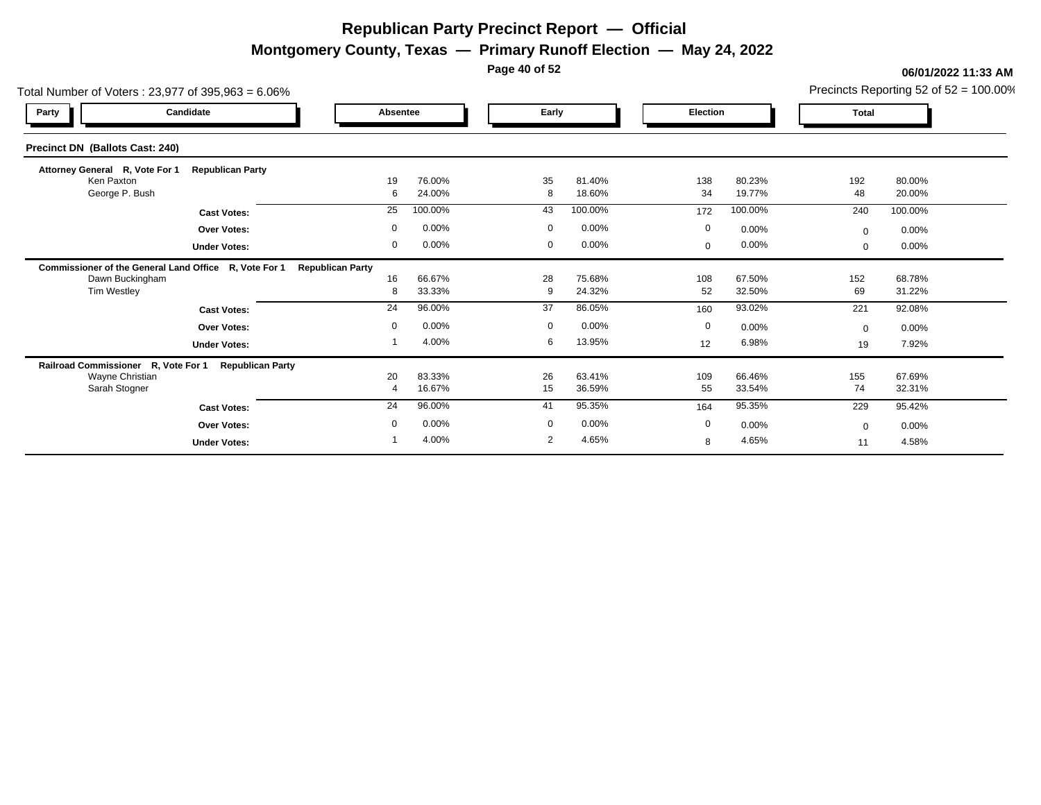# Republican Party Precinct Report — Official

## Montgomery County, Texas — Primary Runoff Election — May 24, 2022

06/01/2022 11:33 AM

Total Number of Voters : 23,977 of 395,963 = 6.06%

Precincts Reporting 52 of 52 = 100.00%

### Precinct DN (Ballots Cast: 240)

| Party | Candidate | Absentee | | Early | | Election | | Total | |
|---|---|---|---|---|---|---|---|---|---|
| **Attorney General R, Vote For 1** | **Republican Party** | | | | | | | | |
| | Ken Paxton | 19 | 76.00% | 35 | 81.40% | 138 | 80.23% | 192 | 80.00% |
| | George P. Bush | 6 | 24.00% | 8 | 18.60% | 34 | 19.77% | 48 | 20.00% |
| | **Cast Votes:** | 25 | 100.00% | 43 | 100.00% | 172 | 100.00% | 240 | 100.00% |
| | **Over Votes:** | 0 | 0.00% | 0 | 0.00% | 0 | 0.00% | 0 | 0.00% |
| | **Under Votes:** | 0 | 0.00% | 0 | 0.00% | 0 | 0.00% | 0 | 0.00% |
| **Commissioner of the General Land Office R, Vote For 1** | **Republican Party** | | | | | | | | |
| | Dawn Buckingham | 16 | 66.67% | 28 | 75.68% | 108 | 67.50% | 152 | 68.78% |
| | Tim Westley | 8 | 33.33% | 9 | 24.32% | 52 | 32.50% | 69 | 31.22% |
| | **Cast Votes:** | 24 | 96.00% | 37 | 86.05% | 160 | 93.02% | 221 | 92.08% |
| | **Over Votes:** | 0 | 0.00% | 0 | 0.00% | 0 | 0.00% | 0 | 0.00% |
| | **Under Votes:** | 1 | 4.00% | 6 | 13.95% | 12 | 6.98% | 19 | 7.92% |
| **Railroad Commissioner R, Vote For 1** | **Republican Party** | | | | | | | | |
| | Wayne Christian | 20 | 83.33% | 26 | 63.41% | 109 | 66.46% | 155 | 67.69% |
| | Sarah Stogner | 4 | 16.67% | 15 | 36.59% | 55 | 33.54% | 74 | 32.31% |
| | **Cast Votes:** | 24 | 96.00% | 41 | 95.35% | 164 | 95.35% | 229 | 95.42% |
| | **Over Votes:** | 0 | 0.00% | 0 | 0.00% | 0 | 0.00% | 0 | 0.00% |
| | **Under Votes:** | 1 | 4.00% | 2 | 4.65% | 8 | 4.65% | 11 | 4.58% |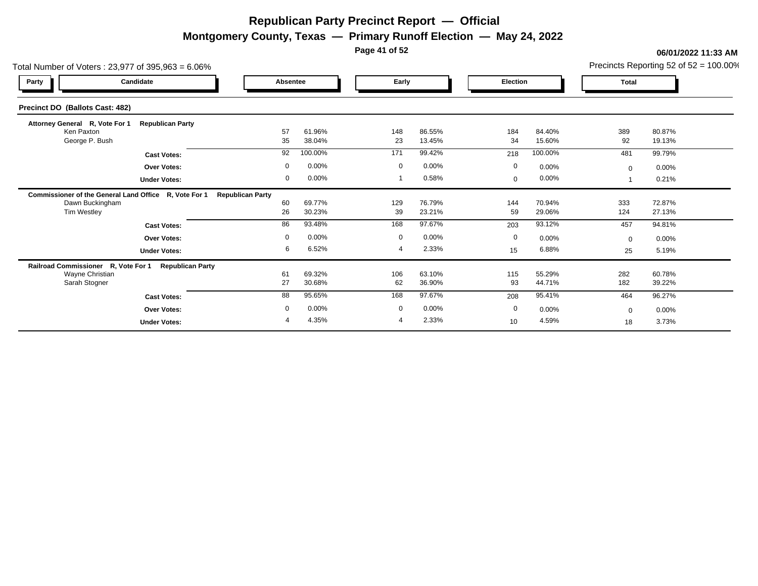# Republican Party Precinct Report — Official

## Montgomery County, Texas — Primary Runoff Election — May 24, 2022

06/01/2022 11:33 AM

Total Number of Voters : 23,977 of 395,963 = 6.06%

Precincts Reporting 52 of 52 = 100.00%

### Precinct DO (Ballots Cast: 482)

| Party | Candidate | Absentee | | Early | | Election | | Total | |
|---|---|---|---|---|---|---|---|---|---|
| **Attorney General R, Vote For 1** | **Republican Party** | | | | | | | | |
| | Ken Paxton | 57 | 61.96% | 148 | 86.55% | 184 | 84.40% | 389 | 80.87% |
| | George P. Bush | 35 | 38.04% | 23 | 13.45% | 34 | 15.60% | 92 | 19.13% |
| | **Cast Votes:** | 92 | 100.00% | 171 | 99.42% | 218 | 100.00% | 481 | 99.79% |
| | **Over Votes:** | 0 | 0.00% | 0 | 0.00% | 0 | 0.00% | 0 | 0.00% |
| | **Under Votes:** | 0 | 0.00% | 1 | 0.58% | 0 | 0.00% | 1 | 0.21% |
| **Commissioner of the General Land Office R, Vote For 1** | **Republican Party** | | | | | | | | |
| | Dawn Buckingham | 60 | 69.77% | 129 | 76.79% | 144 | 70.94% | 333 | 72.87% |
| | Tim Westley | 26 | 30.23% | 39 | 23.21% | 59 | 29.06% | 124 | 27.13% |
| | **Cast Votes:** | 86 | 93.48% | 168 | 97.67% | 203 | 93.12% | 457 | 94.81% |
| | **Over Votes:** | 0 | 0.00% | 0 | 0.00% | 0 | 0.00% | 0 | 0.00% |
| | **Under Votes:** | 6 | 6.52% | 4 | 2.33% | 15 | 6.88% | 25 | 5.19% |
| **Railroad Commissioner R, Vote For 1** | **Republican Party** | | | | | | | | |
| | Wayne Christian | 61 | 69.32% | 106 | 63.10% | 115 | 55.29% | 282 | 60.78% |
| | Sarah Stogner | 27 | 30.68% | 62 | 36.90% | 93 | 44.71% | 182 | 39.22% |
| | **Cast Votes:** | 88 | 95.65% | 168 | 97.67% | 208 | 95.41% | 464 | 96.27% |
| | **Over Votes:** | 0 | 0.00% | 0 | 0.00% | 0 | 0.00% | 0 | 0.00% |
| | **Under Votes:** | 4 | 4.35% | 4 | 2.33% | 10 | 4.59% | 18 | 3.73% |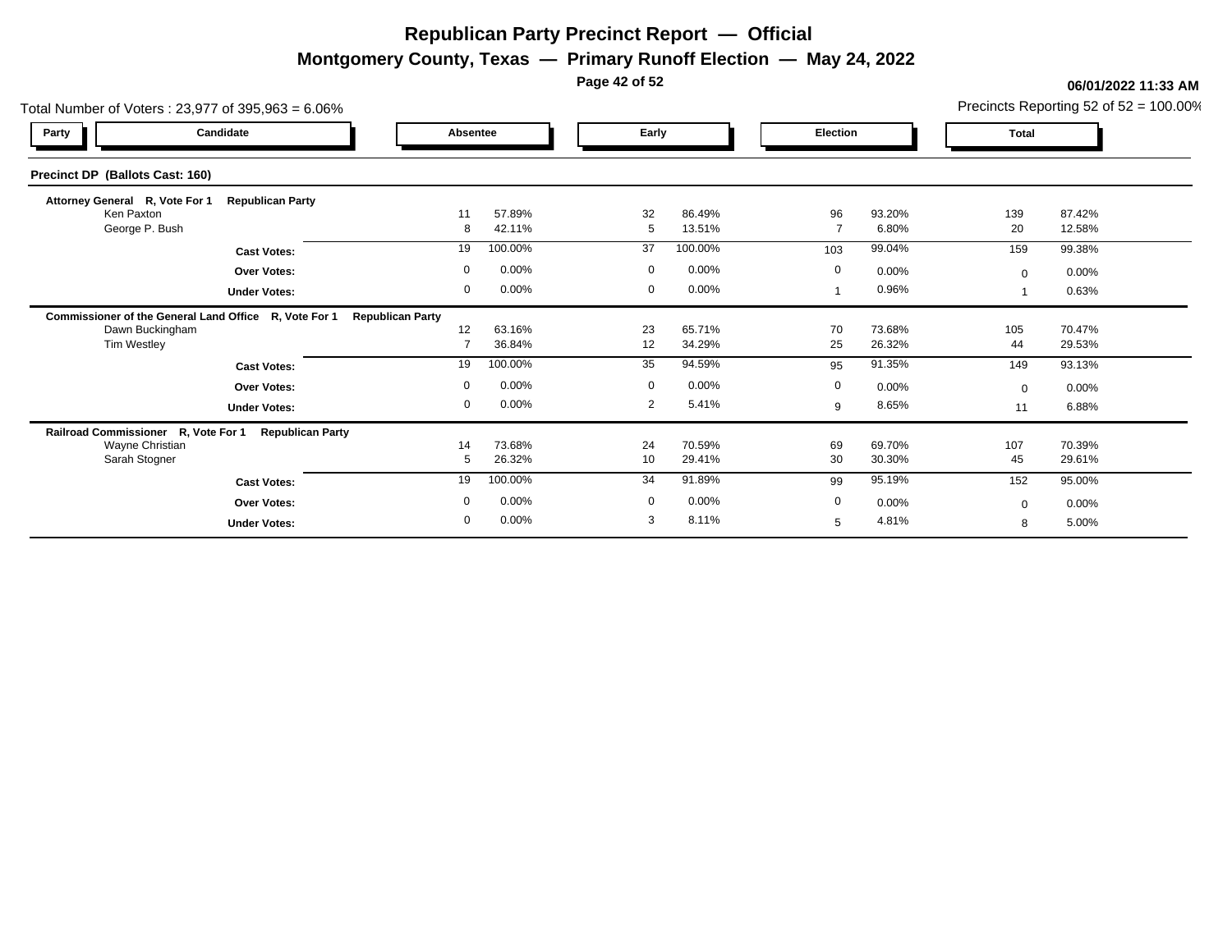# Republican Party Precinct Report — Official

## Montgomery County, Texas — Primary Runoff Election — May 24, 2022

06/01/2022 11:33 AM

Total Number of Voters : 23,977 of 395,963 = 6.06%

Precincts Reporting 52 of 52 = 100.00%

### Precinct DP (Ballots Cast: 160)

| Party | Candidate | Absentee | | Early | | Election | | Total | |
|---|---|---|---|---|---|---|---|---|---|
| **Attorney General R, Vote For 1** | **Republican Party** | | | | | | | | |
| | Ken Paxton | 11 | 57.89% | 32 | 86.49% | 96 | 93.20% | 139 | 87.42% |
| | George P. Bush | 8 | 42.11% | 5 | 13.51% | 7 | 6.80% | 20 | 12.58% |
| | **Cast Votes:** | 19 | 100.00% | 37 | 100.00% | 103 | 99.04% | 159 | 99.38% |
| | **Over Votes:** | 0 | 0.00% | 0 | 0.00% | 0 | 0.00% | 0 | 0.00% |
| | **Under Votes:** | 0 | 0.00% | 0 | 0.00% | 1 | 0.96% | 1 | 0.63% |
| **Commissioner of the General Land Office R, Vote For 1** | **Republican Party** | | | | | | | | |
| | Dawn Buckingham | 12 | 63.16% | 23 | 65.71% | 70 | 73.68% | 105 | 70.47% |
| | Tim Westley | 7 | 36.84% | 12 | 34.29% | 25 | 26.32% | 44 | 29.53% |
| | **Cast Votes:** | 19 | 100.00% | 35 | 94.59% | 95 | 91.35% | 149 | 93.13% |
| | **Over Votes:** | 0 | 0.00% | 0 | 0.00% | 0 | 0.00% | 0 | 0.00% |
| | **Under Votes:** | 0 | 0.00% | 2 | 5.41% | 9 | 8.65% | 11 | 6.88% |
| **Railroad Commissioner R, Vote For 1** | **Republican Party** | | | | | | | | |
| | Wayne Christian | 14 | 73.68% | 24 | 70.59% | 69 | 69.70% | 107 | 70.39% |
| | Sarah Stogner | 5 | 26.32% | 10 | 29.41% | 30 | 30.30% | 45 | 29.61% |
| | **Cast Votes:** | 19 | 100.00% | 34 | 91.89% | 99 | 95.19% | 152 | 95.00% |
| | **Over Votes:** | 0 | 0.00% | 0 | 0.00% | 0 | 0.00% | 0 | 0.00% |
| | **Under Votes:** | 0 | 0.00% | 3 | 8.11% | 5 | 4.81% | 8 | 5.00% |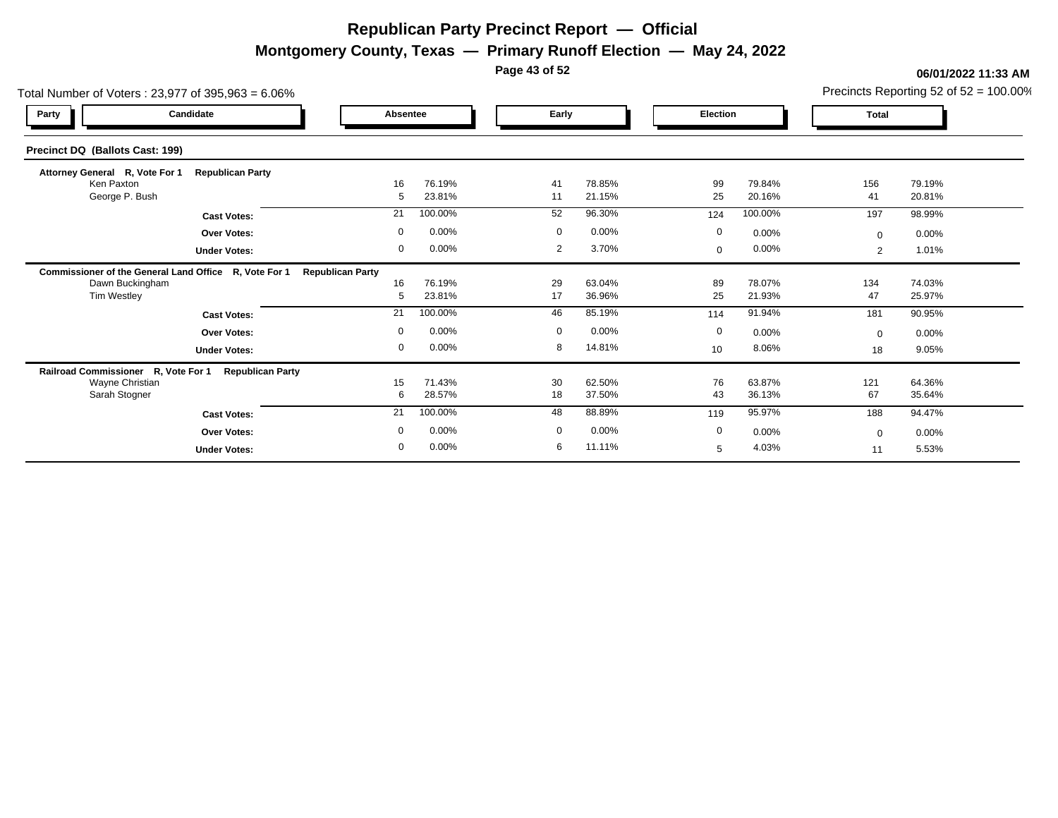# Republican Party Precinct Report — Official

## Montgomery County, Texas — Primary Runoff Election — May 24, 2022

06/01/2022 11:33 AM

Total Number of Voters : 23,977 of 395,963 = 6.06%

Precincts Reporting 52 of 52 = 100.00%

### Precinct DQ (Ballots Cast: 199)

| Party | Candidate | Absentee | | Early | | Election | | Total | |
|---|---|---|---|---|---|---|---|---|---|
| **Attorney General R, Vote For 1** | **Republican Party** | | | | | | | | |
| | Ken Paxton | 16 | 76.19% | 41 | 78.85% | 99 | 79.84% | 156 | 79.19% |
| | George P. Bush | 5 | 23.81% | 11 | 21.15% | 25 | 20.16% | 41 | 20.81% |
| | **Cast Votes:** | 21 | 100.00% | 52 | 96.30% | 124 | 100.00% | 197 | 98.99% |
| | **Over Votes:** | 0 | 0.00% | 0 | 0.00% | 0 | 0.00% | 0 | 0.00% |
| | **Under Votes:** | 0 | 0.00% | 2 | 3.70% | 0 | 0.00% | 2 | 1.01% |
| **Commissioner of the General Land Office R, Vote For 1** | **Republican Party** | | | | | | | | |
| | Dawn Buckingham | 16 | 76.19% | 29 | 63.04% | 89 | 78.07% | 134 | 74.03% |
| | Tim Westley | 5 | 23.81% | 17 | 36.96% | 25 | 21.93% | 47 | 25.97% |
| | **Cast Votes:** | 21 | 100.00% | 46 | 85.19% | 114 | 91.94% | 181 | 90.95% |
| | **Over Votes:** | 0 | 0.00% | 0 | 0.00% | 0 | 0.00% | 0 | 0.00% |
| | **Under Votes:** | 0 | 0.00% | 8 | 14.81% | 10 | 8.06% | 18 | 9.05% |
| **Railroad Commissioner R, Vote For 1** | **Republican Party** | | | | | | | | |
| | Wayne Christian | 15 | 71.43% | 30 | 62.50% | 76 | 63.87% | 121 | 64.36% |
| | Sarah Stogner | 6 | 28.57% | 18 | 37.50% | 43 | 36.13% | 67 | 35.64% |
| | **Cast Votes:** | 21 | 100.00% | 48 | 88.89% | 119 | 95.97% | 188 | 94.47% |
| | **Over Votes:** | 0 | 0.00% | 0 | 0.00% | 0 | 0.00% | 0 | 0.00% |
| | **Under Votes:** | 0 | 0.00% | 6 | 11.11% | 5 | 4.03% | 11 | 5.53% |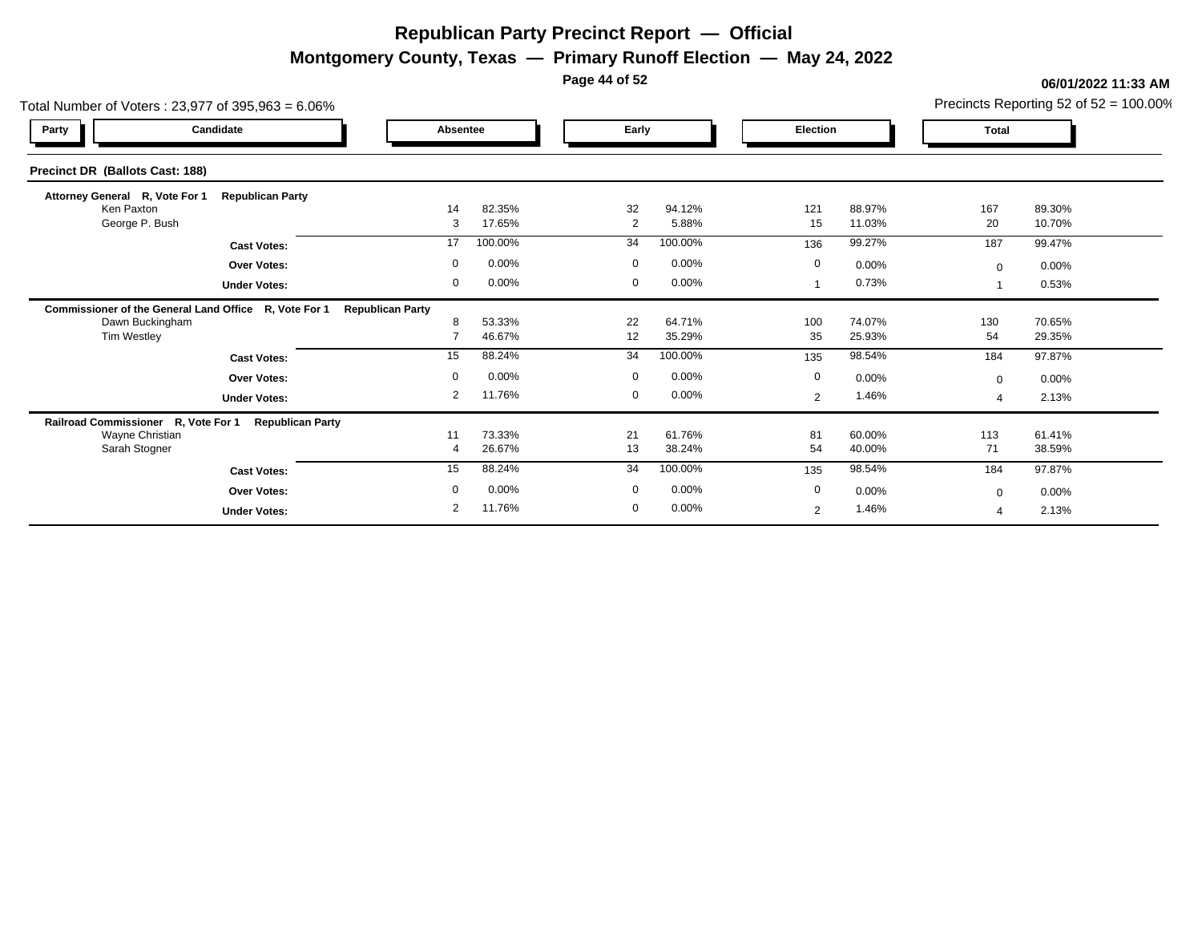# Republican Party Precinct Report — Official

## Montgomery County, Texas — Primary Runoff Election — May 24, 2022

06/01/2022 11:33 AM

Total Number of Voters : 23,977 of 395,963 = 6.06%

Precincts Reporting 52 of 52 = 100.00%

### Precinct DR (Ballots Cast: 188)

| Party | Candidate | Absentee | | Early | | Election | | Total | |
|---|---|---|---|---|---|---|---|---|---|
| **Attorney General R, Vote For 1** | **Republican Party** | | | | | | | | |
| | Ken Paxton | 14 | 82.35% | 32 | 94.12% | 121 | 88.97% | 167 | 89.30% |
| | George P. Bush | 3 | 17.65% | 2 | 5.88% | 15 | 11.03% | 20 | 10.70% |
| | **Cast Votes:** | 17 | 100.00% | 34 | 100.00% | 136 | 99.27% | 187 | 99.47% |
| | **Over Votes:** | 0 | 0.00% | 0 | 0.00% | 0 | 0.00% | 0 | 0.00% |
| | **Under Votes:** | 0 | 0.00% | 0 | 0.00% | 1 | 0.73% | 1 | 0.53% |
| **Commissioner of the General Land Office R, Vote For 1** | **Republican Party** | | | | | | | | |
| | Dawn Buckingham | 8 | 53.33% | 22 | 64.71% | 100 | 74.07% | 130 | 70.65% |
| | Tim Westley | 7 | 46.67% | 12 | 35.29% | 35 | 25.93% | 54 | 29.35% |
| | **Cast Votes:** | 15 | 88.24% | 34 | 100.00% | 135 | 98.54% | 184 | 97.87% |
| | **Over Votes:** | 0 | 0.00% | 0 | 0.00% | 0 | 0.00% | 0 | 0.00% |
| | **Under Votes:** | 2 | 11.76% | 0 | 0.00% | 2 | 1.46% | 4 | 2.13% |
| **Railroad Commissioner R, Vote For 1** | **Republican Party** | | | | | | | | |
| | Wayne Christian | 11 | 73.33% | 21 | 61.76% | 81 | 60.00% | 113 | 61.41% |
| | Sarah Stogner | 4 | 26.67% | 13 | 38.24% | 54 | 40.00% | 71 | 38.59% |
| | **Cast Votes:** | 15 | 88.24% | 34 | 100.00% | 135 | 98.54% | 184 | 97.87% |
| | **Over Votes:** | 0 | 0.00% | 0 | 0.00% | 0 | 0.00% | 0 | 0.00% |
| | **Under Votes:** | 2 | 11.76% | 0 | 0.00% | 2 | 1.46% | 4 | 2.13% |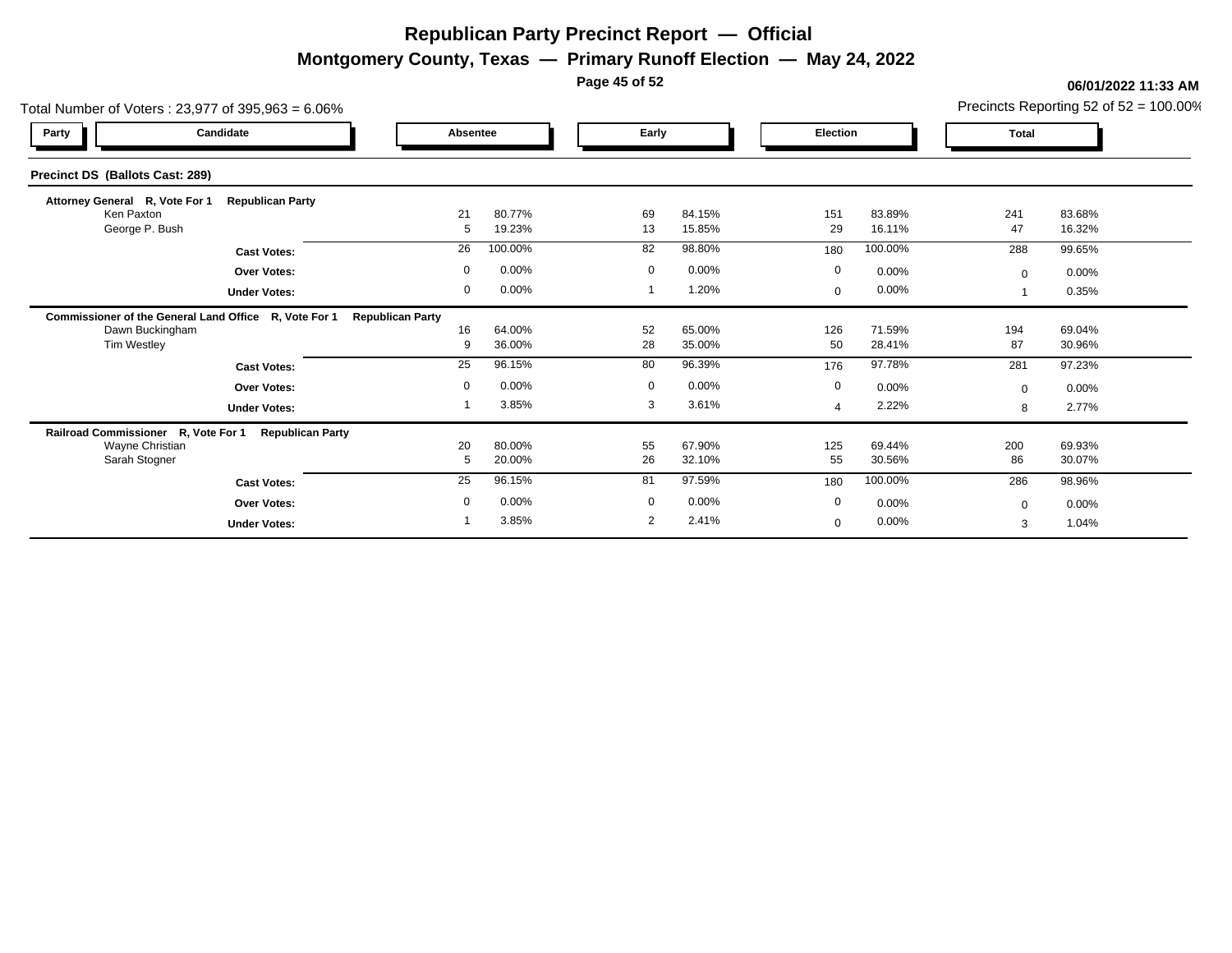# Republican Party Precinct Report — Official

## Montgomery County, Texas — Primary Runoff Election — May 24, 2022

**06/01/2022 11:33 AM**

Total Number of Voters : 23,977 of 395,963 = 6.06%

Precincts Reporting 52 of 52 = 100.00%

### Precinct DS (Ballots Cast: 289)

| Party | Candidate | Absentee | | Early | | Election | | Total | |
|---|---|---|---|---|---|---|---|---|---|
| **Attorney General R, Vote For 1** | **Republican Party** | | | | | | | | |
| | Ken Paxton | 21 | 80.77% | 69 | 84.15% | 151 | 83.89% | 241 | 83.68% |
| | George P. Bush | 5 | 19.23% | 13 | 15.85% | 29 | 16.11% | 47 | 16.32% |
| | **Cast Votes:** | 26 | 100.00% | 82 | 98.80% | 180 | 100.00% | 288 | 99.65% |
| | **Over Votes:** | 0 | 0.00% | 0 | 0.00% | 0 | 0.00% | 0 | 0.00% |
| | **Under Votes:** | 0 | 0.00% | 1 | 1.20% | 0 | 0.00% | 1 | 0.35% |
| **Commissioner of the General Land Office R, Vote For 1** | **Republican Party** | | | | | | | | |
| | Dawn Buckingham | 16 | 64.00% | 52 | 65.00% | 126 | 71.59% | 194 | 69.04% |
| | Tim Westley | 9 | 36.00% | 28 | 35.00% | 50 | 28.41% | 87 | 30.96% |
| | **Cast Votes:** | 25 | 96.15% | 80 | 96.39% | 176 | 97.78% | 281 | 97.23% |
| | **Over Votes:** | 0 | 0.00% | 0 | 0.00% | 0 | 0.00% | 0 | 0.00% |
| | **Under Votes:** | 1 | 3.85% | 3 | 3.61% | 4 | 2.22% | 8 | 2.77% |
| **Railroad Commissioner R, Vote For 1** | **Republican Party** | | | | | | | | |
| | Wayne Christian | 20 | 80.00% | 55 | 67.90% | 125 | 69.44% | 200 | 69.93% |
| | Sarah Stogner | 5 | 20.00% | 26 | 32.10% | 55 | 30.56% | 86 | 30.07% |
| | **Cast Votes:** | 25 | 96.15% | 81 | 97.59% | 180 | 100.00% | 286 | 98.96% |
| | **Over Votes:** | 0 | 0.00% | 0 | 0.00% | 0 | 0.00% | 0 | 0.00% |
| | **Under Votes:** | 1 | 3.85% | 2 | 2.41% | 0 | 0.00% | 3 | 1.04% |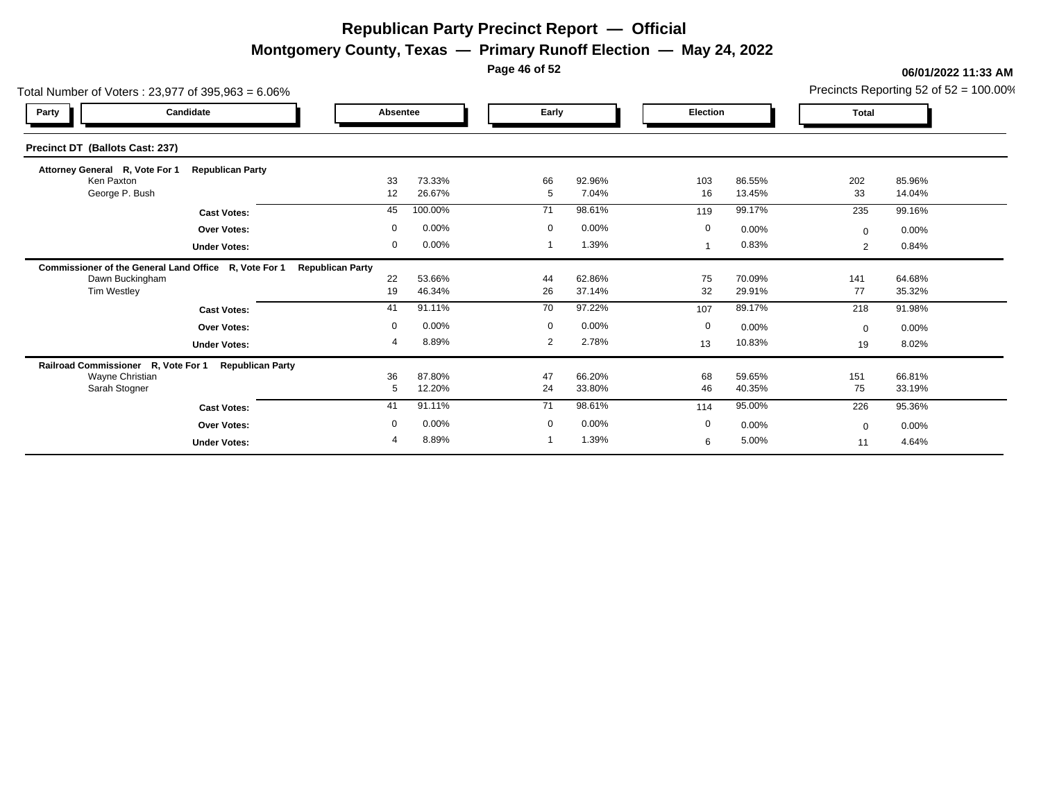# Republican Party Precinct Report — Official

## Montgomery County, Texas — Primary Runoff Election — May 24, 2022

**06/01/2022 11:33 AM**

Total Number of Voters : 23,977 of 395,963 = 6.06%

Precincts Reporting 52 of 52 = 100.00%

### Precinct DT (Ballots Cast: 237)

**Attorney General R, Vote For 1 — Republican Party**

| Candidate | Absentee | | Early | | Election | | Total | |
|---|---|---|---|---|---|---|---|---|
| Ken Paxton | 33 | 73.33% | 66 | 92.96% | 103 | 86.55% | 202 | 85.96% |
| George P. Bush | 12 | 26.67% | 5 | 7.04% | 16 | 13.45% | 33 | 14.04% |
| **Cast Votes:** | 45 | 100.00% | 71 | 98.61% | 119 | 99.17% | 235 | 99.16% |
| **Over Votes:** | 0 | 0.00% | 0 | 0.00% | 0 | 0.00% | 0 | 0.00% |
| **Under Votes:** | 0 | 0.00% | 1 | 1.39% | 1 | 0.83% | 2 | 0.84% |

**Commissioner of the General Land Office R, Vote For 1 — Republican Party**

| Candidate | Absentee | | Early | | Election | | Total | |
|---|---|---|---|---|---|---|---|---|
| Dawn Buckingham | 22 | 53.66% | 44 | 62.86% | 75 | 70.09% | 141 | 64.68% |
| Tim Westley | 19 | 46.34% | 26 | 37.14% | 32 | 29.91% | 77 | 35.32% |
| **Cast Votes:** | 41 | 91.11% | 70 | 97.22% | 107 | 89.17% | 218 | 91.98% |
| **Over Votes:** | 0 | 0.00% | 0 | 0.00% | 0 | 0.00% | 0 | 0.00% |
| **Under Votes:** | 4 | 8.89% | 2 | 2.78% | 13 | 10.83% | 19 | 8.02% |

**Railroad Commissioner R, Vote For 1 — Republican Party**

| Candidate | Absentee | | Early | | Election | | Total | |
|---|---|---|---|---|---|---|---|---|
| Wayne Christian | 36 | 87.80% | 47 | 66.20% | 68 | 59.65% | 151 | 66.81% |
| Sarah Stogner | 5 | 12.20% | 24 | 33.80% | 46 | 40.35% | 75 | 33.19% |
| **Cast Votes:** | 41 | 91.11% | 71 | 98.61% | 114 | 95.00% | 226 | 95.36% |
| **Over Votes:** | 0 | 0.00% | 0 | 0.00% | 0 | 0.00% | 0 | 0.00% |
| **Under Votes:** | 4 | 8.89% | 1 | 1.39% | 6 | 5.00% | 11 | 4.64% |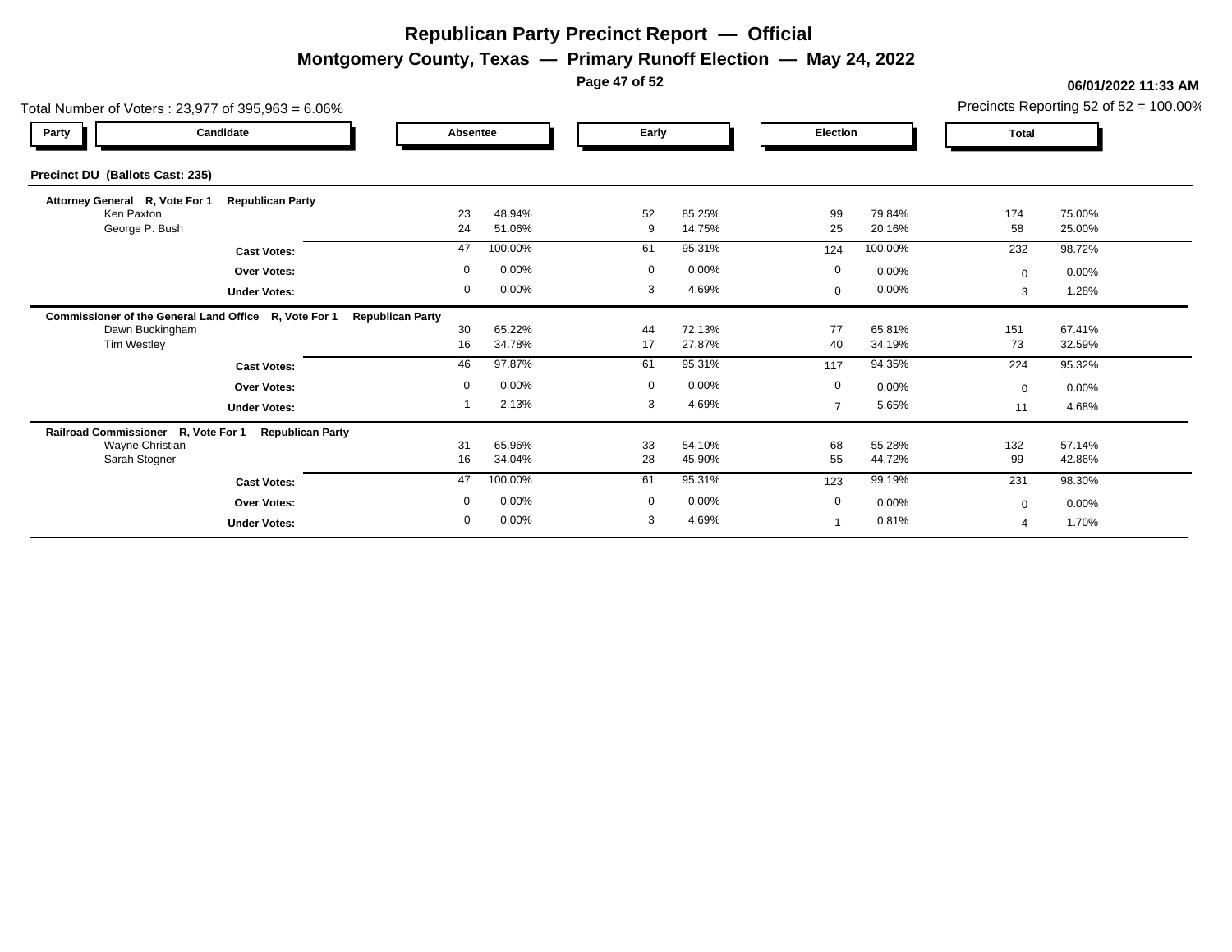# Republican Party Precinct Report — Official

## Montgomery County, Texas — Primary Runoff Election — May 24, 2022

06/01/2022 11:33 AM

Total Number of Voters : 23,977 of 395,963 = 6.06%

Precincts Reporting 52 of 52 = 100.00%

### Precinct DU (Ballots Cast: 235)

| Party | Candidate | Absentee | | Early | | Election | | Total | |
|---|---|---|---|---|---|---|---|---|---|
| **Attorney General R, Vote For 1** | **Republican Party** | | | | | | | | |
| | Ken Paxton | 23 | 48.94% | 52 | 85.25% | 99 | 79.84% | 174 | 75.00% |
| | George P. Bush | 24 | 51.06% | 9 | 14.75% | 25 | 20.16% | 58 | 25.00% |
| | **Cast Votes:** | 47 | 100.00% | 61 | 95.31% | 124 | 100.00% | 232 | 98.72% |
| | **Over Votes:** | 0 | 0.00% | 0 | 0.00% | 0 | 0.00% | 0 | 0.00% |
| | **Under Votes:** | 0 | 0.00% | 3 | 4.69% | 0 | 0.00% | 3 | 1.28% |
| **Commissioner of the General Land Office R, Vote For 1** | **Republican Party** | | | | | | | | |
| | Dawn Buckingham | 30 | 65.22% | 44 | 72.13% | 77 | 65.81% | 151 | 67.41% |
| | Tim Westley | 16 | 34.78% | 17 | 27.87% | 40 | 34.19% | 73 | 32.59% |
| | **Cast Votes:** | 46 | 97.87% | 61 | 95.31% | 117 | 94.35% | 224 | 95.32% |
| | **Over Votes:** | 0 | 0.00% | 0 | 0.00% | 0 | 0.00% | 0 | 0.00% |
| | **Under Votes:** | 1 | 2.13% | 3 | 4.69% | 7 | 5.65% | 11 | 4.68% |
| **Railroad Commissioner R, Vote For 1** | **Republican Party** | | | | | | | | |
| | Wayne Christian | 31 | 65.96% | 33 | 54.10% | 68 | 55.28% | 132 | 57.14% |
| | Sarah Stogner | 16 | 34.04% | 28 | 45.90% | 55 | 44.72% | 99 | 42.86% |
| | **Cast Votes:** | 47 | 100.00% | 61 | 95.31% | 123 | 99.19% | 231 | 98.30% |
| | **Over Votes:** | 0 | 0.00% | 0 | 0.00% | 0 | 0.00% | 0 | 0.00% |
| | **Under Votes:** | 0 | 0.00% | 3 | 4.69% | 1 | 0.81% | 4 | 1.70% |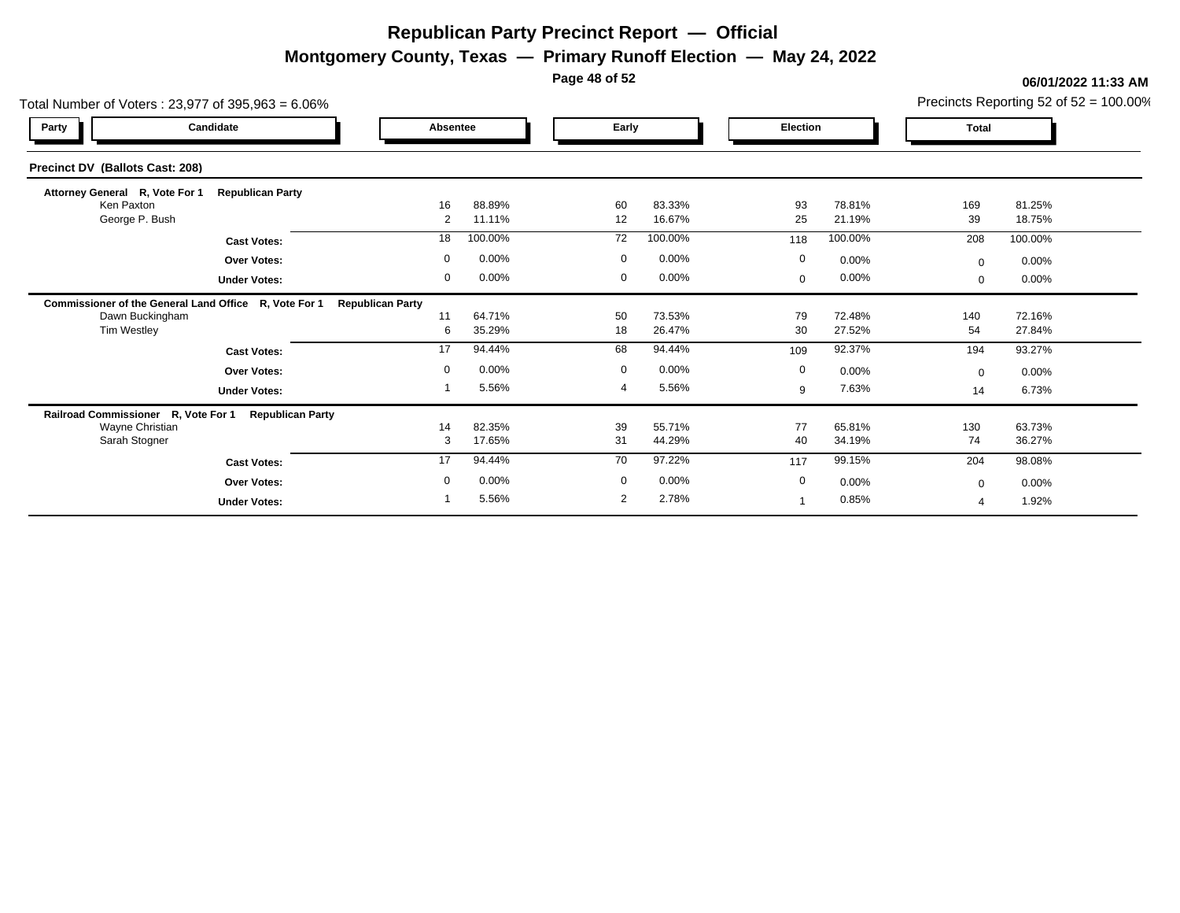# Republican Party Precinct Report — Official

## Montgomery County, Texas — Primary Runoff Election — May 24, 2022

06/01/2022 11:33 AM

Total Number of Voters : 23,977 of 395,963 = 6.06%

Precincts Reporting 52 of 52 = 100.00%

### Precinct DV (Ballots Cast: 208)

| Party | Candidate | Absentee | | Early | | Election | | Total | |
|---|---|---|---|---|---|---|---|---|---|
| **Attorney General R, Vote For 1 Republican Party** | | | | | | | | | |
| | Ken Paxton | 16 | 88.89% | 60 | 83.33% | 93 | 78.81% | 169 | 81.25% |
| | George P. Bush | 2 | 11.11% | 12 | 16.67% | 25 | 21.19% | 39 | 18.75% |
| | **Cast Votes:** | 18 | 100.00% | 72 | 100.00% | 118 | 100.00% | 208 | 100.00% |
| | **Over Votes:** | 0 | 0.00% | 0 | 0.00% | 0 | 0.00% | 0 | 0.00% |
| | **Under Votes:** | 0 | 0.00% | 0 | 0.00% | 0 | 0.00% | 0 | 0.00% |
| **Commissioner of the General Land Office R, Vote For 1 Republican Party** | | | | | | | | | |
| | Dawn Buckingham | 11 | 64.71% | 50 | 73.53% | 79 | 72.48% | 140 | 72.16% |
| | Tim Westley | 6 | 35.29% | 18 | 26.47% | 30 | 27.52% | 54 | 27.84% |
| | **Cast Votes:** | 17 | 94.44% | 68 | 94.44% | 109 | 92.37% | 194 | 93.27% |
| | **Over Votes:** | 0 | 0.00% | 0 | 0.00% | 0 | 0.00% | 0 | 0.00% |
| | **Under Votes:** | 1 | 5.56% | 4 | 5.56% | 9 | 7.63% | 14 | 6.73% |
| **Railroad Commissioner R, Vote For 1 Republican Party** | | | | | | | | | |
| | Wayne Christian | 14 | 82.35% | 39 | 55.71% | 77 | 65.81% | 130 | 63.73% |
| | Sarah Stogner | 3 | 17.65% | 31 | 44.29% | 40 | 34.19% | 74 | 36.27% |
| | **Cast Votes:** | 17 | 94.44% | 70 | 97.22% | 117 | 99.15% | 204 | 98.08% |
| | **Over Votes:** | 0 | 0.00% | 0 | 0.00% | 0 | 0.00% | 0 | 0.00% |
| | **Under Votes:** | 1 | 5.56% | 2 | 2.78% | 1 | 0.85% | 4 | 1.92% |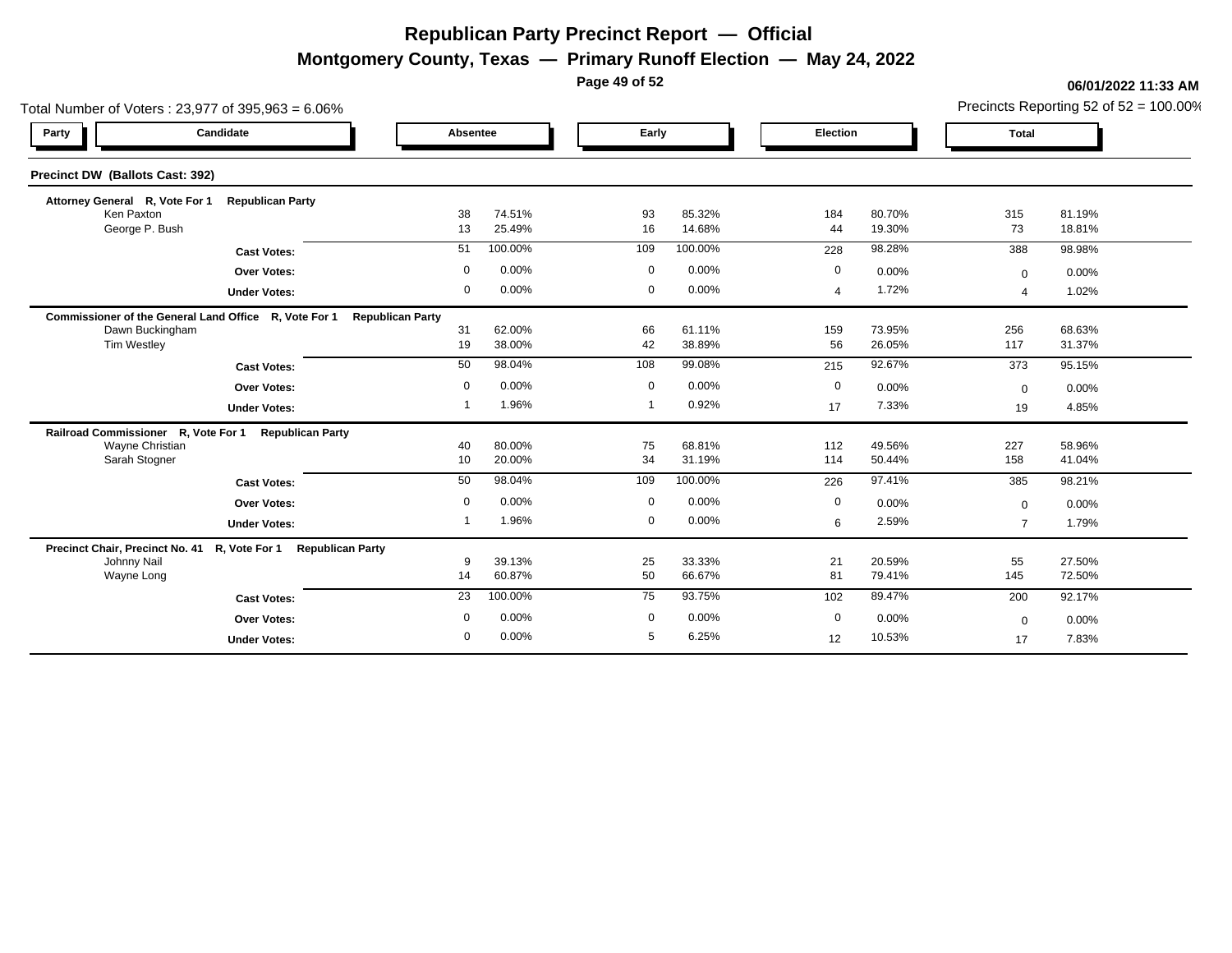# Republican Party Precinct Report — Official

## Montgomery County, Texas — Primary Runoff Election — May 24, 2022

**06/01/2022 11:33 AM**

Total Number of Voters : 23,977 of 395,963 = 6.06%

Precincts Reporting 52 of 52 = 100.00%

### Precinct DW (Ballots Cast: 392)

| Party | Candidate | Absentee | | Early | | Election | | Total | |
|---|---|---|---|---|---|---|---|---|---|
| **Attorney General R, Vote For 1 Republican Party** | | | | | | | | | |
| | Ken Paxton | 38 | 74.51% | 93 | 85.32% | 184 | 80.70% | 315 | 81.19% |
| | George P. Bush | 13 | 25.49% | 16 | 14.68% | 44 | 19.30% | 73 | 18.81% |
| | **Cast Votes:** | 51 | 100.00% | 109 | 100.00% | 228 | 98.28% | 388 | 98.98% |
| | **Over Votes:** | 0 | 0.00% | 0 | 0.00% | 0 | 0.00% | 0 | 0.00% |
| | **Under Votes:** | 0 | 0.00% | 0 | 0.00% | 4 | 1.72% | 4 | 1.02% |
| **Commissioner of the General Land Office R, Vote For 1 Republican Party** | | | | | | | | | |
| | Dawn Buckingham | 31 | 62.00% | 66 | 61.11% | 159 | 73.95% | 256 | 68.63% |
| | Tim Westley | 19 | 38.00% | 42 | 38.89% | 56 | 26.05% | 117 | 31.37% |
| | **Cast Votes:** | 50 | 98.04% | 108 | 99.08% | 215 | 92.67% | 373 | 95.15% |
| | **Over Votes:** | 0 | 0.00% | 0 | 0.00% | 0 | 0.00% | 0 | 0.00% |
| | **Under Votes:** | 1 | 1.96% | 1 | 0.92% | 17 | 7.33% | 19 | 4.85% |
| **Railroad Commissioner R, Vote For 1 Republican Party** | | | | | | | | | |
| | Wayne Christian | 40 | 80.00% | 75 | 68.81% | 112 | 49.56% | 227 | 58.96% |
| | Sarah Stogner | 10 | 20.00% | 34 | 31.19% | 114 | 50.44% | 158 | 41.04% |
| | **Cast Votes:** | 50 | 98.04% | 109 | 100.00% | 226 | 97.41% | 385 | 98.21% |
| | **Over Votes:** | 0 | 0.00% | 0 | 0.00% | 0 | 0.00% | 0 | 0.00% |
| | **Under Votes:** | 1 | 1.96% | 0 | 0.00% | 6 | 2.59% | 7 | 1.79% |
| **Precinct Chair, Precinct No. 41 R, Vote For 1 Republican Party** | | | | | | | | | |
| | Johnny Nail | 9 | 39.13% | 25 | 33.33% | 21 | 20.59% | 55 | 27.50% |
| | Wayne Long | 14 | 60.87% | 50 | 66.67% | 81 | 79.41% | 145 | 72.50% |
| | **Cast Votes:** | 23 | 100.00% | 75 | 93.75% | 102 | 89.47% | 200 | 92.17% |
| | **Over Votes:** | 0 | 0.00% | 0 | 0.00% | 0 | 0.00% | 0 | 0.00% |
| | **Under Votes:** | 0 | 0.00% | 5 | 6.25% | 12 | 10.53% | 17 | 7.83% |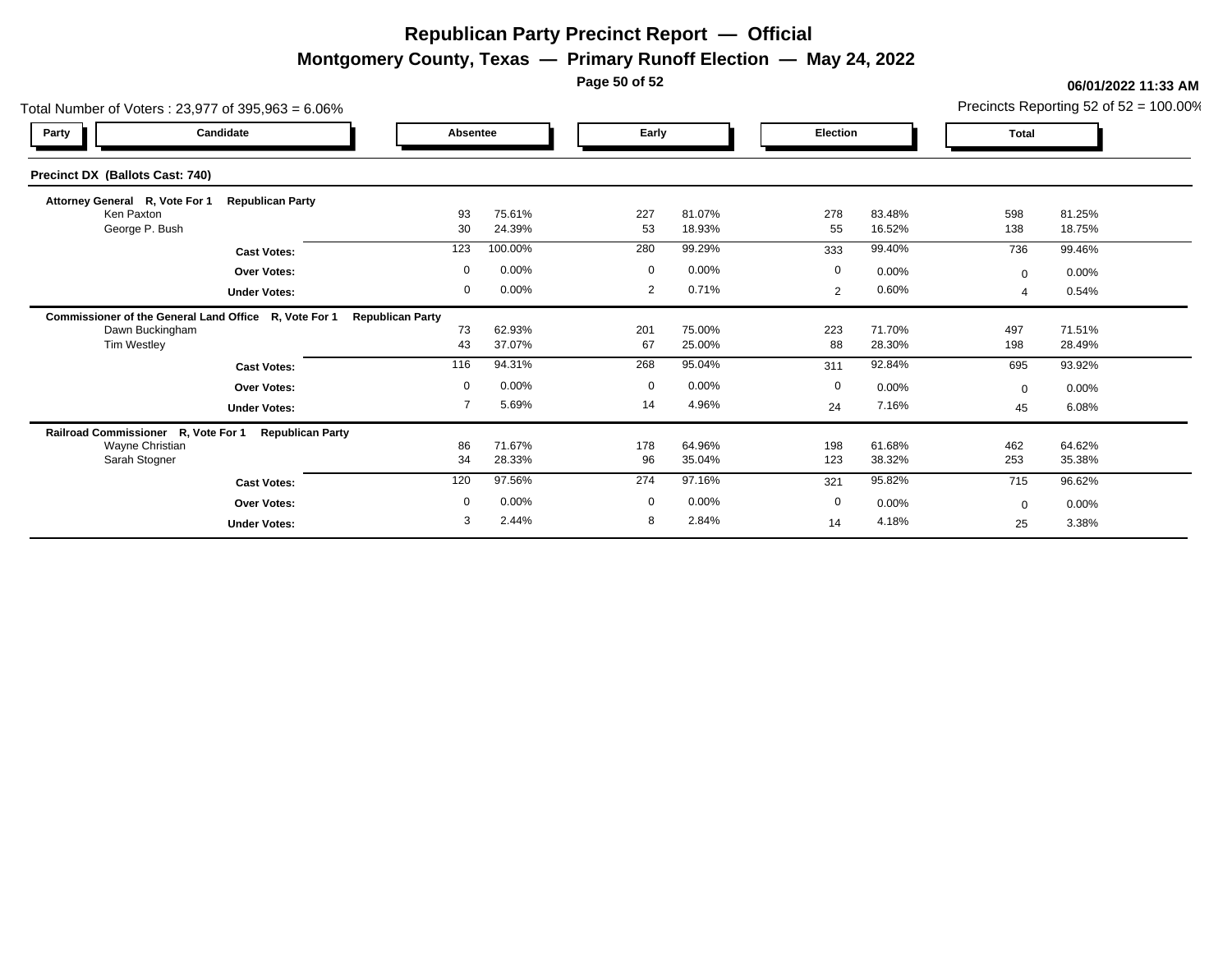# Republican Party Precinct Report — Official

## Montgomery County, Texas — Primary Runoff Election — May 24, 2022

**06/01/2022 11:33 AM**

Total Number of Voters : 23,977 of 395,963 = 6.06%

Precincts Reporting 52 of 52 = 100.00%

### Precinct DX (Ballots Cast: 740)

| Party | Candidate | Absentee | | Early | | Election | | Total | |
|---|---|---|---|---|---|---|---|---|---|
| **Attorney General R, Vote For 1** | **Republican Party** | | | | | | | | |
| | Ken Paxton | 93 | 75.61% | 227 | 81.07% | 278 | 83.48% | 598 | 81.25% |
| | George P. Bush | 30 | 24.39% | 53 | 18.93% | 55 | 16.52% | 138 | 18.75% |
| | **Cast Votes:** | 123 | 100.00% | 280 | 99.29% | 333 | 99.40% | 736 | 99.46% |
| | **Over Votes:** | 0 | 0.00% | 0 | 0.00% | 0 | 0.00% | 0 | 0.00% |
| | **Under Votes:** | 0 | 0.00% | 2 | 0.71% | 2 | 0.60% | 4 | 0.54% |
| **Commissioner of the General Land Office R, Vote For 1** | **Republican Party** | | | | | | | | |
| | Dawn Buckingham | 73 | 62.93% | 201 | 75.00% | 223 | 71.70% | 497 | 71.51% |
| | Tim Westley | 43 | 37.07% | 67 | 25.00% | 88 | 28.30% | 198 | 28.49% |
| | **Cast Votes:** | 116 | 94.31% | 268 | 95.04% | 311 | 92.84% | 695 | 93.92% |
| | **Over Votes:** | 0 | 0.00% | 0 | 0.00% | 0 | 0.00% | 0 | 0.00% |
| | **Under Votes:** | 7 | 5.69% | 14 | 4.96% | 24 | 7.16% | 45 | 6.08% |
| **Railroad Commissioner R, Vote For 1** | **Republican Party** | | | | | | | | |
| | Wayne Christian | 86 | 71.67% | 178 | 64.96% | 198 | 61.68% | 462 | 64.62% |
| | Sarah Stogner | 34 | 28.33% | 96 | 35.04% | 123 | 38.32% | 253 | 35.38% |
| | **Cast Votes:** | 120 | 97.56% | 274 | 97.16% | 321 | 95.82% | 715 | 96.62% |
| | **Over Votes:** | 0 | 0.00% | 0 | 0.00% | 0 | 0.00% | 0 | 0.00% |
| | **Under Votes:** | 3 | 2.44% | 8 | 2.84% | 14 | 4.18% | 25 | 3.38% |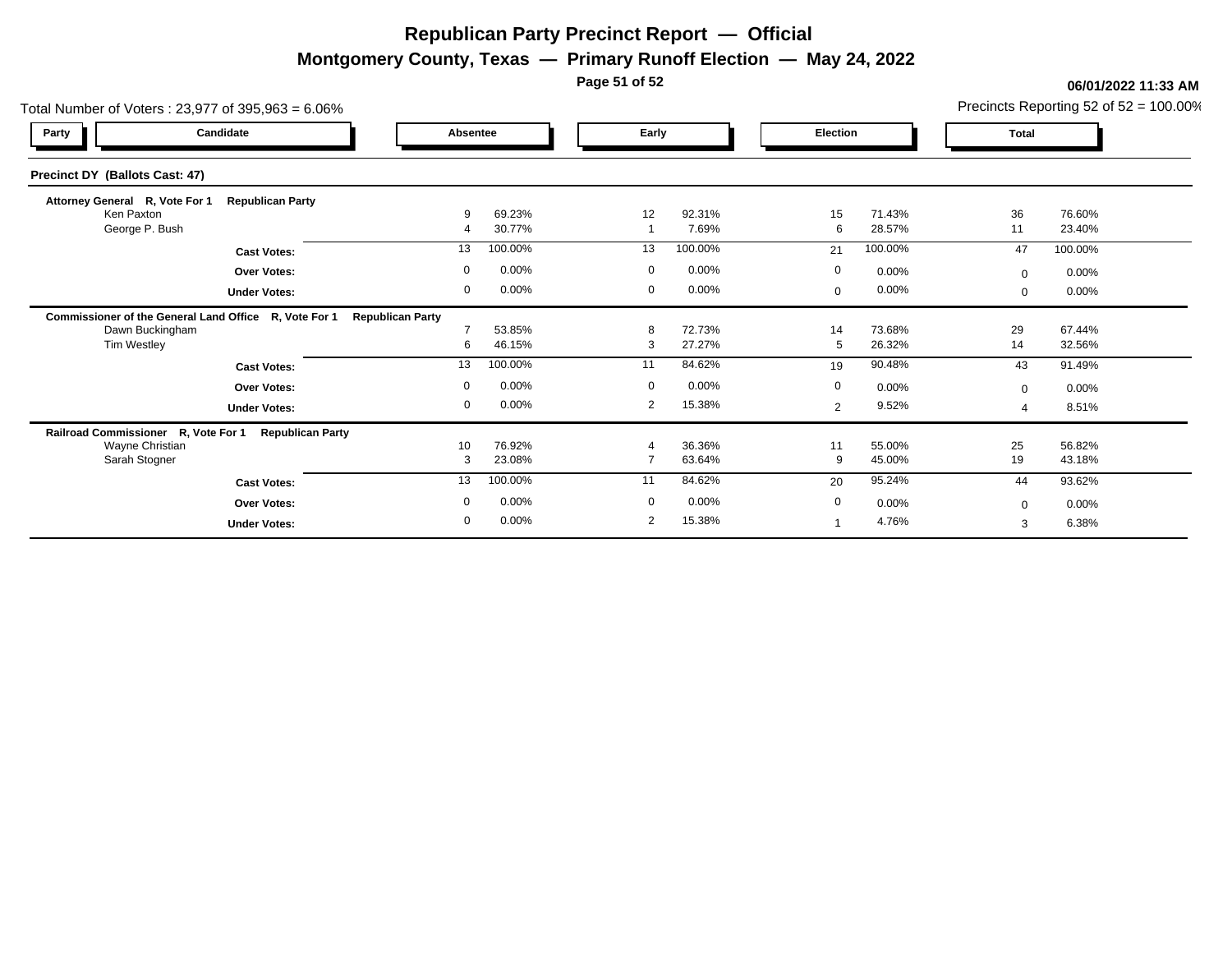# Republican Party Precinct Report — Official

## Montgomery County, Texas — Primary Runoff Election — May 24, 2022

06/01/2022 11:33 AM

Total Number of Voters : 23,977 of 395,963 = 6.06%

Precincts Reporting 52 of 52 = 100.00%

### Precinct DY (Ballots Cast: 47)

| Party | Candidate | Absentee | | Early | | Election | | Total | |
|---|---|---|---|---|---|---|---|---|---|
| **Attorney General R, Vote For 1** | **Republican Party** | | | | | | | | |
| | Ken Paxton | 9 | 69.23% | 12 | 92.31% | 15 | 71.43% | 36 | 76.60% |
| | George P. Bush | 4 | 30.77% | 1 | 7.69% | 6 | 28.57% | 11 | 23.40% |
| | **Cast Votes:** | 13 | 100.00% | 13 | 100.00% | 21 | 100.00% | 47 | 100.00% |
| | **Over Votes:** | 0 | 0.00% | 0 | 0.00% | 0 | 0.00% | 0 | 0.00% |
| | **Under Votes:** | 0 | 0.00% | 0 | 0.00% | 0 | 0.00% | 0 | 0.00% |
| **Commissioner of the General Land Office R, Vote For 1** | **Republican Party** | | | | | | | | |
| | Dawn Buckingham | 7 | 53.85% | 8 | 72.73% | 14 | 73.68% | 29 | 67.44% |
| | Tim Westley | 6 | 46.15% | 3 | 27.27% | 5 | 26.32% | 14 | 32.56% |
| | **Cast Votes:** | 13 | 100.00% | 11 | 84.62% | 19 | 90.48% | 43 | 91.49% |
| | **Over Votes:** | 0 | 0.00% | 0 | 0.00% | 0 | 0.00% | 0 | 0.00% |
| | **Under Votes:** | 0 | 0.00% | 2 | 15.38% | 2 | 9.52% | 4 | 8.51% |
| **Railroad Commissioner R, Vote For 1** | **Republican Party** | | | | | | | | |
| | Wayne Christian | 10 | 76.92% | 4 | 36.36% | 11 | 55.00% | 25 | 56.82% |
| | Sarah Stogner | 3 | 23.08% | 7 | 63.64% | 9 | 45.00% | 19 | 43.18% |
| | **Cast Votes:** | 13 | 100.00% | 11 | 84.62% | 20 | 95.24% | 44 | 93.62% |
| | **Over Votes:** | 0 | 0.00% | 0 | 0.00% | 0 | 0.00% | 0 | 0.00% |
| | **Under Votes:** | 0 | 0.00% | 2 | 15.38% | 1 | 4.76% | 3 | 6.38% |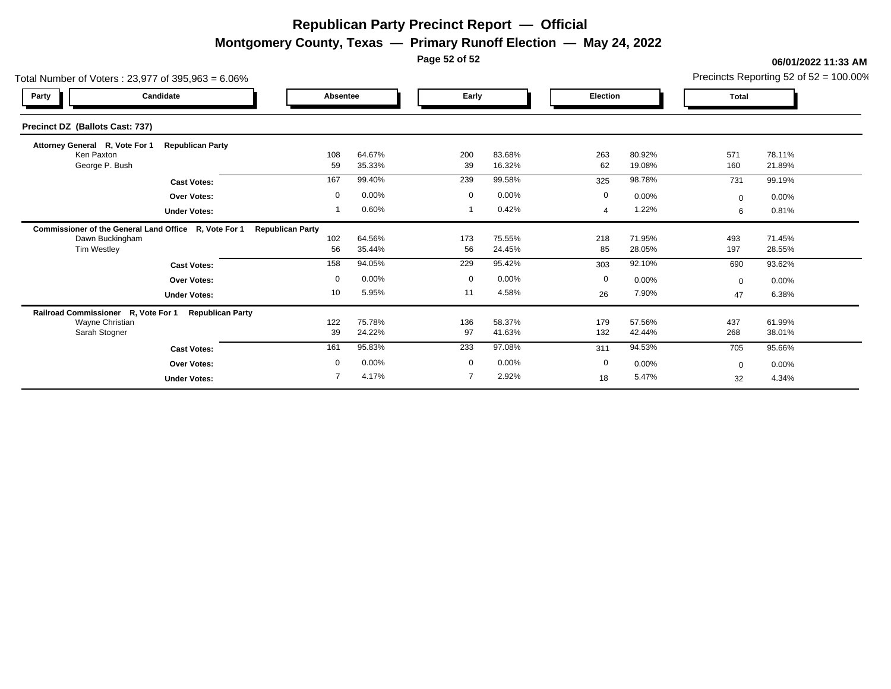# Republican Party Precinct Report — Official

## Montgomery County, Texas — Primary Runoff Election — May 24, 2022

**06/01/2022 11:33 AM**

Total Number of Voters : 23,977 of 395,963 = 6.06%

Precincts Reporting 52 of 52 = 100.00%

| Party | Candidate | Absentee | | Early | | Election | | Total | |
|---|---|---|---|---|---|---|---|---|---|
| **Precinct DZ (Ballots Cast: 737)** | | | | | | | | | |
| **Attorney General R, Vote For 1** | **Republican Party** | | | | | | | | |
| | Ken Paxton | 108 | 64.67% | 200 | 83.68% | 263 | 80.92% | 571 | 78.11% |
| | George P. Bush | 59 | 35.33% | 39 | 16.32% | 62 | 19.08% | 160 | 21.89% |
| | **Cast Votes:** | 167 | 99.40% | 239 | 99.58% | 325 | 98.78% | 731 | 99.19% |
| | **Over Votes:** | 0 | 0.00% | 0 | 0.00% | 0 | 0.00% | 0 | 0.00% |
| | **Under Votes:** | 1 | 0.60% | 1 | 0.42% | 4 | 1.22% | 6 | 0.81% |
| **Commissioner of the General Land Office R, Vote For 1** | **Republican Party** | | | | | | | | |
| | Dawn Buckingham | 102 | 64.56% | 173 | 75.55% | 218 | 71.95% | 493 | 71.45% |
| | Tim Westley | 56 | 35.44% | 56 | 24.45% | 85 | 28.05% | 197 | 28.55% |
| | **Cast Votes:** | 158 | 94.05% | 229 | 95.42% | 303 | 92.10% | 690 | 93.62% |
| | **Over Votes:** | 0 | 0.00% | 0 | 0.00% | 0 | 0.00% | 0 | 0.00% |
| | **Under Votes:** | 10 | 5.95% | 11 | 4.58% | 26 | 7.90% | 47 | 6.38% |
| **Railroad Commissioner R, Vote For 1** | **Republican Party** | | | | | | | | |
| | Wayne Christian | 122 | 75.78% | 136 | 58.37% | 179 | 57.56% | 437 | 61.99% |
| | Sarah Stogner | 39 | 24.22% | 97 | 41.63% | 132 | 42.44% | 268 | 38.01% |
| | **Cast Votes:** | 161 | 95.83% | 233 | 97.08% | 311 | 94.53% | 705 | 95.66% |
| | **Over Votes:** | 0 | 0.00% | 0 | 0.00% | 0 | 0.00% | 0 | 0.00% |
| | **Under Votes:** | 7 | 4.17% | 7 | 2.92% | 18 | 5.47% | 32 | 4.34% |